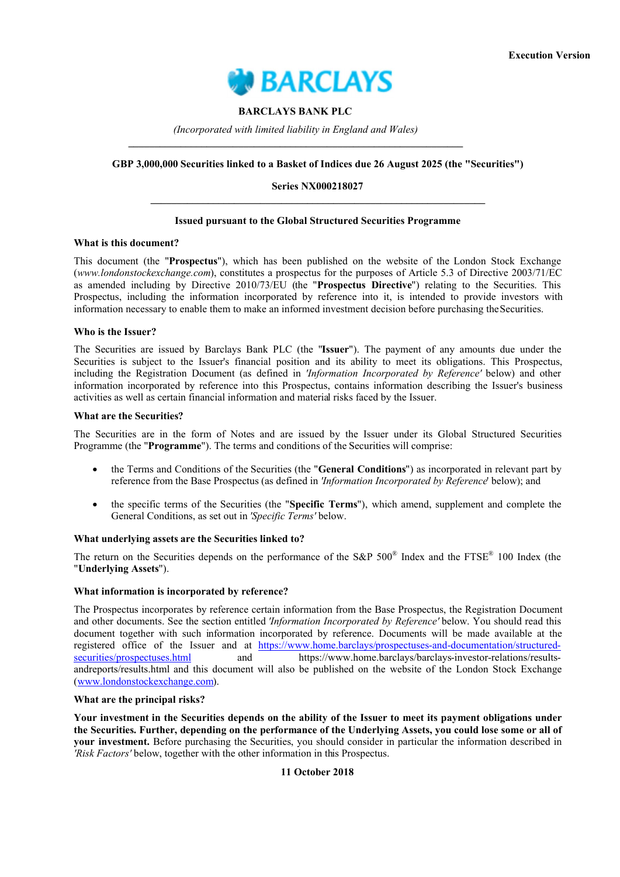**Execution Version**

BARCLAYS

**BARCLAYS BANK PLC**

*(Incorporated with limited liability in England and Wales)*

---

**GBP 3,000,000 Securities linked to a Basket of Indices due 26 August 2025 (the "Securities")**

**Series NX000218027**

---

**Issued pursuant to the Global Structured Securities Programme**

**What is this document?**

This document (the "**Prospectus**"), which has been published on the website of the London Stock Exchange (*www.londonstockexchange.com*), constitutes a prospectus for the purposes of Article 5.3 of Directive 2003/71/EC as amended including by Directive 2010/73/EU (the "**Prospectus Directive**") relating to the Securities. This Prospectus, including the information incorporated by reference into it, is intended to provide investors with information necessary to enable them to make an informed investment decision before purchasing the Securities.

**Who is the Issuer?**

The Securities are issued by Barclays Bank PLC (the "**Issuer**"). The payment of any amounts due under the Securities is subject to the Issuer's financial position and its ability to meet its obligations. This Prospectus, including the Registration Document (as defined in *'Information Incorporated by Reference'* below) and other information incorporated by reference into this Prospectus, contains information describing the Issuer's business activities as well as certain financial information and material risks faced by the Issuer.

**What are the Securities?**

The Securities are in the form of Notes and are issued by the Issuer under its Global Structured Securities Programme (the "**Programme**"). The terms and conditions of the Securities will comprise:

- the Terms and Conditions of the Securities (the "**General Conditions**") as incorporated in relevant part by reference from the Base Prospectus (as defined in *'Information Incorporated by Reference'* below); and
- the specific terms of the Securities (the "**Specific Terms**"), which amend, supplement and complete the General Conditions, as set out in *'Specific Terms'* below.

**What underlying assets are the Securities linked to?**

The return on the Securities depends on the performance of the S&P 500® Index and the FTSE® 100 Index (the "**Underlying Assets**").

**What information is incorporated by reference?**

The Prospectus incorporates by reference certain information from the Base Prospectus, the Registration Document and other documents. See the section entitled *'Information Incorporated by Reference'* below. You should read this document together with such information incorporated by reference. Documents will be made available at the registered office of the Issuer and at https://www.home.barclays/prospectuses-and-documentation/structured-securities/prospectuses.html and https://www.home.barclays/barclays-investor-relations/results-andreports/results.html and this document will also be published on the website of the London Stock Exchange (www.londonstockexchange.com).

**What are the principal risks?**

**Your investment in the Securities depends on the ability of the Issuer to meet its payment obligations under the Securities. Further, depending on the performance of the Underlying Assets, you could lose some or all of your investment.** Before purchasing the Securities, you should consider in particular the information described in *'Risk Factors'* below, together with the other information in this Prospectus.

**11 October 2018**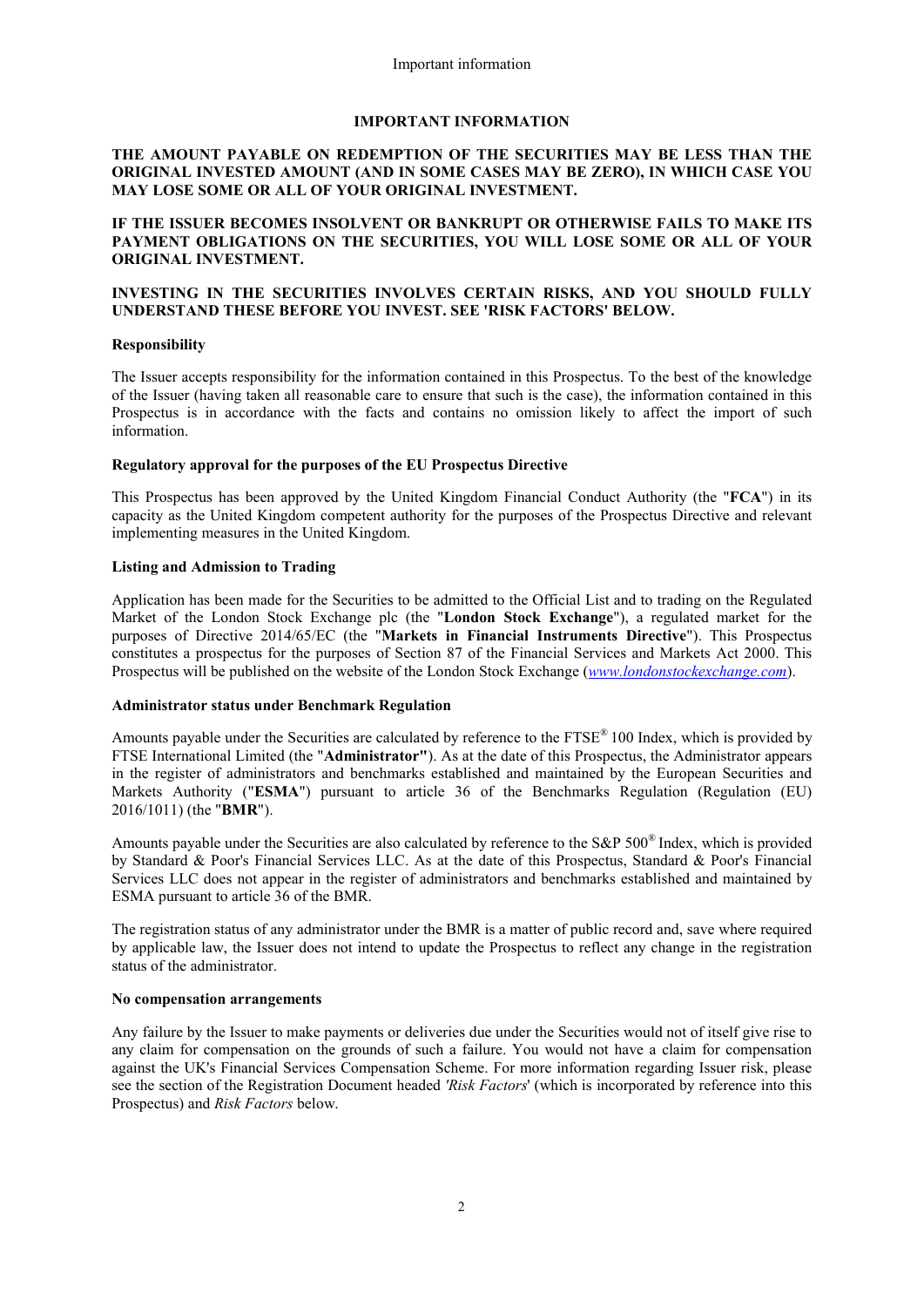# IMPORTANT INFORMATION

**THE AMOUNT PAYABLE ON REDEMPTION OF THE SECURITIES MAY BE LESS THAN THE ORIGINAL INVESTED AMOUNT (AND IN SOME CASES MAY BE ZERO), IN WHICH CASE YOU MAY LOSE SOME OR ALL OF YOUR ORIGINAL INVESTMENT.**

**IF THE ISSUER BECOMES INSOLVENT OR BANKRUPT OR OTHERWISE FAILS TO MAKE ITS PAYMENT OBLIGATIONS ON THE SECURITIES, YOU WILL LOSE SOME OR ALL OF YOUR ORIGINAL INVESTMENT.**

**INVESTING IN THE SECURITIES INVOLVES CERTAIN RISKS, AND YOU SHOULD FULLY UNDERSTAND THESE BEFORE YOU INVEST. SEE 'RISK FACTORS' BELOW.**

**Responsibility**

The Issuer accepts responsibility for the information contained in this Prospectus. To the best of the knowledge of the Issuer (having taken all reasonable care to ensure that such is the case), the information contained in this Prospectus is in accordance with the facts and contains no omission likely to affect the import of such information.

**Regulatory approval for the purposes of the EU Prospectus Directive**

This Prospectus has been approved by the United Kingdom Financial Conduct Authority (the "**FCA**") in its capacity as the United Kingdom competent authority for the purposes of the Prospectus Directive and relevant implementing measures in the United Kingdom.

**Listing and Admission to Trading**

Application has been made for the Securities to be admitted to the Official List and to trading on the Regulated Market of the London Stock Exchange plc (the "**London Stock Exchange**"), a regulated market for the purposes of Directive 2014/65/EC (the "**Markets in Financial Instruments Directive**"). This Prospectus constitutes a prospectus for the purposes of Section 87 of the Financial Services and Markets Act 2000. This Prospectus will be published on the website of the London Stock Exchange (*www.londonstockexchange.com*).

**Administrator status under Benchmark Regulation**

Amounts payable under the Securities are calculated by reference to the FTSE® 100 Index, which is provided by FTSE International Limited (the "**Administrator"**). As at the date of this Prospectus, the Administrator appears in the register of administrators and benchmarks established and maintained by the European Securities and Markets Authority ("**ESMA**") pursuant to article 36 of the Benchmarks Regulation (Regulation (EU) 2016/1011) (the "**BMR**").

Amounts payable under the Securities are also calculated by reference to the S&P 500® Index, which is provided by Standard & Poor's Financial Services LLC. As at the date of this Prospectus, Standard & Poor's Financial Services LLC does not appear in the register of administrators and benchmarks established and maintained by ESMA pursuant to article 36 of the BMR.

The registration status of any administrator under the BMR is a matter of public record and, save where required by applicable law, the Issuer does not intend to update the Prospectus to reflect any change in the registration status of the administrator.

**No compensation arrangements**

Any failure by the Issuer to make payments or deliveries due under the Securities would not of itself give rise to any claim for compensation on the grounds of such a failure. You would not have a claim for compensation against the UK's Financial Services Compensation Scheme. For more information regarding Issuer risk, please see the section of the Registration Document headed *'Risk Factors*' (which is incorporated by reference into this Prospectus) and *Risk Factors* below.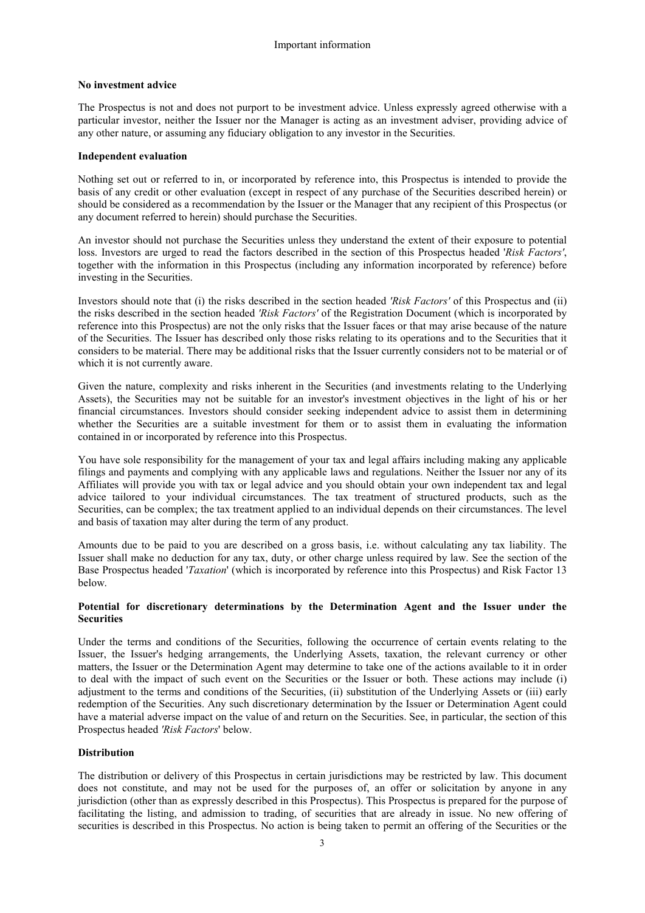**No investment advice**

The Prospectus is not and does not purport to be investment advice. Unless expressly agreed otherwise with a particular investor, neither the Issuer nor the Manager is acting as an investment adviser, providing advice of any other nature, or assuming any fiduciary obligation to any investor in the Securities.

**Independent evaluation**

Nothing set out or referred to in, or incorporated by reference into, this Prospectus is intended to provide the basis of any credit or other evaluation (except in respect of any purchase of the Securities described herein) or should be considered as a recommendation by the Issuer or the Manager that any recipient of this Prospectus (or any document referred to herein) should purchase the Securities.

An investor should not purchase the Securities unless they understand the extent of their exposure to potential loss. Investors are urged to read the factors described in the section of this Prospectus headed '*Risk Factors'*, together with the information in this Prospectus (including any information incorporated by reference) before investing in the Securities.

Investors should note that (i) the risks described in the section headed *'Risk Factors'* of this Prospectus and (ii) the risks described in the section headed *'Risk Factors'* of the Registration Document (which is incorporated by reference into this Prospectus) are not the only risks that the Issuer faces or that may arise because of the nature of the Securities. The Issuer has described only those risks relating to its operations and to the Securities that it considers to be material. There may be additional risks that the Issuer currently considers not to be material or of which it is not currently aware.

Given the nature, complexity and risks inherent in the Securities (and investments relating to the Underlying Assets), the Securities may not be suitable for an investor's investment objectives in the light of his or her financial circumstances. Investors should consider seeking independent advice to assist them in determining whether the Securities are a suitable investment for them or to assist them in evaluating the information contained in or incorporated by reference into this Prospectus.

You have sole responsibility for the management of your tax and legal affairs including making any applicable filings and payments and complying with any applicable laws and regulations. Neither the Issuer nor any of its Affiliates will provide you with tax or legal advice and you should obtain your own independent tax and legal advice tailored to your individual circumstances. The tax treatment of structured products, such as the Securities, can be complex; the tax treatment applied to an individual depends on their circumstances. The level and basis of taxation may alter during the term of any product.

Amounts due to be paid to you are described on a gross basis, i.e. without calculating any tax liability. The Issuer shall make no deduction for any tax, duty, or other charge unless required by law. See the section of the Base Prospectus headed '*Taxation*' (which is incorporated by reference into this Prospectus) and Risk Factor 13 below.

**Potential for discretionary determinations by the Determination Agent and the Issuer under the Securities**

Under the terms and conditions of the Securities, following the occurrence of certain events relating to the Issuer, the Issuer's hedging arrangements, the Underlying Assets, taxation, the relevant currency or other matters, the Issuer or the Determination Agent may determine to take one of the actions available to it in order to deal with the impact of such event on the Securities or the Issuer or both. These actions may include (i) adjustment to the terms and conditions of the Securities, (ii) substitution of the Underlying Assets or (iii) early redemption of the Securities. Any such discretionary determination by the Issuer or Determination Agent could have a material adverse impact on the value of and return on the Securities. See, in particular, the section of this Prospectus headed *'Risk Factors*' below.

**Distribution**

The distribution or delivery of this Prospectus in certain jurisdictions may be restricted by law. This document does not constitute, and may not be used for the purposes of, an offer or solicitation by anyone in any jurisdiction (other than as expressly described in this Prospectus). This Prospectus is prepared for the purpose of facilitating the listing, and admission to trading, of securities that are already in issue. No new offering of securities is described in this Prospectus. No action is being taken to permit an offering of the Securities or the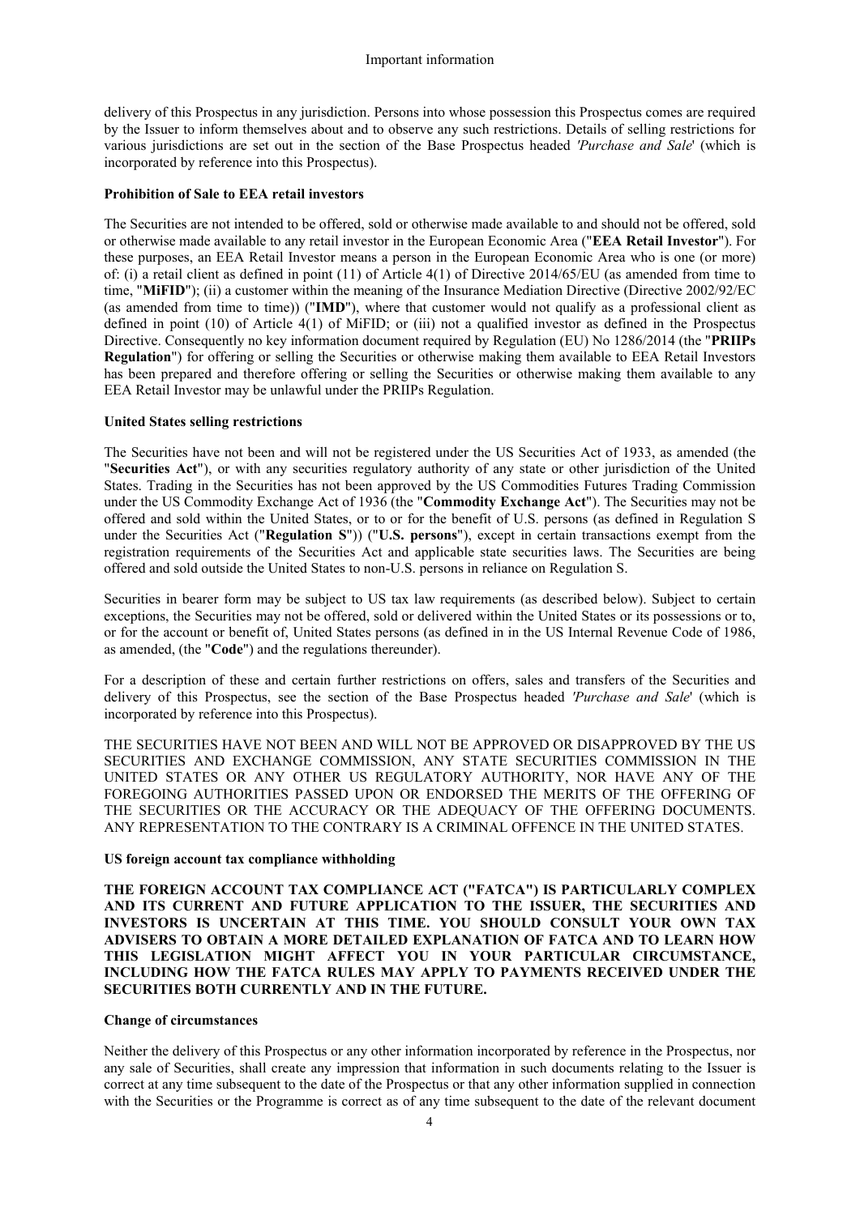delivery of this Prospectus in any jurisdiction. Persons into whose possession this Prospectus comes are required by the Issuer to inform themselves about and to observe any such restrictions. Details of selling restrictions for various jurisdictions are set out in the section of the Base Prospectus headed *'Purchase and Sale*' (which is incorporated by reference into this Prospectus).

**Prohibition of Sale to EEA retail investors**

The Securities are not intended to be offered, sold or otherwise made available to and should not be offered, sold or otherwise made available to any retail investor in the European Economic Area ("**EEA Retail Investor**"). For these purposes, an EEA Retail Investor means a person in the European Economic Area who is one (or more) of: (i) a retail client as defined in point (11) of Article 4(1) of Directive 2014/65/EU (as amended from time to time, "**MiFID**"); (ii) a customer within the meaning of the Insurance Mediation Directive (Directive 2002/92/EC (as amended from time to time)) ("**IMD**"), where that customer would not qualify as a professional client as defined in point (10) of Article 4(1) of MiFID; or (iii) not a qualified investor as defined in the Prospectus Directive. Consequently no key information document required by Regulation (EU) No 1286/2014 (the "**PRIIPs Regulation**") for offering or selling the Securities or otherwise making them available to EEA Retail Investors has been prepared and therefore offering or selling the Securities or otherwise making them available to any EEA Retail Investor may be unlawful under the PRIIPs Regulation.

**United States selling restrictions**

The Securities have not been and will not be registered under the US Securities Act of 1933, as amended (the "**Securities Act**"), or with any securities regulatory authority of any state or other jurisdiction of the United States. Trading in the Securities has not been approved by the US Commodities Futures Trading Commission under the US Commodity Exchange Act of 1936 (the "**Commodity Exchange Act**"). The Securities may not be offered and sold within the United States, or to or for the benefit of U.S. persons (as defined in Regulation S under the Securities Act ("**Regulation S**")) ("**U.S. persons**"), except in certain transactions exempt from the registration requirements of the Securities Act and applicable state securities laws. The Securities are being offered and sold outside the United States to non-U.S. persons in reliance on Regulation S.

Securities in bearer form may be subject to US tax law requirements (as described below). Subject to certain exceptions, the Securities may not be offered, sold or delivered within the United States or its possessions or to, or for the account or benefit of, United States persons (as defined in in the US Internal Revenue Code of 1986, as amended, (the "**Code**") and the regulations thereunder).

For a description of these and certain further restrictions on offers, sales and transfers of the Securities and delivery of this Prospectus, see the section of the Base Prospectus headed *'Purchase and Sale*' (which is incorporated by reference into this Prospectus).

THE SECURITIES HAVE NOT BEEN AND WILL NOT BE APPROVED OR DISAPPROVED BY THE US SECURITIES AND EXCHANGE COMMISSION, ANY STATE SECURITIES COMMISSION IN THE UNITED STATES OR ANY OTHER US REGULATORY AUTHORITY, NOR HAVE ANY OF THE FOREGOING AUTHORITIES PASSED UPON OR ENDORSED THE MERITS OF THE OFFERING OF THE SECURITIES OR THE ACCURACY OR THE ADEQUACY OF THE OFFERING DOCUMENTS. ANY REPRESENTATION TO THE CONTRARY IS A CRIMINAL OFFENCE IN THE UNITED STATES.

**US foreign account tax compliance withholding**

**THE FOREIGN ACCOUNT TAX COMPLIANCE ACT ("FATCA") IS PARTICULARLY COMPLEX AND ITS CURRENT AND FUTURE APPLICATION TO THE ISSUER, THE SECURITIES AND INVESTORS IS UNCERTAIN AT THIS TIME. YOU SHOULD CONSULT YOUR OWN TAX ADVISERS TO OBTAIN A MORE DETAILED EXPLANATION OF FATCA AND TO LEARN HOW THIS LEGISLATION MIGHT AFFECT YOU IN YOUR PARTICULAR CIRCUMSTANCE, INCLUDING HOW THE FATCA RULES MAY APPLY TO PAYMENTS RECEIVED UNDER THE SECURITIES BOTH CURRENTLY AND IN THE FUTURE.**

**Change of circumstances**

Neither the delivery of this Prospectus or any other information incorporated by reference in the Prospectus, nor any sale of Securities, shall create any impression that information in such documents relating to the Issuer is correct at any time subsequent to the date of the Prospectus or that any other information supplied in connection with the Securities or the Programme is correct as of any time subsequent to the date of the relevant document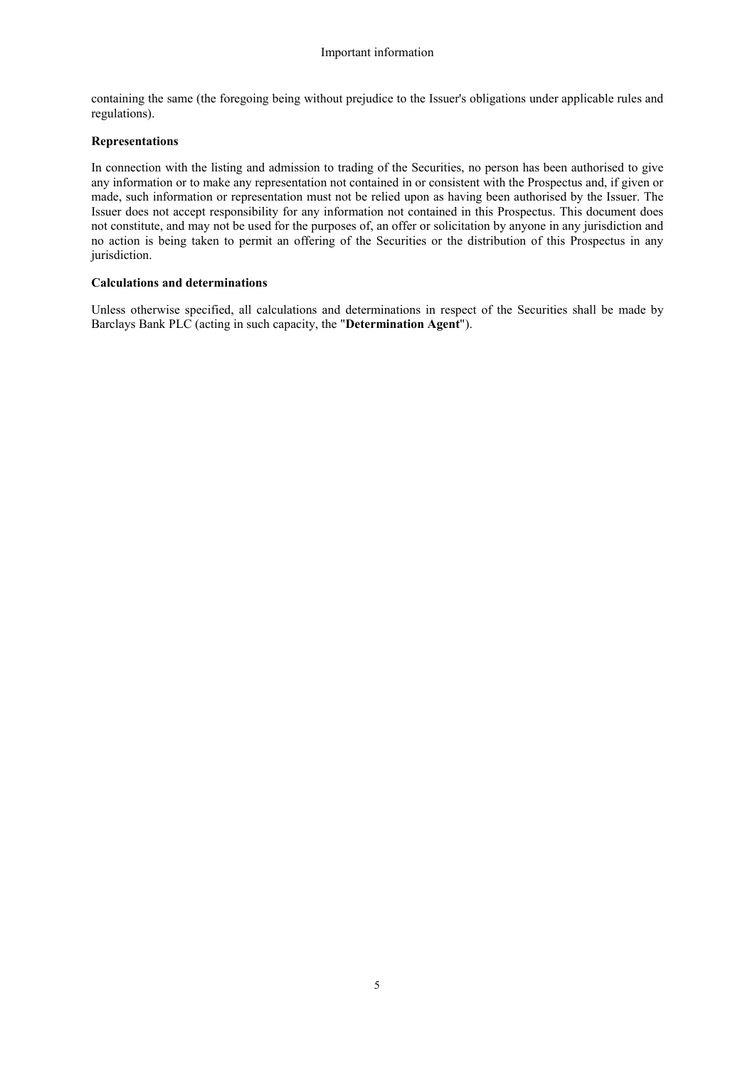containing the same (the foregoing being without prejudice to the Issuer's obligations under applicable rules and regulations).

**Representations**

In connection with the listing and admission to trading of the Securities, no person has been authorised to give any information or to make any representation not contained in or consistent with the Prospectus and, if given or made, such information or representation must not be relied upon as having been authorised by the Issuer. The Issuer does not accept responsibility for any information not contained in this Prospectus. This document does not constitute, and may not be used for the purposes of, an offer or solicitation by anyone in any jurisdiction and no action is being taken to permit an offering of the Securities or the distribution of this Prospectus in any jurisdiction.

**Calculations and determinations**

Unless otherwise specified, all calculations and determinations in respect of the Securities shall be made by Barclays Bank PLC (acting in such capacity, the "**Determination Agent**").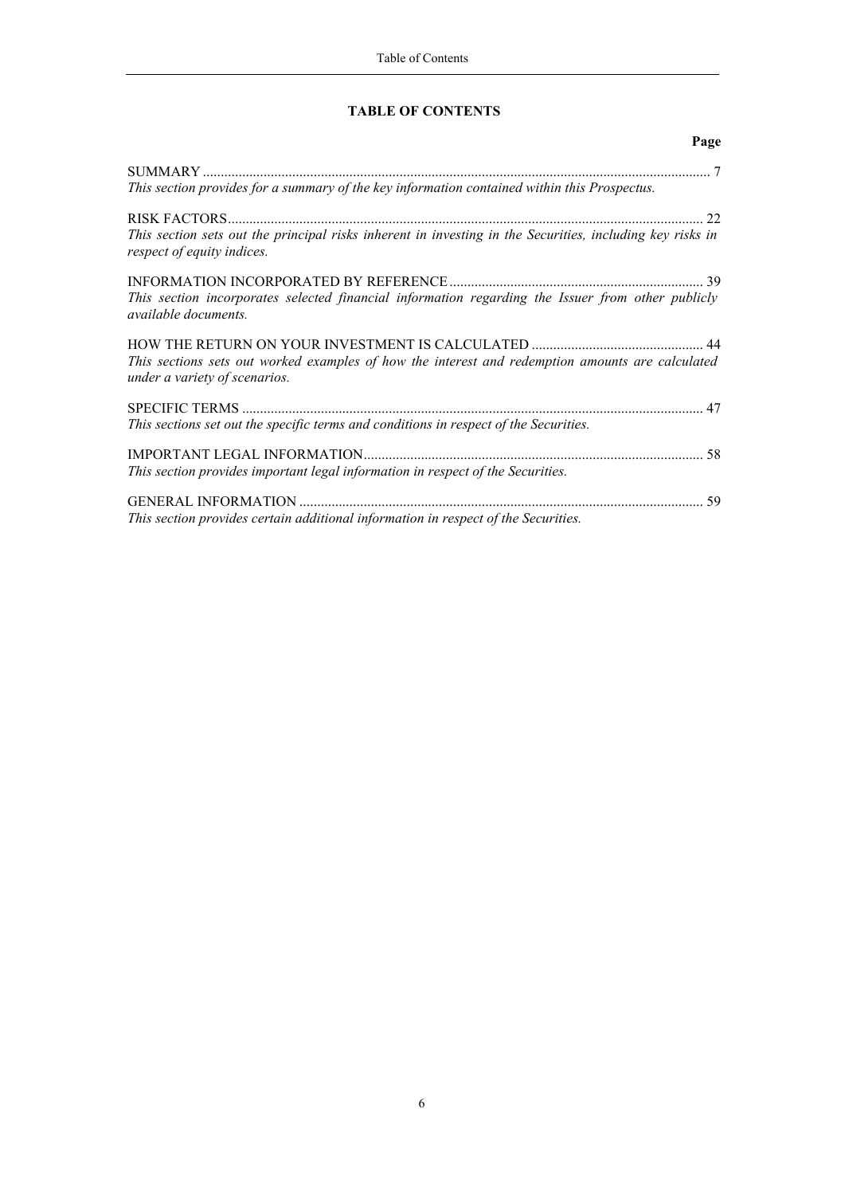**TABLE OF CONTENTS**

| | Page |
|---|---|
| SUMMARY | 7 |
| *This section provides for a summary of the key information contained within this Prospectus.* | |
| RISK FACTORS | 22 |
| *This section sets out the principal risks inherent in investing in the Securities, including key risks in respect of equity indices.* | |
| INFORMATION INCORPORATED BY REFERENCE | 39 |
| *This section incorporates selected financial information regarding the Issuer from other publicly available documents.* | |
| HOW THE RETURN ON YOUR INVESTMENT IS CALCULATED | 44 |
| *This sections sets out worked examples of how the interest and redemption amounts are calculated under a variety of scenarios.* | |
| SPECIFIC TERMS | 47 |
| *This sections set out the specific terms and conditions in respect of the Securities.* | |
| IMPORTANT LEGAL INFORMATION | 58 |
| *This section provides important legal information in respect of the Securities.* | |
| GENERAL INFORMATION | 59 |
| *This section provides certain additional information in respect of the Securities.* | |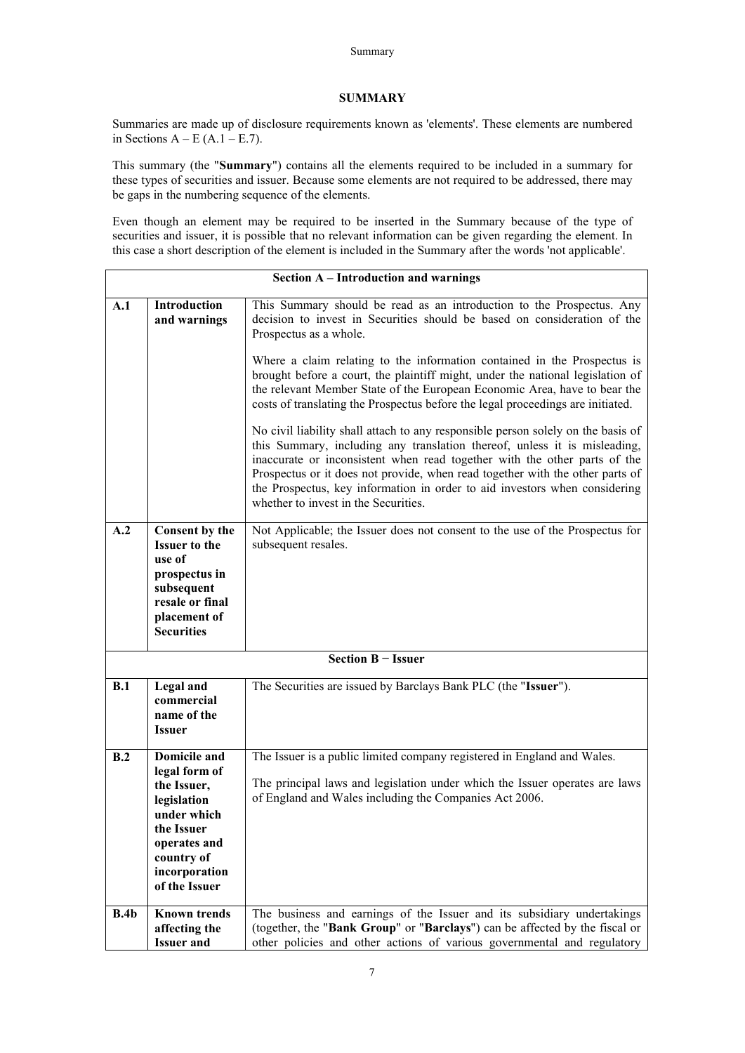# SUMMARY

Summaries are made up of disclosure requirements known as 'elements'. These elements are numbered in Sections A – E (A.1 – E.7).

This summary (the "**Summary**") contains all the elements required to be included in a summary for these types of securities and issuer. Because some elements are not required to be addressed, there may be gaps in the numbering sequence of the elements.

Even though an element may be required to be inserted in the Summary because of the type of securities and issuer, it is possible that no relevant information can be given regarding the element. In this case a short description of the element is included in the Summary after the words 'not applicable'.

| | | |
|---|---|---|
| | **Section A – Introduction and warnings** | |
| **A.1** | **Introduction and warnings** | This Summary should be read as an introduction to the Prospectus. Any decision to invest in Securities should be based on consideration of the Prospectus as a whole.<br><br>Where a claim relating to the information contained in the Prospectus is brought before a court, the plaintiff might, under the national legislation of the relevant Member State of the European Economic Area, have to bear the costs of translating the Prospectus before the legal proceedings are initiated.<br><br>No civil liability shall attach to any responsible person solely on the basis of this Summary, including any translation thereof, unless it is misleading, inaccurate or inconsistent when read together with the other parts of the Prospectus or it does not provide, when read together with the other parts of the Prospectus, key information in order to aid investors when considering whether to invest in the Securities. |
| **A.2** | **Consent by the Issuer to the use of prospectus in subsequent resale or final placement of Securities** | Not Applicable; the Issuer does not consent to the use of the Prospectus for subsequent resales. |
| | **Section B − Issuer** | |
| **B.1** | **Legal and commercial name of the Issuer** | The Securities are issued by Barclays Bank PLC (the "**Issuer**"). |
| **B.2** | **Domicile and legal form of the Issuer, legislation under which the Issuer operates and country of incorporation of the Issuer** | The Issuer is a public limited company registered in England and Wales.<br><br>The principal laws and legislation under which the Issuer operates are laws of England and Wales including the Companies Act 2006. |
| **B.4b** | **Known trends affecting the Issuer and** | The business and earnings of the Issuer and its subsidiary undertakings (together, the "**Bank Group**" or "**Barclays**") can be affected by the fiscal or other policies and other actions of various governmental and regulatory |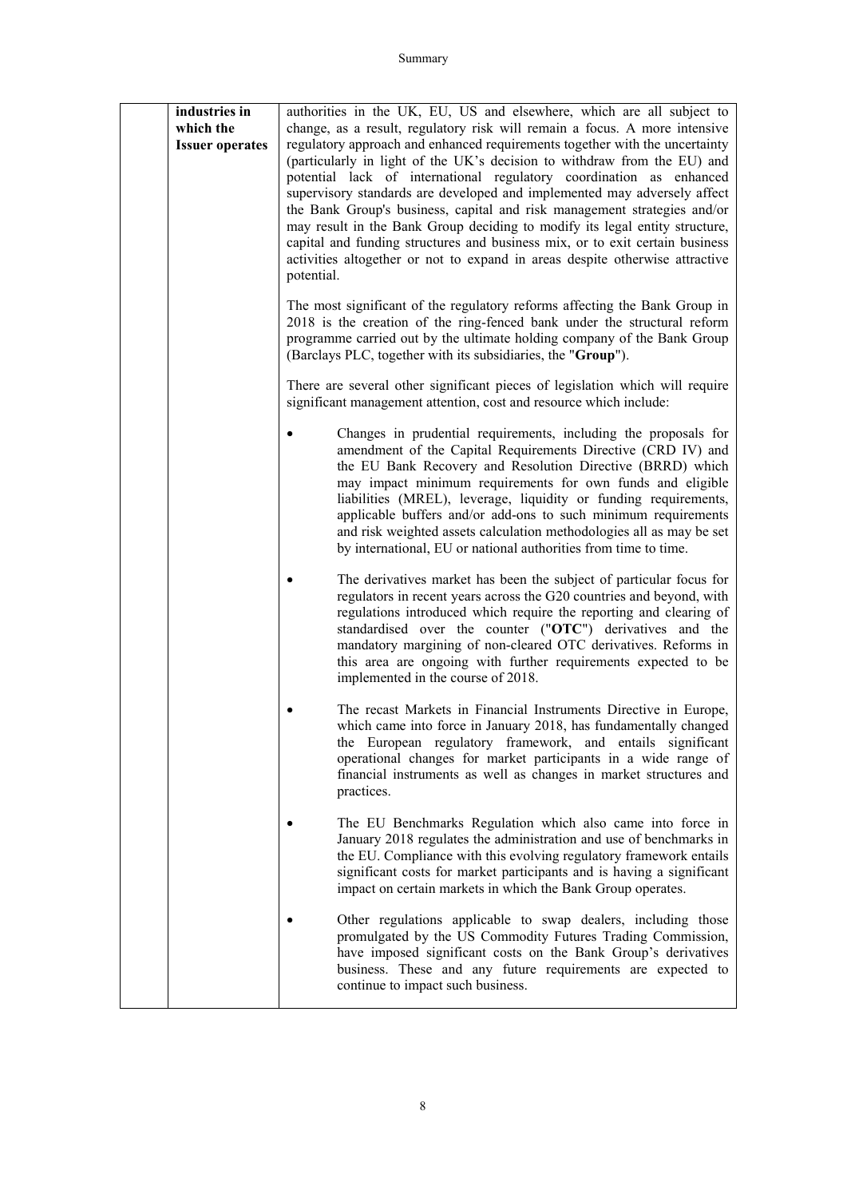|  | **industries in which the Issuer operates** | authorities in the UK, EU, US and elsewhere, which are all subject to change, as a result, regulatory risk will remain a focus. A more intensive regulatory approach and enhanced requirements together with the uncertainty (particularly in light of the UK's decision to withdraw from the EU) and potential lack of international regulatory coordination as enhanced supervisory standards are developed and implemented may adversely affect the Bank Group's business, capital and risk management strategies and/or may result in the Bank Group deciding to modify its legal entity structure, capital and funding structures and business mix, or to exit certain business activities altogether or not to expand in areas despite otherwise attractive potential.<br><br>The most significant of the regulatory reforms affecting the Bank Group in 2018 is the creation of the ring-fenced bank under the structural reform programme carried out by the ultimate holding company of the Bank Group (Barclays PLC, together with its subsidiaries, the "**Group**").<br><br>There are several other significant pieces of legislation which will require significant management attention, cost and resource which include:<br><br>• Changes in prudential requirements, including the proposals for amendment of the Capital Requirements Directive (CRD IV) and the EU Bank Recovery and Resolution Directive (BRRD) which may impact minimum requirements for own funds and eligible liabilities (MREL), leverage, liquidity or funding requirements, applicable buffers and/or add-ons to such minimum requirements and risk weighted assets calculation methodologies all as may be set by international, EU or national authorities from time to time.<br><br>• The derivatives market has been the subject of particular focus for regulators in recent years across the G20 countries and beyond, with regulations introduced which require the reporting and clearing of standardised over the counter ("**OTC**") derivatives and the mandatory margining of non-cleared OTC derivatives. Reforms in this area are ongoing with further requirements expected to be implemented in the course of 2018.<br><br>• The recast Markets in Financial Instruments Directive in Europe, which came into force in January 2018, has fundamentally changed the European regulatory framework, and entails significant operational changes for market participants in a wide range of financial instruments as well as changes in market structures and practices.<br><br>• The EU Benchmarks Regulation which also came into force in January 2018 regulates the administration and use of benchmarks in the EU. Compliance with this evolving regulatory framework entails significant costs for market participants and is having a significant impact on certain markets in which the Bank Group operates.<br><br>• Other regulations applicable to swap dealers, including those promulgated by the US Commodity Futures Trading Commission, have imposed significant costs on the Bank Group's derivatives business. These and any future requirements are expected to continue to impact such business. |
|---|---|---|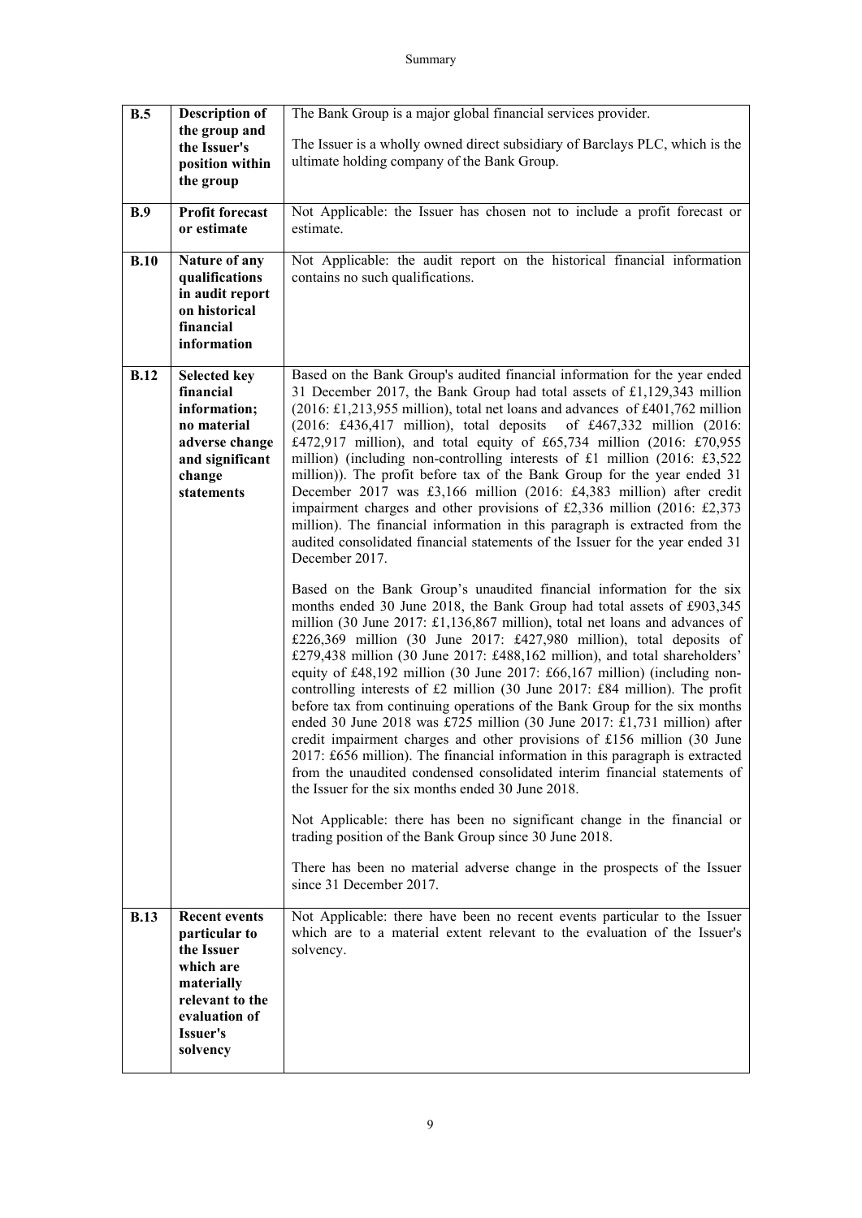| B.5 | Description of the group and the Issuer's position within the group | The Bank Group is a major global financial services provider.<br><br>The Issuer is a wholly owned direct subsidiary of Barclays PLC, which is the ultimate holding company of the Bank Group. |
|---|---|---|
| B.9 | Profit forecast or estimate | Not Applicable: the Issuer has chosen not to include a profit forecast or estimate. |
| B.10 | Nature of any qualifications in audit report on historical financial information | Not Applicable: the audit report on the historical financial information contains no such qualifications. |
| B.12 | Selected key financial information; no material adverse change and significant change statements | Based on the Bank Group's audited financial information for the year ended 31 December 2017, the Bank Group had total assets of £1,129,343 million (2016: £1,213,955 million), total net loans and advances of £401,762 million (2016: £436,417 million), total deposits of £467,332 million (2016: £472,917 million), and total equity of £65,734 million (2016: £70,955 million) (including non-controlling interests of £1 million (2016: £3,522 million)). The profit before tax of the Bank Group for the year ended 31 December 2017 was £3,166 million (2016: £4,383 million) after credit impairment charges and other provisions of £2,336 million (2016: £2,373 million). The financial information in this paragraph is extracted from the audited consolidated financial statements of the Issuer for the year ended 31 December 2017.<br><br>Based on the Bank Group's unaudited financial information for the six months ended 30 June 2018, the Bank Group had total assets of £903,345 million (30 June 2017: £1,136,867 million), total net loans and advances of £226,369 million (30 June 2017: £427,980 million), total deposits of £279,438 million (30 June 2017: £488,162 million), and total shareholders' equity of £48,192 million (30 June 2017: £66,167 million) (including non-controlling interests of £2 million (30 June 2017: £84 million). The profit before tax from continuing operations of the Bank Group for the six months ended 30 June 2018 was £725 million (30 June 2017: £1,731 million) after credit impairment charges and other provisions of £156 million (30 June 2017: £656 million). The financial information in this paragraph is extracted from the unaudited condensed consolidated interim financial statements of the Issuer for the six months ended 30 June 2018.<br><br>Not Applicable: there has been no significant change in the financial or trading position of the Bank Group since 30 June 2018.<br><br>There has been no material adverse change in the prospects of the Issuer since 31 December 2017. |
| B.13 | Recent events particular to the Issuer which are materially relevant to the evaluation of Issuer's solvency | Not Applicable: there have been no recent events particular to the Issuer which are to a material extent relevant to the evaluation of the Issuer's solvency. |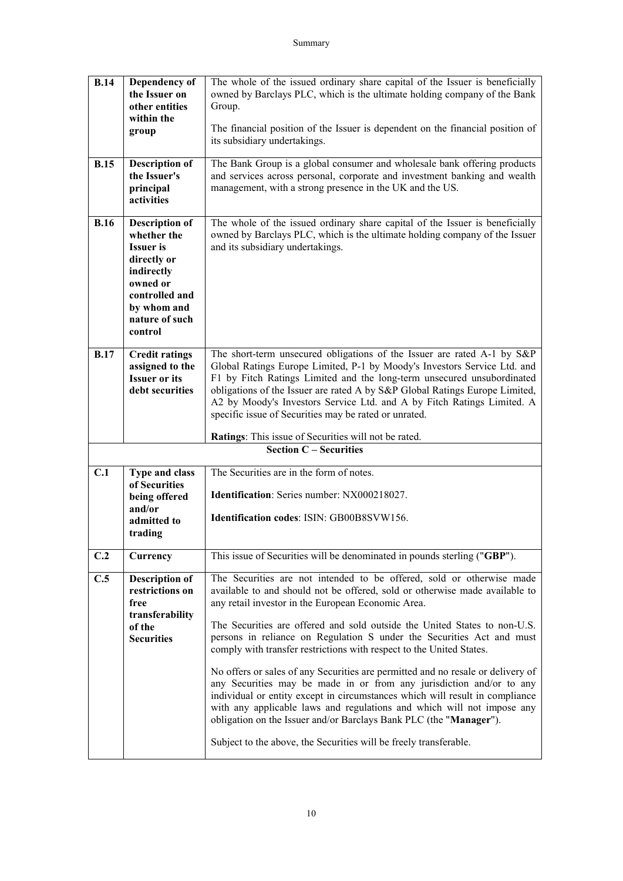| | | |
|---|---|---|
| **B.14** | **Dependency of the Issuer on other entities within the group** | The whole of the issued ordinary share capital of the Issuer is beneficially owned by Barclays PLC, which is the ultimate holding company of the Bank Group.<br><br>The financial position of the Issuer is dependent on the financial position of its subsidiary undertakings. |
| **B.15** | **Description of the Issuer's principal activities** | The Bank Group is a global consumer and wholesale bank offering products and services across personal, corporate and investment banking and wealth management, with a strong presence in the UK and the US. |
| **B.16** | **Description of whether the Issuer is directly or indirectly owned or controlled and by whom and nature of such control** | The whole of the issued ordinary share capital of the Issuer is beneficially owned by Barclays PLC, which is the ultimate holding company of the Issuer and its subsidiary undertakings. |
| **B.17** | **Credit ratings assigned to the Issuer or its debt securities** | The short-term unsecured obligations of the Issuer are rated A-1 by S&P Global Ratings Europe Limited, P-1 by Moody's Investors Service Ltd. and F1 by Fitch Ratings Limited and the long-term unsecured unsubordinated obligations of the Issuer are rated A by S&P Global Ratings Europe Limited, A2 by Moody's Investors Service Ltd. and A by Fitch Ratings Limited. A specific issue of Securities may be rated or unrated.<br><br>**Ratings**: This issue of Securities will not be rated. |
| | **Section C – Securities** | |
| **C.1** | **Type and class of Securities being offered and/or admitted to trading** | The Securities are in the form of notes.<br><br>**Identification**: Series number: NX000218027.<br><br>**Identification codes**: ISIN: GB00B8SVW156. |
| **C.2** | **Currency** | This issue of Securities will be denominated in pounds sterling ("**GBP**"). |
| **C.5** | **Description of restrictions on free transferability of the Securities** | The Securities are not intended to be offered, sold or otherwise made available to and should not be offered, sold or otherwise made available to any retail investor in the European Economic Area.<br><br>The Securities are offered and sold outside the United States to non-U.S. persons in reliance on Regulation S under the Securities Act and must comply with transfer restrictions with respect to the United States.<br><br>No offers or sales of any Securities are permitted and no resale or delivery of any Securities may be made in or from any jurisdiction and/or to any individual or entity except in circumstances which will result in compliance with any applicable laws and regulations and which will not impose any obligation on the Issuer and/or Barclays Bank PLC (the "**Manager**").<br><br>Subject to the above, the Securities will be freely transferable. |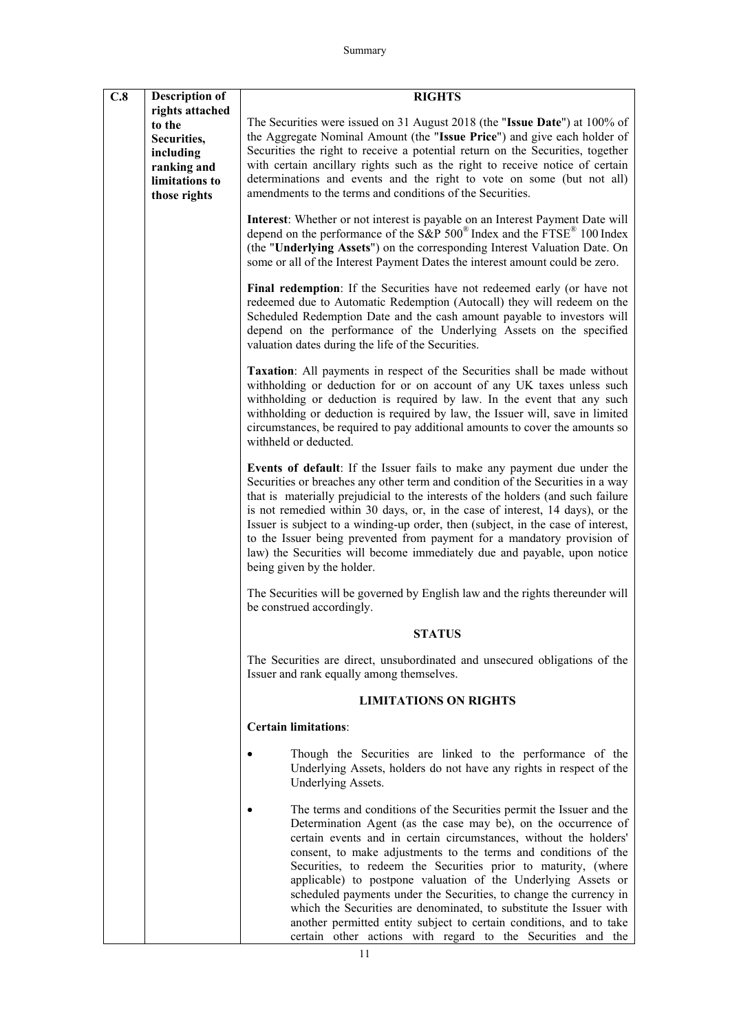| C.8 | Description of rights attached to the Securities, including ranking and limitations to those rights | **RIGHTS**<br><br>The Securities were issued on 31 August 2018 (the "**Issue Date**") at 100% of the Aggregate Nominal Amount (the "**Issue Price**") and give each holder of Securities the right to receive a potential return on the Securities, together with certain ancillary rights such as the right to receive notice of certain determinations and events and the right to vote on some (but not all) amendments to the terms and conditions of the Securities.<br><br>**Interest**: Whether or not interest is payable on an Interest Payment Date will depend on the performance of the S&P 500® Index and the FTSE® 100 Index (the "**Underlying Assets**") on the corresponding Interest Valuation Date. On some or all of the Interest Payment Dates the interest amount could be zero.<br><br>**Final redemption**: If the Securities have not redeemed early (or have not redeemed due to Automatic Redemption (Autocall) they will redeem on the Scheduled Redemption Date and the cash amount payable to investors will depend on the performance of the Underlying Assets on the specified valuation dates during the life of the Securities.<br><br>**Taxation**: All payments in respect of the Securities shall be made without withholding or deduction for or on account of any UK taxes unless such withholding or deduction is required by law. In the event that any such withholding or deduction is required by law, the Issuer will, save in limited circumstances, be required to pay additional amounts to cover the amounts so withheld or deducted.<br><br>**Events of default**: If the Issuer fails to make any payment due under the Securities or breaches any other term and condition of the Securities in a way that is materially prejudicial to the interests of the holders (and such failure is not remedied within 30 days, or, in the case of interest, 14 days), or the Issuer is subject to a winding-up order, then (subject, in the case of interest, to the Issuer being prevented from payment for a mandatory provision of law) the Securities will become immediately due and payable, upon notice being given by the holder.<br><br>The Securities will be governed by English law and the rights thereunder will be construed accordingly.<br><br>**STATUS**<br><br>The Securities are direct, unsubordinated and unsecured obligations of the Issuer and rank equally among themselves.<br><br>**LIMITATIONS ON RIGHTS**<br><br>**Certain limitations**:<br><br>• Though the Securities are linked to the performance of the Underlying Assets, holders do not have any rights in respect of the Underlying Assets.<br><br>• The terms and conditions of the Securities permit the Issuer and the Determination Agent (as the case may be), on the occurrence of certain events and in certain circumstances, without the holders' consent, to make adjustments to the terms and conditions of the Securities, to redeem the Securities prior to maturity, (where applicable) to postpone valuation of the Underlying Assets or scheduled payments under the Securities, to change the currency in which the Securities are denominated, to substitute the Issuer with another permitted entity subject to certain conditions, and to take certain other actions with regard to the Securities and the |
|---|---|---|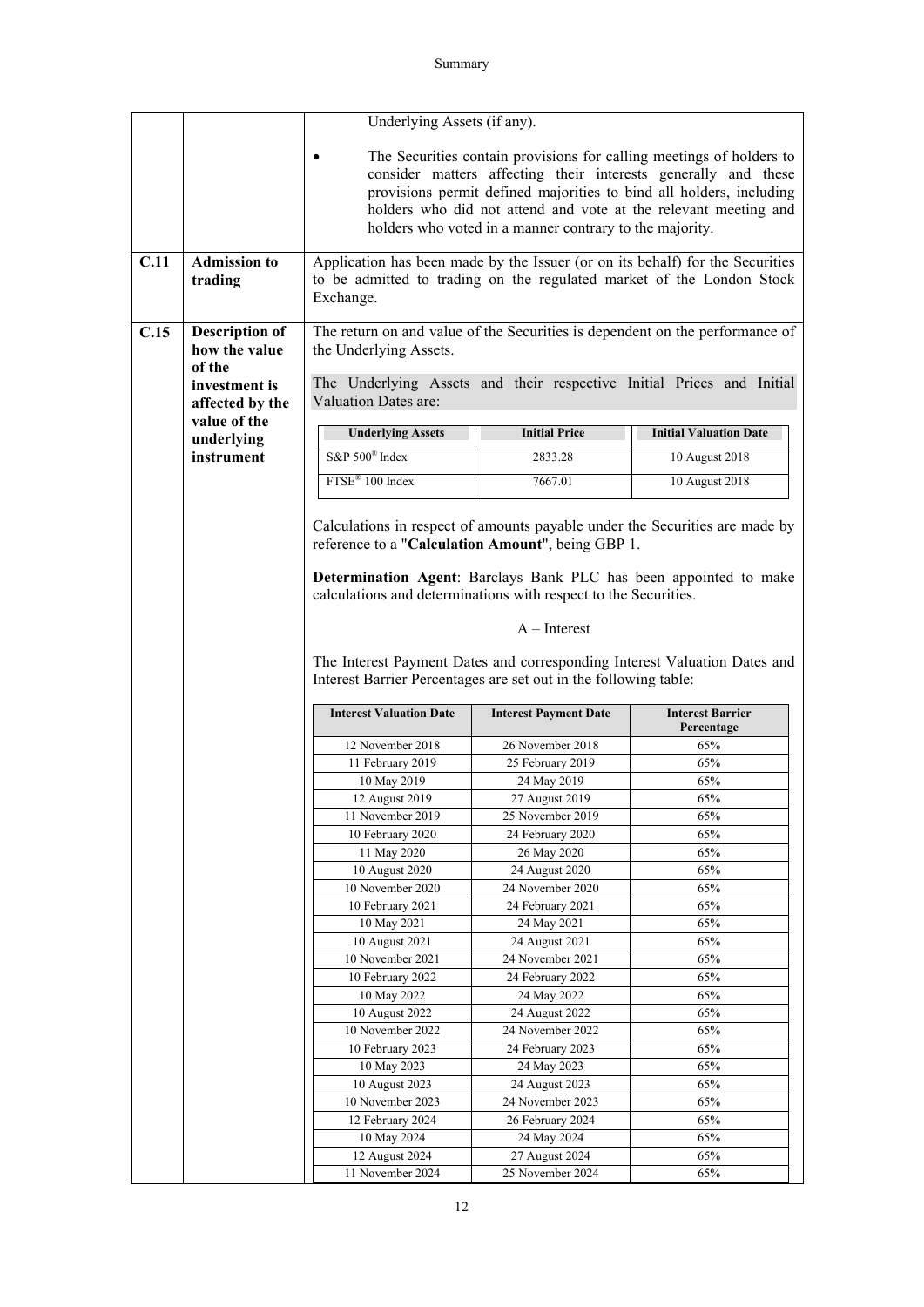| | | |
|---|---|---|
| | | Underlying Assets (if any).<br><br>• The Securities contain provisions for calling meetings of holders to consider matters affecting their interests generally and these provisions permit defined majorities to bind all holders, including holders who did not attend and vote at the relevant meeting and holders who voted in a manner contrary to the majority. |
| **C.11** | **Admission to trading** | Application has been made by the Issuer (or on its behalf) for the Securities to be admitted to trading on the regulated market of the London Stock Exchange. |
| **C.15** | **Description of how the value of the investment is affected by the value of the underlying instrument** | The return on and value of the Securities is dependent on the performance of the Underlying Assets.<br><br>The Underlying Assets and their respective Initial Prices and Initial Valuation Dates are: |

| Underlying Assets | Initial Price | Initial Valuation Date |
|---|---|---|
| S&P 500® Index | 2833.28 | 10 August 2018 |
| FTSE® 100 Index | 7667.01 | 10 August 2018 |

Calculations in respect of amounts payable under the Securities are made by reference to a "**Calculation Amount**", being GBP 1.

**Determination Agent**: Barclays Bank PLC has been appointed to make calculations and determinations with respect to the Securities.

A – Interest

The Interest Payment Dates and corresponding Interest Valuation Dates and Interest Barrier Percentages are set out in the following table:

| Interest Valuation Date | Interest Payment Date | Interest Barrier Percentage |
|---|---|---|
| 12 November 2018 | 26 November 2018 | 65% |
| 11 February 2019 | 25 February 2019 | 65% |
| 10 May 2019 | 24 May 2019 | 65% |
| 12 August 2019 | 27 August 2019 | 65% |
| 11 November 2019 | 25 November 2019 | 65% |
| 10 February 2020 | 24 February 2020 | 65% |
| 11 May 2020 | 26 May 2020 | 65% |
| 10 August 2020 | 24 August 2020 | 65% |
| 10 November 2020 | 24 November 2020 | 65% |
| 10 February 2021 | 24 February 2021 | 65% |
| 10 May 2021 | 24 May 2021 | 65% |
| 10 August 2021 | 24 August 2021 | 65% |
| 10 November 2021 | 24 November 2021 | 65% |
| 10 February 2022 | 24 February 2022 | 65% |
| 10 May 2022 | 24 May 2022 | 65% |
| 10 August 2022 | 24 August 2022 | 65% |
| 10 November 2022 | 24 November 2022 | 65% |
| 10 February 2023 | 24 February 2023 | 65% |
| 10 May 2023 | 24 May 2023 | 65% |
| 10 August 2023 | 24 August 2023 | 65% |
| 10 November 2023 | 24 November 2023 | 65% |
| 12 February 2024 | 26 February 2024 | 65% |
| 10 May 2024 | 24 May 2024 | 65% |
| 12 August 2024 | 27 August 2024 | 65% |
| 11 November 2024 | 25 November 2024 | 65% |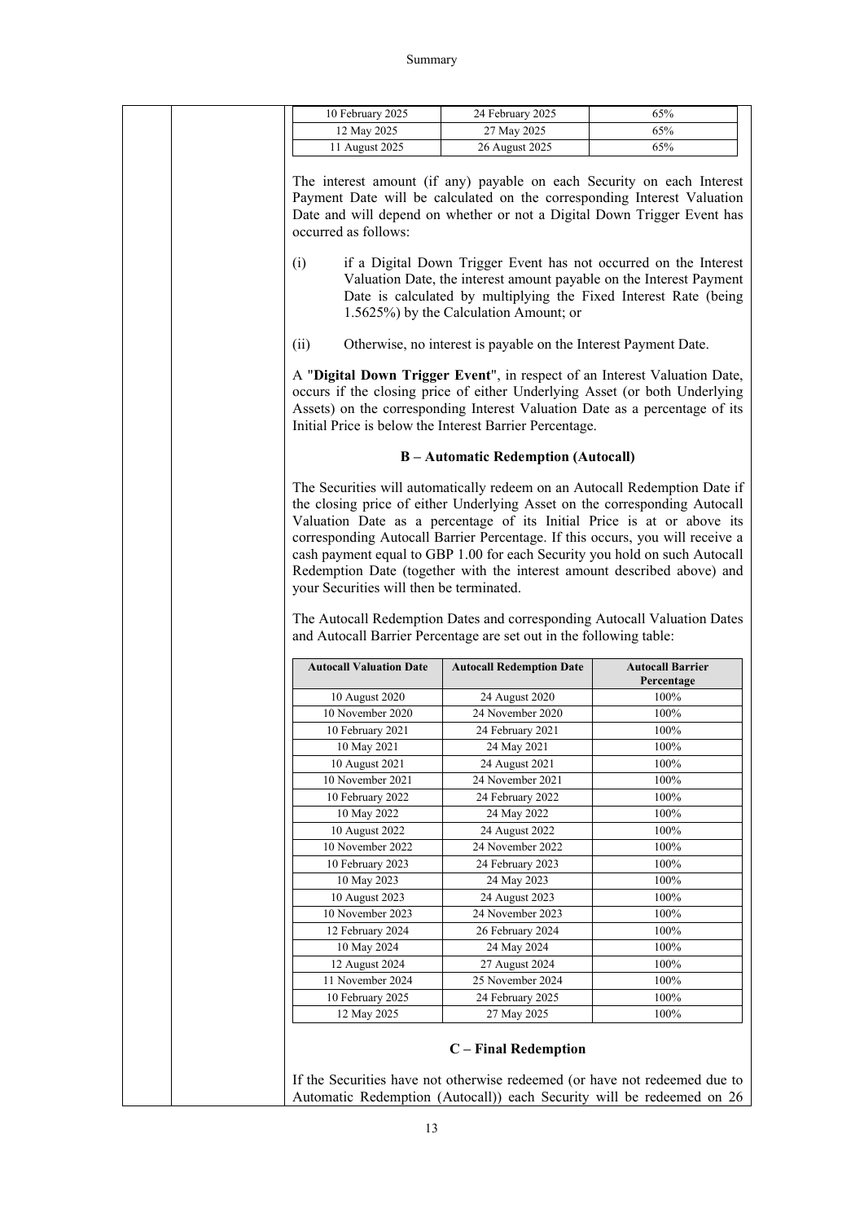| | | |
|---|---|---|
| 10 February 2025 | 24 February 2025 | 65% |
| 12 May 2025 | 27 May 2025 | 65% |
| 11 August 2025 | 26 August 2025 | 65% |

The interest amount (if any) payable on each Security on each Interest Payment Date will be calculated on the corresponding Interest Valuation Date and will depend on whether or not a Digital Down Trigger Event has occurred as follows:

(i) if a Digital Down Trigger Event has not occurred on the Interest Valuation Date, the interest amount payable on the Interest Payment Date is calculated by multiplying the Fixed Interest Rate (being 1.5625%) by the Calculation Amount; or

(ii) Otherwise, no interest is payable on the Interest Payment Date.

A "**Digital Down Trigger Event**", in respect of an Interest Valuation Date, occurs if the closing price of either Underlying Asset (or both Underlying Assets) on the corresponding Interest Valuation Date as a percentage of its Initial Price is below the Interest Barrier Percentage.

**B – Automatic Redemption (Autocall)**

The Securities will automatically redeem on an Autocall Redemption Date if the closing price of either Underlying Asset on the corresponding Autocall Valuation Date as a percentage of its Initial Price is at or above its corresponding Autocall Barrier Percentage. If this occurs, you will receive a cash payment equal to GBP 1.00 for each Security you hold on such Autocall Redemption Date (together with the interest amount described above) and your Securities will then be terminated.

The Autocall Redemption Dates and corresponding Autocall Valuation Dates and Autocall Barrier Percentage are set out in the following table:

| Autocall Valuation Date | Autocall Redemption Date | Autocall Barrier Percentage |
|---|---|---|
| 10 August 2020 | 24 August 2020 | 100% |
| 10 November 2020 | 24 November 2020 | 100% |
| 10 February 2021 | 24 February 2021 | 100% |
| 10 May 2021 | 24 May 2021 | 100% |
| 10 August 2021 | 24 August 2021 | 100% |
| 10 November 2021 | 24 November 2021 | 100% |
| 10 February 2022 | 24 February 2022 | 100% |
| 10 May 2022 | 24 May 2022 | 100% |
| 10 August 2022 | 24 August 2022 | 100% |
| 10 November 2022 | 24 November 2022 | 100% |
| 10 February 2023 | 24 February 2023 | 100% |
| 10 May 2023 | 24 May 2023 | 100% |
| 10 August 2023 | 24 August 2023 | 100% |
| 10 November 2023 | 24 November 2023 | 100% |
| 12 February 2024 | 26 February 2024 | 100% |
| 10 May 2024 | 24 May 2024 | 100% |
| 12 August 2024 | 27 August 2024 | 100% |
| 11 November 2024 | 25 November 2024 | 100% |
| 10 February 2025 | 24 February 2025 | 100% |
| 12 May 2025 | 27 May 2025 | 100% |

**C – Final Redemption**

If the Securities have not otherwise redeemed (or have not redeemed due to Automatic Redemption (Autocall)) each Security will be redeemed on 26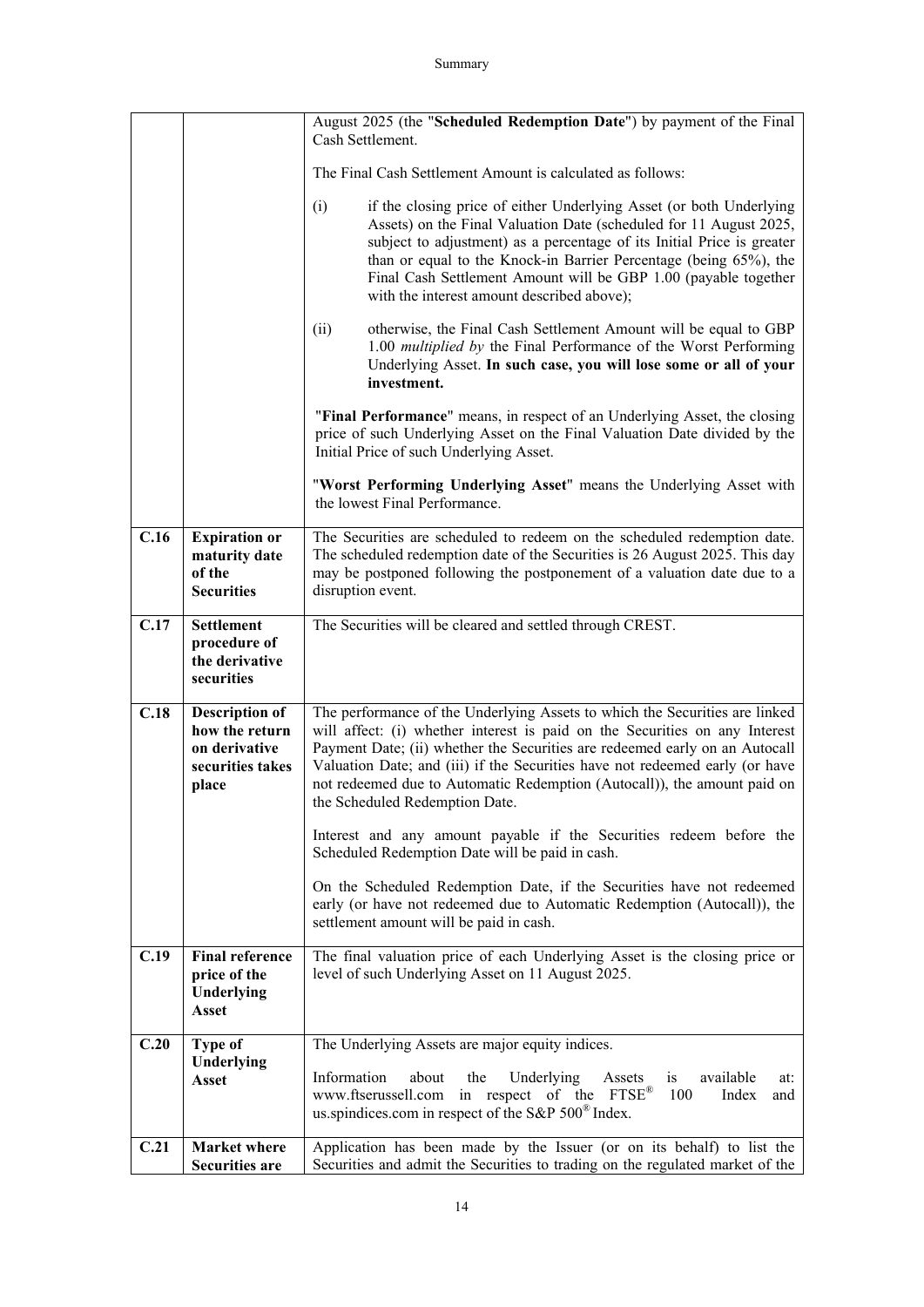| | | |
|---|---|---|
| | | August 2025 (the "**Scheduled Redemption Date**") by payment of the Final Cash Settlement.<br><br>The Final Cash Settlement Amount is calculated as follows:<br><br>(i) if the closing price of either Underlying Asset (or both Underlying Assets) on the Final Valuation Date (scheduled for 11 August 2025, subject to adjustment) as a percentage of its Initial Price is greater than or equal to the Knock-in Barrier Percentage (being 65%), the Final Cash Settlement Amount will be GBP 1.00 (payable together with the interest amount described above);<br><br>(ii) otherwise, the Final Cash Settlement Amount will be equal to GBP 1.00 *multiplied by* the Final Performance of the Worst Performing Underlying Asset. **In such case, you will lose some or all of your investment.**<br><br>"**Final Performance**" means, in respect of an Underlying Asset, the closing price of such Underlying Asset on the Final Valuation Date divided by the Initial Price of such Underlying Asset.<br><br>"**Worst Performing Underlying Asset**" means the Underlying Asset with the lowest Final Performance. |
| **C.16** | **Expiration or maturity date of the Securities** | The Securities are scheduled to redeem on the scheduled redemption date. The scheduled redemption date of the Securities is 26 August 2025. This day may be postponed following the postponement of a valuation date due to a disruption event. |
| **C.17** | **Settlement procedure of the derivative securities** | The Securities will be cleared and settled through CREST. |
| **C.18** | **Description of how the return on derivative securities takes place** | The performance of the Underlying Assets to which the Securities are linked will affect: (i) whether interest is paid on the Securities on any Interest Payment Date; (ii) whether the Securities are redeemed early on an Autocall Valuation Date; and (iii) if the Securities have not redeemed early (or have not redeemed due to Automatic Redemption (Autocall)), the amount paid on the Scheduled Redemption Date.<br><br>Interest and any amount payable if the Securities redeem before the Scheduled Redemption Date will be paid in cash.<br><br>On the Scheduled Redemption Date, if the Securities have not redeemed early (or have not redeemed due to Automatic Redemption (Autocall)), the settlement amount will be paid in cash. |
| **C.19** | **Final reference price of the Underlying Asset** | The final valuation price of each Underlying Asset is the closing price or level of such Underlying Asset on 11 August 2025. |
| **C.20** | **Type of Underlying Asset** | The Underlying Assets are major equity indices.<br><br>Information about the Underlying Assets is available at: www.ftserussell.com in respect of the FTSE® 100 Index and us.spindices.com in respect of the S&P 500® Index. |
| **C.21** | **Market where Securities are** | Application has been made by the Issuer (or on its behalf) to list the Securities and admit the Securities to trading on the regulated market of the |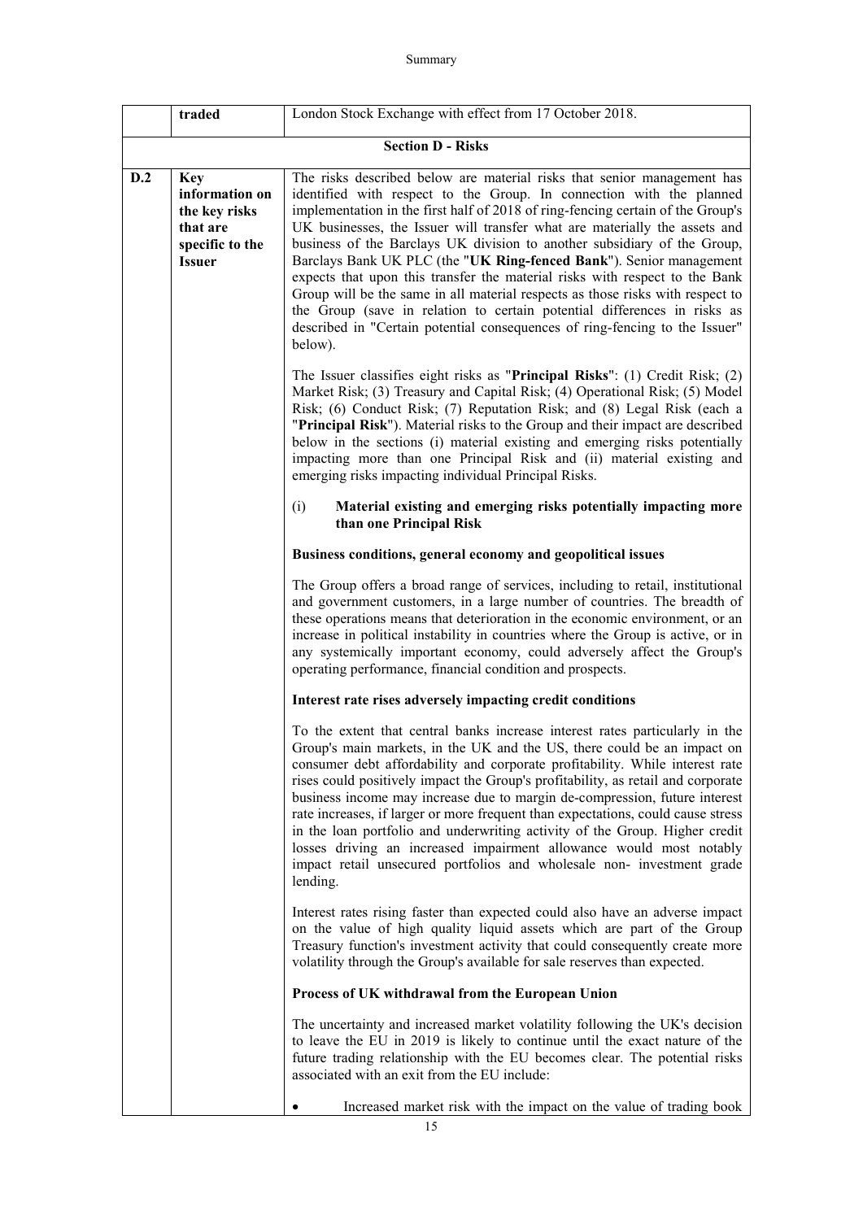| | traded | London Stock Exchange with effect from 17 October 2018. |
|---|---|---|
| | | **Section D - Risks** |
| **D.2** | **Key information on the key risks that are specific to the Issuer** | The risks described below are material risks that senior management has identified with respect to the Group. In connection with the planned implementation in the first half of 2018 of ring-fencing certain of the Group's UK businesses, the Issuer will transfer what are materially the assets and business of the Barclays UK division to another subsidiary of the Group, Barclays Bank UK PLC (the "**UK Ring-fenced Bank**"). Senior management expects that upon this transfer the material risks with respect to the Bank Group will be the same in all material respects as those risks with respect to the Group (save in relation to certain potential differences in risks as described in "Certain potential consequences of ring-fencing to the Issuer" below).<br><br>The Issuer classifies eight risks as "**Principal Risks**": (1) Credit Risk; (2) Market Risk; (3) Treasury and Capital Risk; (4) Operational Risk; (5) Model Risk; (6) Conduct Risk; (7) Reputation Risk; and (8) Legal Risk (each a "**Principal Risk**"). Material risks to the Group and their impact are described below in the sections (i) material existing and emerging risks potentially impacting more than one Principal Risk and (ii) material existing and emerging risks impacting individual Principal Risks.<br><br>(i) **Material existing and emerging risks potentially impacting more than one Principal Risk**<br><br>**Business conditions, general economy and geopolitical issues**<br><br>The Group offers a broad range of services, including to retail, institutional and government customers, in a large number of countries. The breadth of these operations means that deterioration in the economic environment, or an increase in political instability in countries where the Group is active, or in any systemically important economy, could adversely affect the Group's operating performance, financial condition and prospects.<br><br>**Interest rate rises adversely impacting credit conditions**<br><br>To the extent that central banks increase interest rates particularly in the Group's main markets, in the UK and the US, there could be an impact on consumer debt affordability and corporate profitability. While interest rate rises could positively impact the Group's profitability, as retail and corporate business income may increase due to margin de-compression, future interest rate increases, if larger or more frequent than expectations, could cause stress in the loan portfolio and underwriting activity of the Group. Higher credit losses driving an increased impairment allowance would most notably impact retail unsecured portfolios and wholesale non- investment grade lending.<br><br>Interest rates rising faster than expected could also have an adverse impact on the value of high quality liquid assets which are part of the Group Treasury function's investment activity that could consequently create more volatility through the Group's available for sale reserves than expected.<br><br>**Process of UK withdrawal from the European Union**<br><br>The uncertainty and increased market volatility following the UK's decision to leave the EU in 2019 is likely to continue until the exact nature of the future trading relationship with the EU becomes clear. The potential risks associated with an exit from the EU include:<br><br>• Increased market risk with the impact on the value of trading book |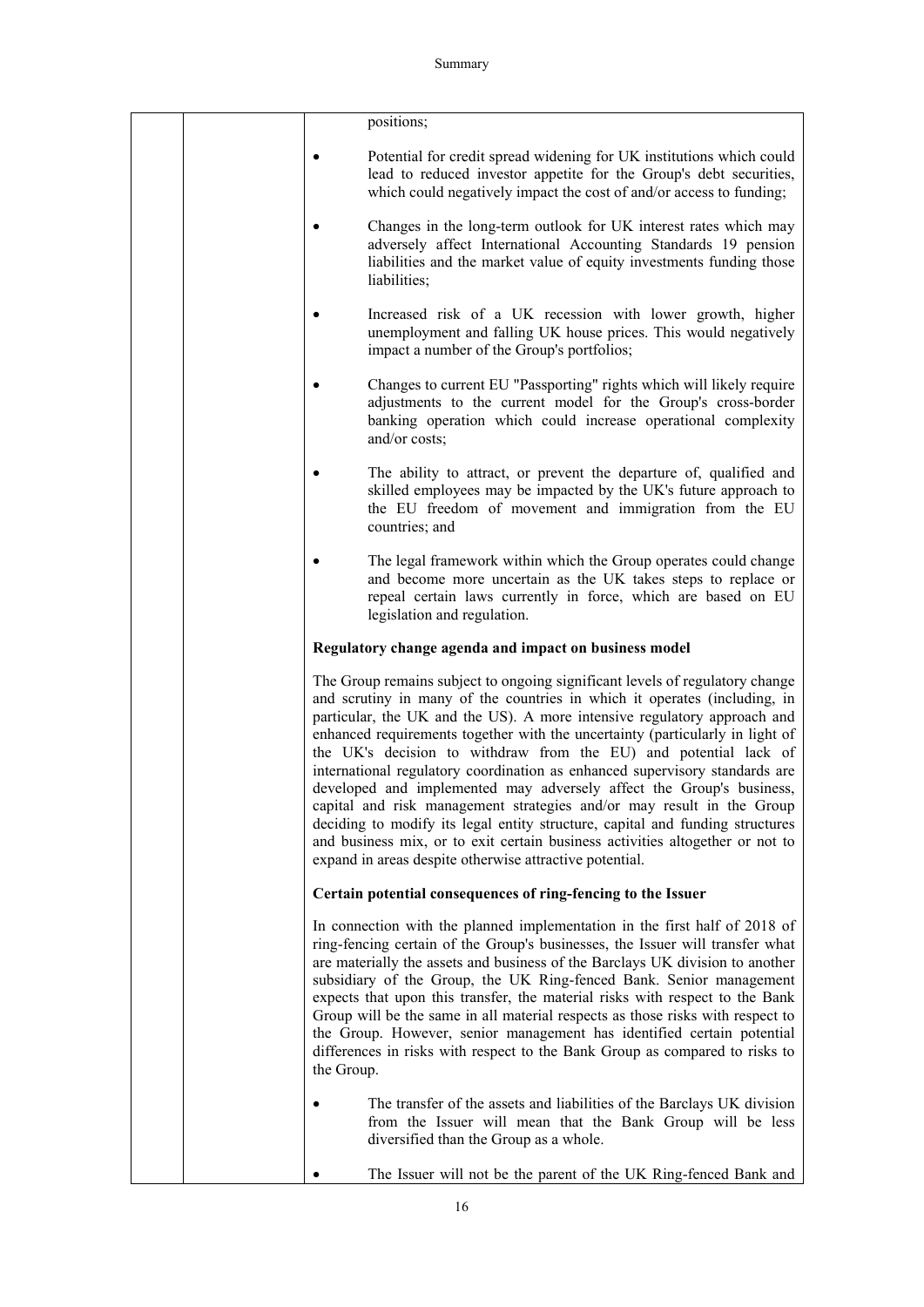positions;

- Potential for credit spread widening for UK institutions which could lead to reduced investor appetite for the Group's debt securities, which could negatively impact the cost of and/or access to funding;

- Changes in the long-term outlook for UK interest rates which may adversely affect International Accounting Standards 19 pension liabilities and the market value of equity investments funding those liabilities;

- Increased risk of a UK recession with lower growth, higher unemployment and falling UK house prices. This would negatively impact a number of the Group's portfolios;

- Changes to current EU "Passporting" rights which will likely require adjustments to the current model for the Group's cross-border banking operation which could increase operational complexity and/or costs;

- The ability to attract, or prevent the departure of, qualified and skilled employees may be impacted by the UK's future approach to the EU freedom of movement and immigration from the EU countries; and

- The legal framework within which the Group operates could change and become more uncertain as the UK takes steps to replace or repeal certain laws currently in force, which are based on EU legislation and regulation.

**Regulatory change agenda and impact on business model**

The Group remains subject to ongoing significant levels of regulatory change and scrutiny in many of the countries in which it operates (including, in particular, the UK and the US). A more intensive regulatory approach and enhanced requirements together with the uncertainty (particularly in light of the UK's decision to withdraw from the EU) and potential lack of international regulatory coordination as enhanced supervisory standards are developed and implemented may adversely affect the Group's business, capital and risk management strategies and/or may result in the Group deciding to modify its legal entity structure, capital and funding structures and business mix, or to exit certain business activities altogether or not to expand in areas despite otherwise attractive potential.

**Certain potential consequences of ring-fencing to the Issuer**

In connection with the planned implementation in the first half of 2018 of ring-fencing certain of the Group's businesses, the Issuer will transfer what are materially the assets and business of the Barclays UK division to another subsidiary of the Group, the UK Ring-fenced Bank. Senior management expects that upon this transfer, the material risks with respect to the Bank Group will be the same in all material respects as those risks with respect to the Group. However, senior management has identified certain potential differences in risks with respect to the Bank Group as compared to risks to the Group.

- The transfer of the assets and liabilities of the Barclays UK division from the Issuer will mean that the Bank Group will be less diversified than the Group as a whole.

- The Issuer will not be the parent of the UK Ring-fenced Bank and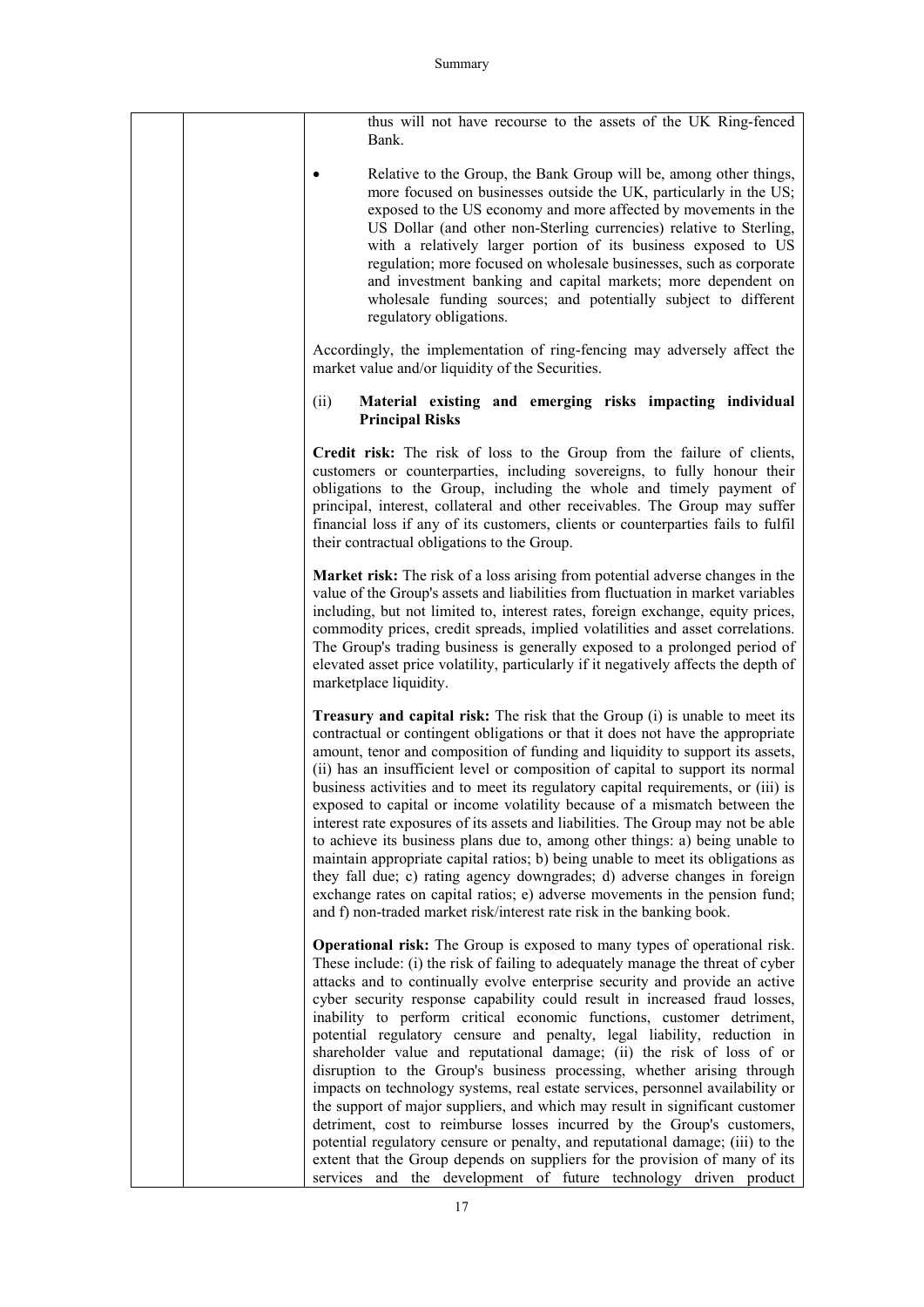thus will not have recourse to the assets of the UK Ring-fenced Bank.

- Relative to the Group, the Bank Group will be, among other things, more focused on businesses outside the UK, particularly in the US; exposed to the US economy and more affected by movements in the US Dollar (and other non-Sterling currencies) relative to Sterling, with a relatively larger portion of its business exposed to US regulation; more focused on wholesale businesses, such as corporate and investment banking and capital markets; more dependent on wholesale funding sources; and potentially subject to different regulatory obligations.

Accordingly, the implementation of ring-fencing may adversely affect the market value and/or liquidity of the Securities.

(ii) **Material existing and emerging risks impacting individual Principal Risks**

**Credit risk:** The risk of loss to the Group from the failure of clients, customers or counterparties, including sovereigns, to fully honour their obligations to the Group, including the whole and timely payment of principal, interest, collateral and other receivables. The Group may suffer financial loss if any of its customers, clients or counterparties fails to fulfil their contractual obligations to the Group.

**Market risk:** The risk of a loss arising from potential adverse changes in the value of the Group's assets and liabilities from fluctuation in market variables including, but not limited to, interest rates, foreign exchange, equity prices, commodity prices, credit spreads, implied volatilities and asset correlations. The Group's trading business is generally exposed to a prolonged period of elevated asset price volatility, particularly if it negatively affects the depth of marketplace liquidity.

**Treasury and capital risk:** The risk that the Group (i) is unable to meet its contractual or contingent obligations or that it does not have the appropriate amount, tenor and composition of funding and liquidity to support its assets, (ii) has an insufficient level or composition of capital to support its normal business activities and to meet its regulatory capital requirements, or (iii) is exposed to capital or income volatility because of a mismatch between the interest rate exposures of its assets and liabilities. The Group may not be able to achieve its business plans due to, among other things: a) being unable to maintain appropriate capital ratios; b) being unable to meet its obligations as they fall due; c) rating agency downgrades; d) adverse changes in foreign exchange rates on capital ratios; e) adverse movements in the pension fund; and f) non-traded market risk/interest rate risk in the banking book.

**Operational risk:** The Group is exposed to many types of operational risk. These include: (i) the risk of failing to adequately manage the threat of cyber attacks and to continually evolve enterprise security and provide an active cyber security response capability could result in increased fraud losses, inability to perform critical economic functions, customer detriment, potential regulatory censure and penalty, legal liability, reduction in shareholder value and reputational damage; (ii) the risk of loss of or disruption to the Group's business processing, whether arising through impacts on technology systems, real estate services, personnel availability or the support of major suppliers, and which may result in significant customer detriment, cost to reimburse losses incurred by the Group's customers, potential regulatory censure or penalty, and reputational damage; (iii) to the extent that the Group depends on suppliers for the provision of many of its services and the development of future technology driven product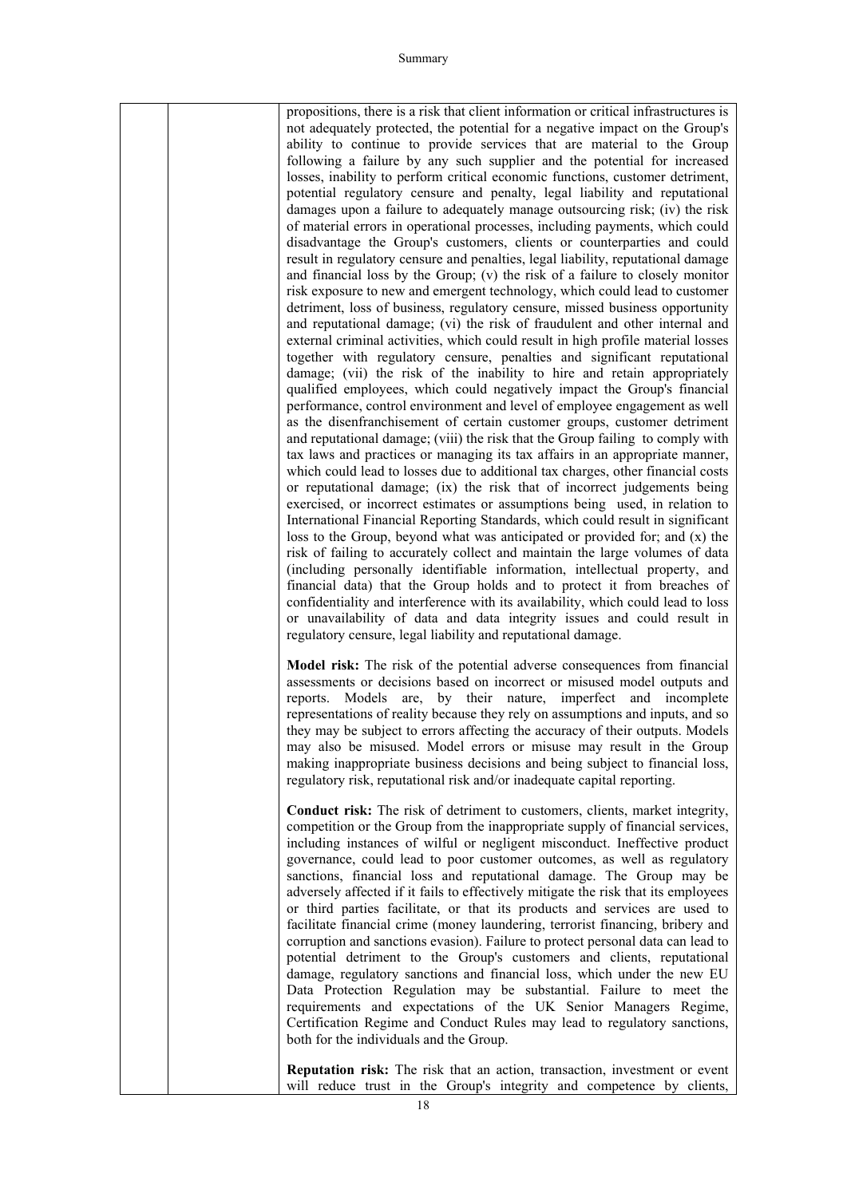propositions, there is a risk that client information or critical infrastructures is not adequately protected, the potential for a negative impact on the Group's ability to continue to provide services that are material to the Group following a failure by any such supplier and the potential for increased losses, inability to perform critical economic functions, customer detriment, potential regulatory censure and penalty, legal liability and reputational damages upon a failure to adequately manage outsourcing risk; (iv) the risk of material errors in operational processes, including payments, which could disadvantage the Group's customers, clients or counterparties and could result in regulatory censure and penalties, legal liability, reputational damage and financial loss by the Group; (v) the risk of a failure to closely monitor risk exposure to new and emergent technology, which could lead to customer detriment, loss of business, regulatory censure, missed business opportunity and reputational damage; (vi) the risk of fraudulent and other internal and external criminal activities, which could result in high profile material losses together with regulatory censure, penalties and significant reputational damage; (vii) the risk of the inability to hire and retain appropriately qualified employees, which could negatively impact the Group's financial performance, control environment and level of employee engagement as well as the disenfranchisement of certain customer groups, customer detriment and reputational damage; (viii) the risk that the Group failing to comply with tax laws and practices or managing its tax affairs in an appropriate manner, which could lead to losses due to additional tax charges, other financial costs or reputational damage; (ix) the risk that of incorrect judgements being exercised, or incorrect estimates or assumptions being used, in relation to International Financial Reporting Standards, which could result in significant loss to the Group, beyond what was anticipated or provided for; and (x) the risk of failing to accurately collect and maintain the large volumes of data (including personally identifiable information, intellectual property, and financial data) that the Group holds and to protect it from breaches of confidentiality and interference with its availability, which could lead to loss or unavailability of data and data integrity issues and could result in regulatory censure, legal liability and reputational damage.

**Model risk:** The risk of the potential adverse consequences from financial assessments or decisions based on incorrect or misused model outputs and reports. Models are, by their nature, imperfect and incomplete representations of reality because they rely on assumptions and inputs, and so they may be subject to errors affecting the accuracy of their outputs. Models may also be misused. Model errors or misuse may result in the Group making inappropriate business decisions and being subject to financial loss, regulatory risk, reputational risk and/or inadequate capital reporting.

**Conduct risk:** The risk of detriment to customers, clients, market integrity, competition or the Group from the inappropriate supply of financial services, including instances of wilful or negligent misconduct. Ineffective product governance, could lead to poor customer outcomes, as well as regulatory sanctions, financial loss and reputational damage. The Group may be adversely affected if it fails to effectively mitigate the risk that its employees or third parties facilitate, or that its products and services are used to facilitate financial crime (money laundering, terrorist financing, bribery and corruption and sanctions evasion). Failure to protect personal data can lead to potential detriment to the Group's customers and clients, reputational damage, regulatory sanctions and financial loss, which under the new EU Data Protection Regulation may be substantial. Failure to meet the requirements and expectations of the UK Senior Managers Regime, Certification Regime and Conduct Rules may lead to regulatory sanctions, both for the individuals and the Group.

**Reputation risk:** The risk that an action, transaction, investment or event will reduce trust in the Group's integrity and competence by clients,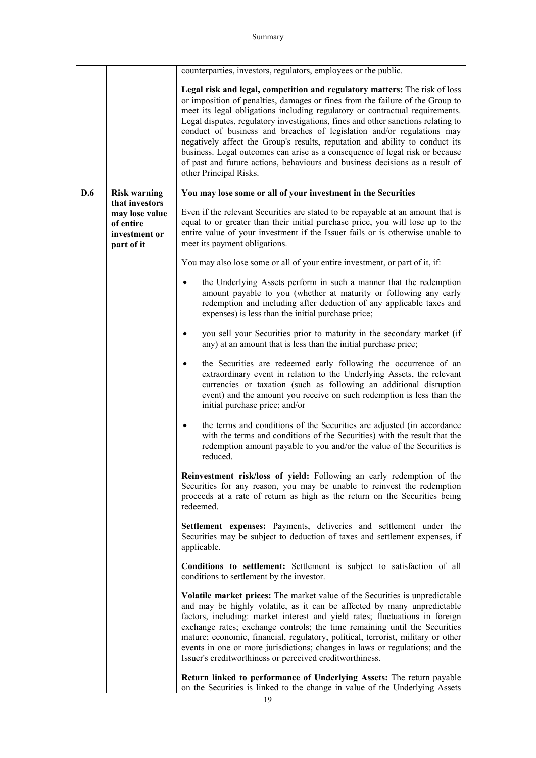| | | |
|---|---|---|
| | | counterparties, investors, regulators, employees or the public.<br><br>**Legal risk and legal, competition and regulatory matters:** The risk of loss or imposition of penalties, damages or fines from the failure of the Group to meet its legal obligations including regulatory or contractual requirements. Legal disputes, regulatory investigations, fines and other sanctions relating to conduct of business and breaches of legislation and/or regulations may negatively affect the Group's results, reputation and ability to conduct its business. Legal outcomes can arise as a consequence of legal risk or because of past and future actions, behaviours and business decisions as a result of other Principal Risks. |
| **D.6** | **Risk warning that investors may lose value of entire investment or part of it** | **You may lose some or all of your investment in the Securities**<br><br>Even if the relevant Securities are stated to be repayable at an amount that is equal to or greater than their initial purchase price, you will lose up to the entire value of your investment if the Issuer fails or is otherwise unable to meet its payment obligations.<br><br>You may also lose some or all of your entire investment, or part of it, if:<br><br>• the Underlying Assets perform in such a manner that the redemption amount payable to you (whether at maturity or following any early redemption and including after deduction of any applicable taxes and expenses) is less than the initial purchase price;<br><br>• you sell your Securities prior to maturity in the secondary market (if any) at an amount that is less than the initial purchase price;<br><br>• the Securities are redeemed early following the occurrence of an extraordinary event in relation to the Underlying Assets, the relevant currencies or taxation (such as following an additional disruption event) and the amount you receive on such redemption is less than the initial purchase price; and/or<br><br>• the terms and conditions of the Securities are adjusted (in accordance with the terms and conditions of the Securities) with the result that the redemption amount payable to you and/or the value of the Securities is reduced.<br><br>**Reinvestment risk/loss of yield:** Following an early redemption of the Securities for any reason, you may be unable to reinvest the redemption proceeds at a rate of return as high as the return on the Securities being redeemed.<br><br>**Settlement expenses:** Payments, deliveries and settlement under the Securities may be subject to deduction of taxes and settlement expenses, if applicable.<br><br>**Conditions to settlement:** Settlement is subject to satisfaction of all conditions to settlement by the investor.<br><br>**Volatile market prices:** The market value of the Securities is unpredictable and may be highly volatile, as it can be affected by many unpredictable factors, including: market interest and yield rates; fluctuations in foreign exchange rates; exchange controls; the time remaining until the Securities mature; economic, financial, regulatory, political, terrorist, military or other events in one or more jurisdictions; changes in laws or regulations; and the Issuer's creditworthiness or perceived creditworthiness.<br><br>**Return linked to performance of Underlying Assets:** The return payable on the Securities is linked to the change in value of the Underlying Assets |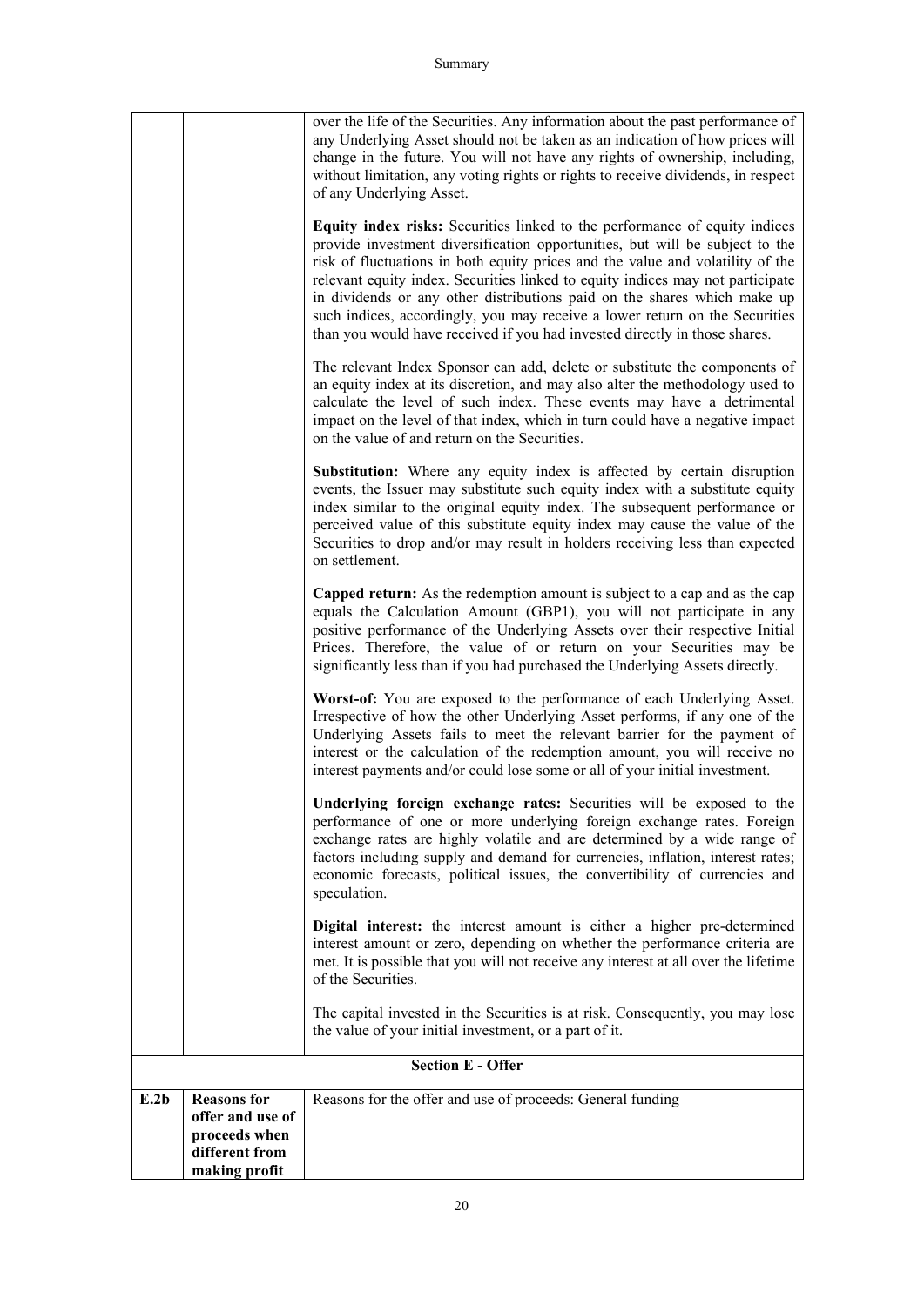| | | |
|---|---|---|
| | | over the life of the Securities. Any information about the past performance of any Underlying Asset should not be taken as an indication of how prices will change in the future. You will not have any rights of ownership, including, without limitation, any voting rights or rights to receive dividends, in respect of any Underlying Asset.<br><br>**Equity index risks:** Securities linked to the performance of equity indices provide investment diversification opportunities, but will be subject to the risk of fluctuations in both equity prices and the value and volatility of the relevant equity index. Securities linked to equity indices may not participate in dividends or any other distributions paid on the shares which make up such indices, accordingly, you may receive a lower return on the Securities than you would have received if you had invested directly in those shares.<br><br>The relevant Index Sponsor can add, delete or substitute the components of an equity index at its discretion, and may also alter the methodology used to calculate the level of such index. These events may have a detrimental impact on the level of that index, which in turn could have a negative impact on the value of and return on the Securities.<br><br>**Substitution:** Where any equity index is affected by certain disruption events, the Issuer may substitute such equity index with a substitute equity index similar to the original equity index. The subsequent performance or perceived value of this substitute equity index may cause the value of the Securities to drop and/or may result in holders receiving less than expected on settlement.<br><br>**Capped return:** As the redemption amount is subject to a cap and as the cap equals the Calculation Amount (GBP1), you will not participate in any positive performance of the Underlying Assets over their respective Initial Prices. Therefore, the value of or return on your Securities may be significantly less than if you had purchased the Underlying Assets directly.<br><br>**Worst-of:** You are exposed to the performance of each Underlying Asset. Irrespective of how the other Underlying Asset performs, if any one of the Underlying Assets fails to meet the relevant barrier for the payment of interest or the calculation of the redemption amount, you will receive no interest payments and/or could lose some or all of your initial investment.<br><br>**Underlying foreign exchange rates:** Securities will be exposed to the performance of one or more underlying foreign exchange rates. Foreign exchange rates are highly volatile and are determined by a wide range of factors including supply and demand for currencies, inflation, interest rates; economic forecasts, political issues, the convertibility of currencies and speculation.<br><br>**Digital interest:** the interest amount is either a higher pre-determined interest amount or zero, depending on whether the performance criteria are met. It is possible that you will not receive any interest at all over the lifetime of the Securities.<br><br>The capital invested in the Securities is at risk. Consequently, you may lose the value of your initial investment, or a part of it. |
| | | **Section E - Offer** |
| **E.2b** | **Reasons for offer and use of proceeds when different from making profit** | Reasons for the offer and use of proceeds: General funding |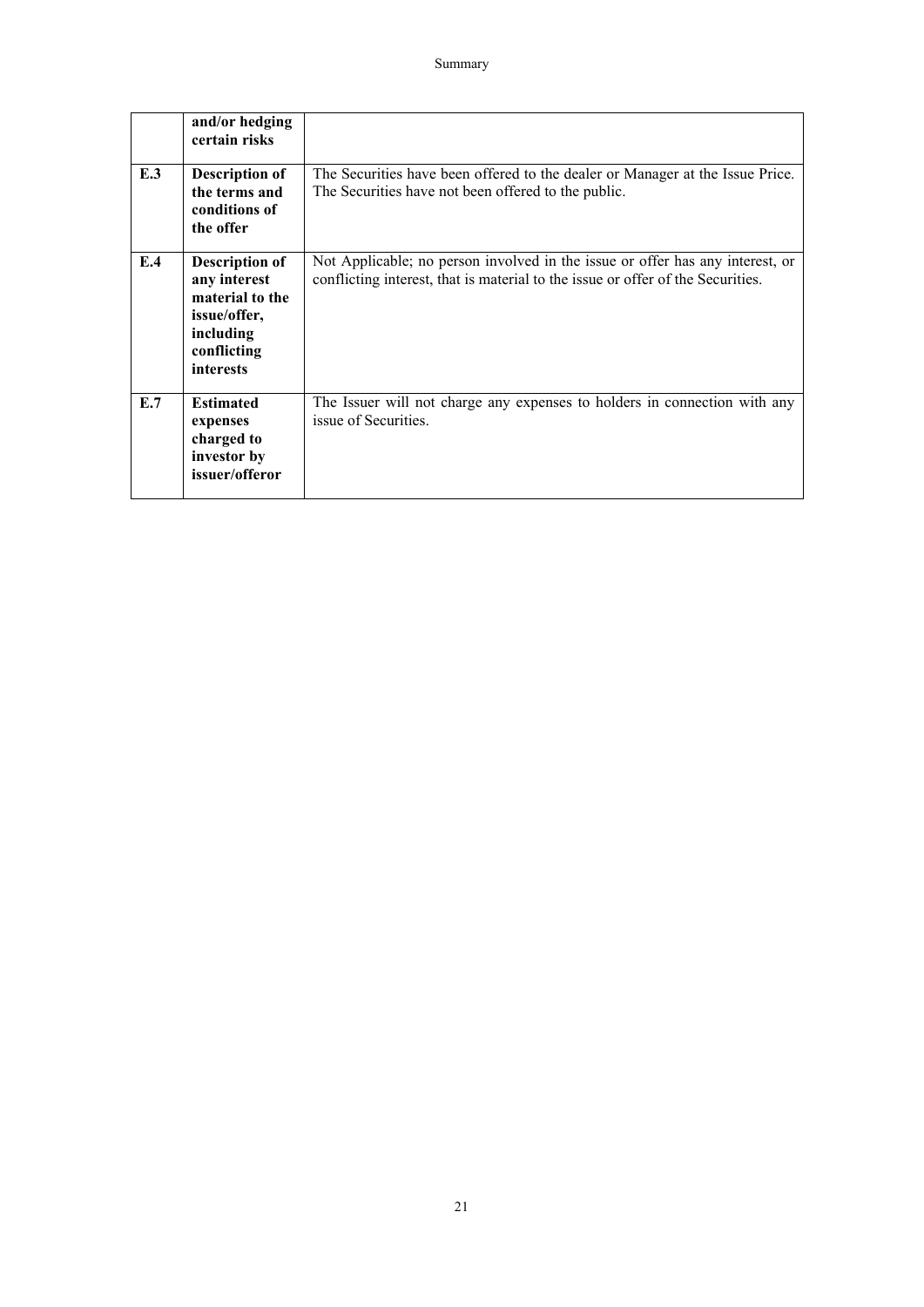| | | |
|---|---|---|
| | **and/or hedging certain risks** | |
| **E.3** | **Description of the terms and conditions of the offer** | The Securities have been offered to the dealer or Manager at the Issue Price. The Securities have not been offered to the public. |
| **E.4** | **Description of any interest material to the issue/offer, including conflicting interests** | Not Applicable; no person involved in the issue or offer has any interest, or conflicting interest, that is material to the issue or offer of the Securities. |
| **E.7** | **Estimated expenses charged to investor by issuer/offeror** | The Issuer will not charge any expenses to holders in connection with any issue of Securities. |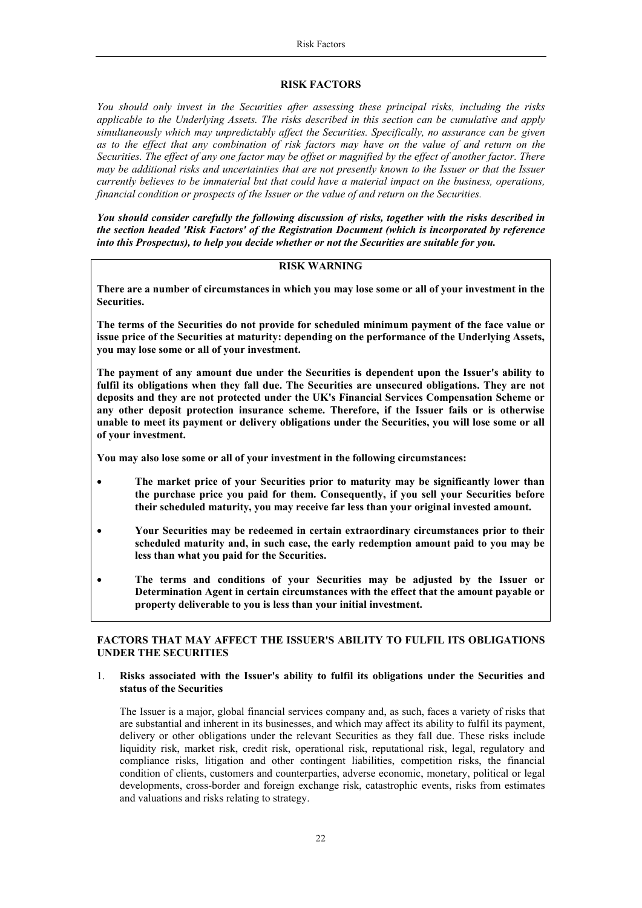## RISK FACTORS

*You should only invest in the Securities after assessing these principal risks, including the risks applicable to the Underlying Assets. The risks described in this section can be cumulative and apply simultaneously which may unpredictably affect the Securities. Specifically, no assurance can be given as to the effect that any combination of risk factors may have on the value of and return on the Securities. The effect of any one factor may be offset or magnified by the effect of another factor. There may be additional risks and uncertainties that are not presently known to the Issuer or that the Issuer currently believes to be immaterial but that could have a material impact on the business, operations, financial condition or prospects of the Issuer or the value of and return on the Securities.*

***You should consider carefully the following discussion of risks, together with the risks described in the section headed 'Risk Factors' of the Registration Document (which is incorporated by reference into this Prospectus), to help you decide whether or not the Securities are suitable for you.***

### RISK WARNING

**There are a number of circumstances in which you may lose some or all of your investment in the Securities.**

**The terms of the Securities do not provide for scheduled minimum payment of the face value or issue price of the Securities at maturity: depending on the performance of the Underlying Assets, you may lose some or all of your investment.**

**The payment of any amount due under the Securities is dependent upon the Issuer's ability to fulfil its obligations when they fall due. The Securities are unsecured obligations. They are not deposits and they are not protected under the UK's Financial Services Compensation Scheme or any other deposit protection insurance scheme. Therefore, if the Issuer fails or is otherwise unable to meet its payment or delivery obligations under the Securities, you will lose some or all of your investment.**

**You may also lose some or all of your investment in the following circumstances:**

- **The market price of your Securities prior to maturity may be significantly lower than the purchase price you paid for them. Consequently, if you sell your Securities before their scheduled maturity, you may receive far less than your original invested amount.**
- **Your Securities may be redeemed in certain extraordinary circumstances prior to their scheduled maturity and, in such case, the early redemption amount paid to you may be less than what you paid for the Securities.**
- **The terms and conditions of your Securities may be adjusted by the Issuer or Determination Agent in certain circumstances with the effect that the amount payable or property deliverable to you is less than your initial investment.**

### FACTORS THAT MAY AFFECT THE ISSUER'S ABILITY TO FULFIL ITS OBLIGATIONS UNDER THE SECURITIES

1. **Risks associated with the Issuer's ability to fulfil its obligations under the Securities and status of the Securities**

   The Issuer is a major, global financial services company and, as such, faces a variety of risks that are substantial and inherent in its businesses, and which may affect its ability to fulfil its payment, delivery or other obligations under the relevant Securities as they fall due. These risks include liquidity risk, market risk, credit risk, operational risk, reputational risk, legal, regulatory and compliance risks, litigation and other contingent liabilities, competition risks, the financial condition of clients, customers and counterparties, adverse economic, monetary, political or legal developments, cross-border and foreign exchange risk, catastrophic events, risks from estimates and valuations and risks relating to strategy.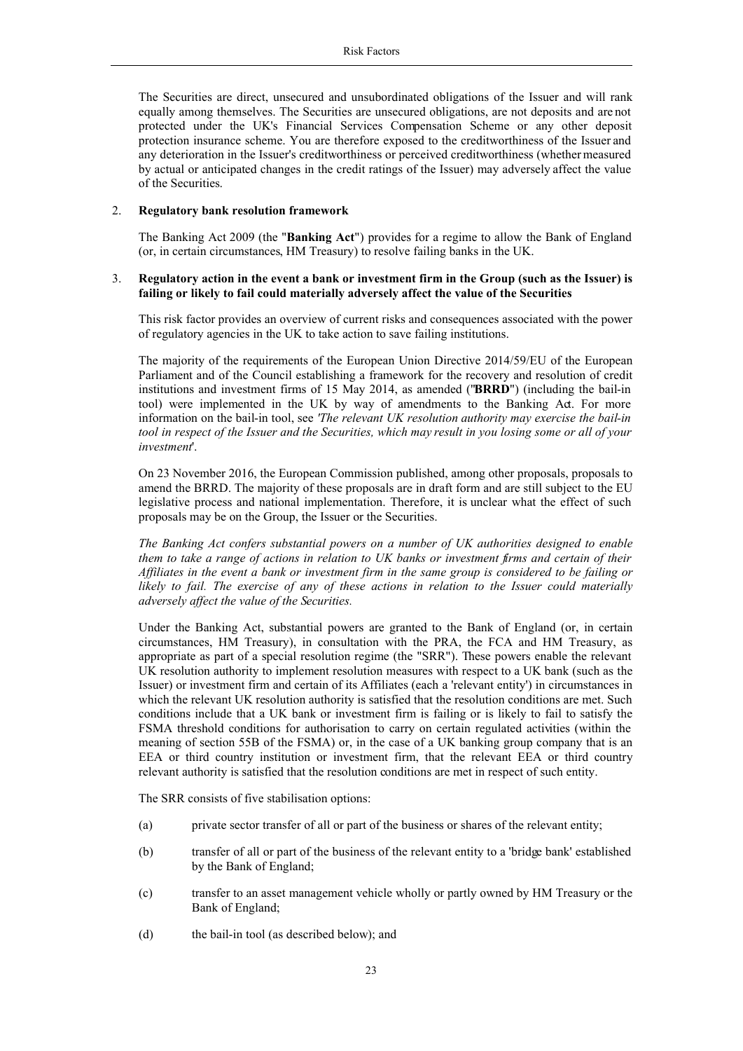The Securities are direct, unsecured and unsubordinated obligations of the Issuer and will rank equally among themselves. The Securities are unsecured obligations, are not deposits and are not protected under the UK's Financial Services Compensation Scheme or any other deposit protection insurance scheme. You are therefore exposed to the creditworthiness of the Issuer and any deterioration in the Issuer's creditworthiness or perceived creditworthiness (whether measured by actual or anticipated changes in the credit ratings of the Issuer) may adversely affect the value of the Securities.

2. **Regulatory bank resolution framework**

The Banking Act 2009 (the "**Banking Act**") provides for a regime to allow the Bank of England (or, in certain circumstances, HM Treasury) to resolve failing banks in the UK.

3. **Regulatory action in the event a bank or investment firm in the Group (such as the Issuer) is failing or likely to fail could materially adversely affect the value of the Securities**

This risk factor provides an overview of current risks and consequences associated with the power of regulatory agencies in the UK to take action to save failing institutions.

The majority of the requirements of the European Union Directive 2014/59/EU of the European Parliament and of the Council establishing a framework for the recovery and resolution of credit institutions and investment firms of 15 May 2014, as amended ("**BRRD**") (including the bail-in tool) were implemented in the UK by way of amendments to the Banking Act. For more information on the bail-in tool, see '*The relevant UK resolution authority may exercise the bail-in tool in respect of the Issuer and the Securities, which may result in you losing some or all of your investment*'.

On 23 November 2016, the European Commission published, among other proposals, proposals to amend the BRRD. The majority of these proposals are in draft form and are still subject to the EU legislative process and national implementation. Therefore, it is unclear what the effect of such proposals may be on the Group, the Issuer or the Securities.

*The Banking Act confers substantial powers on a number of UK authorities designed to enable them to take a range of actions in relation to UK banks or investment firms and certain of their Affiliates in the event a bank or investment firm in the same group is considered to be failing or likely to fail. The exercise of any of these actions in relation to the Issuer could materially adversely affect the value of the Securities.*

Under the Banking Act, substantial powers are granted to the Bank of England (or, in certain circumstances, HM Treasury), in consultation with the PRA, the FCA and HM Treasury, as appropriate as part of a special resolution regime (the "SRR"). These powers enable the relevant UK resolution authority to implement resolution measures with respect to a UK bank (such as the Issuer) or investment firm and certain of its Affiliates (each a 'relevant entity') in circumstances in which the relevant UK resolution authority is satisfied that the resolution conditions are met. Such conditions include that a UK bank or investment firm is failing or is likely to fail to satisfy the FSMA threshold conditions for authorisation to carry on certain regulated activities (within the meaning of section 55B of the FSMA) or, in the case of a UK banking group company that is an EEA or third country institution or investment firm, that the relevant EEA or third country relevant authority is satisfied that the resolution conditions are met in respect of such entity.

The SRR consists of five stabilisation options:

(a) private sector transfer of all or part of the business or shares of the relevant entity;

(b) transfer of all or part of the business of the relevant entity to a 'bridge bank' established by the Bank of England;

(c) transfer to an asset management vehicle wholly or partly owned by HM Treasury or the Bank of England;

(d) the bail-in tool (as described below); and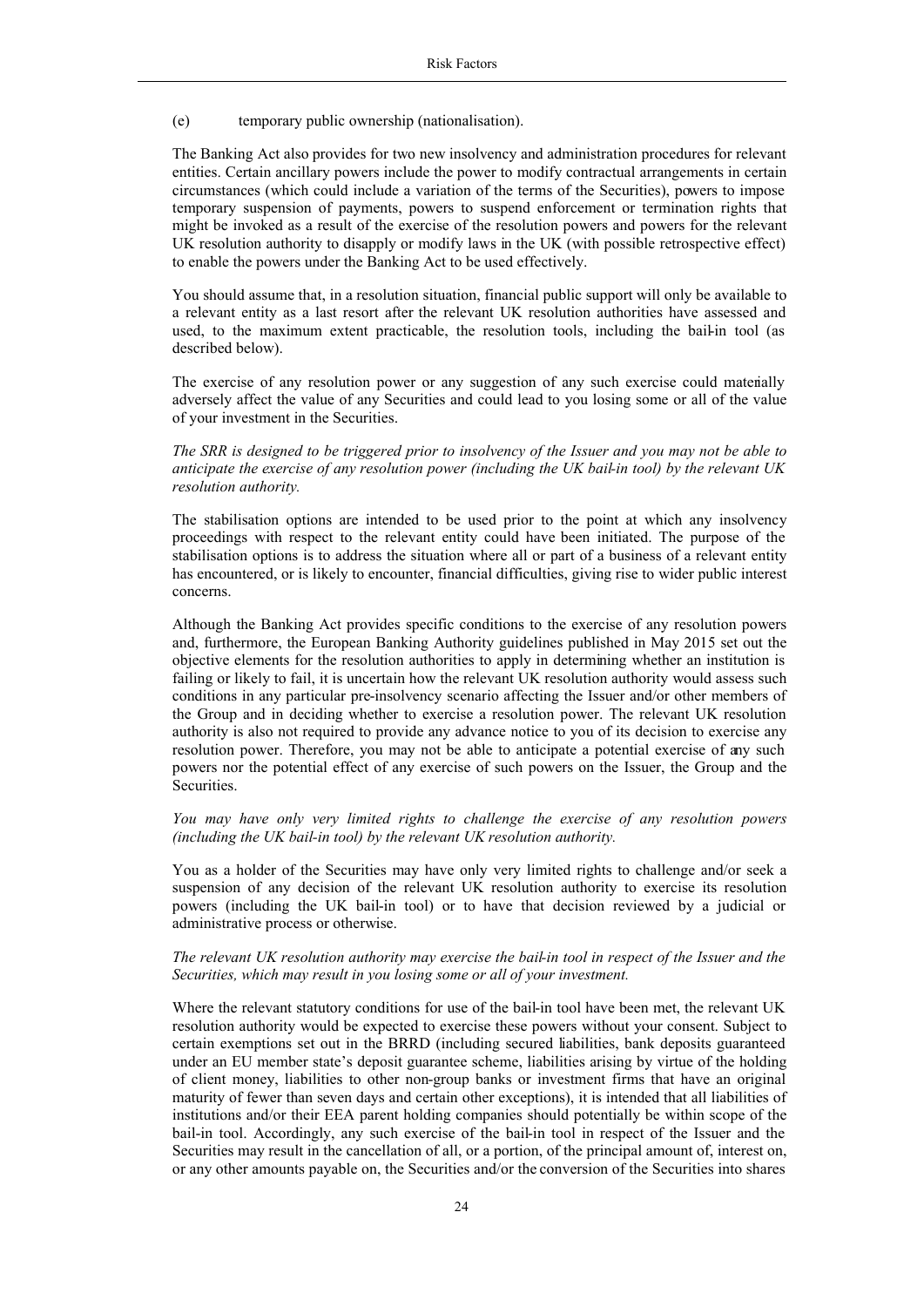(e) temporary public ownership (nationalisation).

The Banking Act also provides for two new insolvency and administration procedures for relevant entities. Certain ancillary powers include the power to modify contractual arrangements in certain circumstances (which could include a variation of the terms of the Securities), powers to impose temporary suspension of payments, powers to suspend enforcement or termination rights that might be invoked as a result of the exercise of the resolution powers and powers for the relevant UK resolution authority to disapply or modify laws in the UK (with possible retrospective effect) to enable the powers under the Banking Act to be used effectively.

You should assume that, in a resolution situation, financial public support will only be available to a relevant entity as a last resort after the relevant UK resolution authorities have assessed and used, to the maximum extent practicable, the resolution tools, including the bail-in tool (as described below).

The exercise of any resolution power or any suggestion of any such exercise could materially adversely affect the value of any Securities and could lead to you losing some or all of the value of your investment in the Securities.

*The SRR is designed to be triggered prior to insolvency of the Issuer and you may not be able to anticipate the exercise of any resolution power (including the UK bail-in tool) by the relevant UK resolution authority.*

The stabilisation options are intended to be used prior to the point at which any insolvency proceedings with respect to the relevant entity could have been initiated. The purpose of the stabilisation options is to address the situation where all or part of a business of a relevant entity has encountered, or is likely to encounter, financial difficulties, giving rise to wider public interest concerns.

Although the Banking Act provides specific conditions to the exercise of any resolution powers and, furthermore, the European Banking Authority guidelines published in May 2015 set out the objective elements for the resolution authorities to apply in determining whether an institution is failing or likely to fail, it is uncertain how the relevant UK resolution authority would assess such conditions in any particular pre-insolvency scenario affecting the Issuer and/or other members of the Group and in deciding whether to exercise a resolution power. The relevant UK resolution authority is also not required to provide any advance notice to you of its decision to exercise any resolution power. Therefore, you may not be able to anticipate a potential exercise of any such powers nor the potential effect of any exercise of such powers on the Issuer, the Group and the Securities.

*You may have only very limited rights to challenge the exercise of any resolution powers (including the UK bail-in tool) by the relevant UK resolution authority.*

You as a holder of the Securities may have only very limited rights to challenge and/or seek a suspension of any decision of the relevant UK resolution authority to exercise its resolution powers (including the UK bail-in tool) or to have that decision reviewed by a judicial or administrative process or otherwise.

*The relevant UK resolution authority may exercise the bail-in tool in respect of the Issuer and the Securities, which may result in you losing some or all of your investment.*

Where the relevant statutory conditions for use of the bail-in tool have been met, the relevant UK resolution authority would be expected to exercise these powers without your consent. Subject to certain exemptions set out in the BRRD (including secured liabilities, bank deposits guaranteed under an EU member state's deposit guarantee scheme, liabilities arising by virtue of the holding of client money, liabilities to other non-group banks or investment firms that have an original maturity of fewer than seven days and certain other exceptions), it is intended that all liabilities of institutions and/or their EEA parent holding companies should potentially be within scope of the bail-in tool. Accordingly, any such exercise of the bail-in tool in respect of the Issuer and the Securities may result in the cancellation of all, or a portion, of the principal amount of, interest on, or any other amounts payable on, the Securities and/or the conversion of the Securities into shares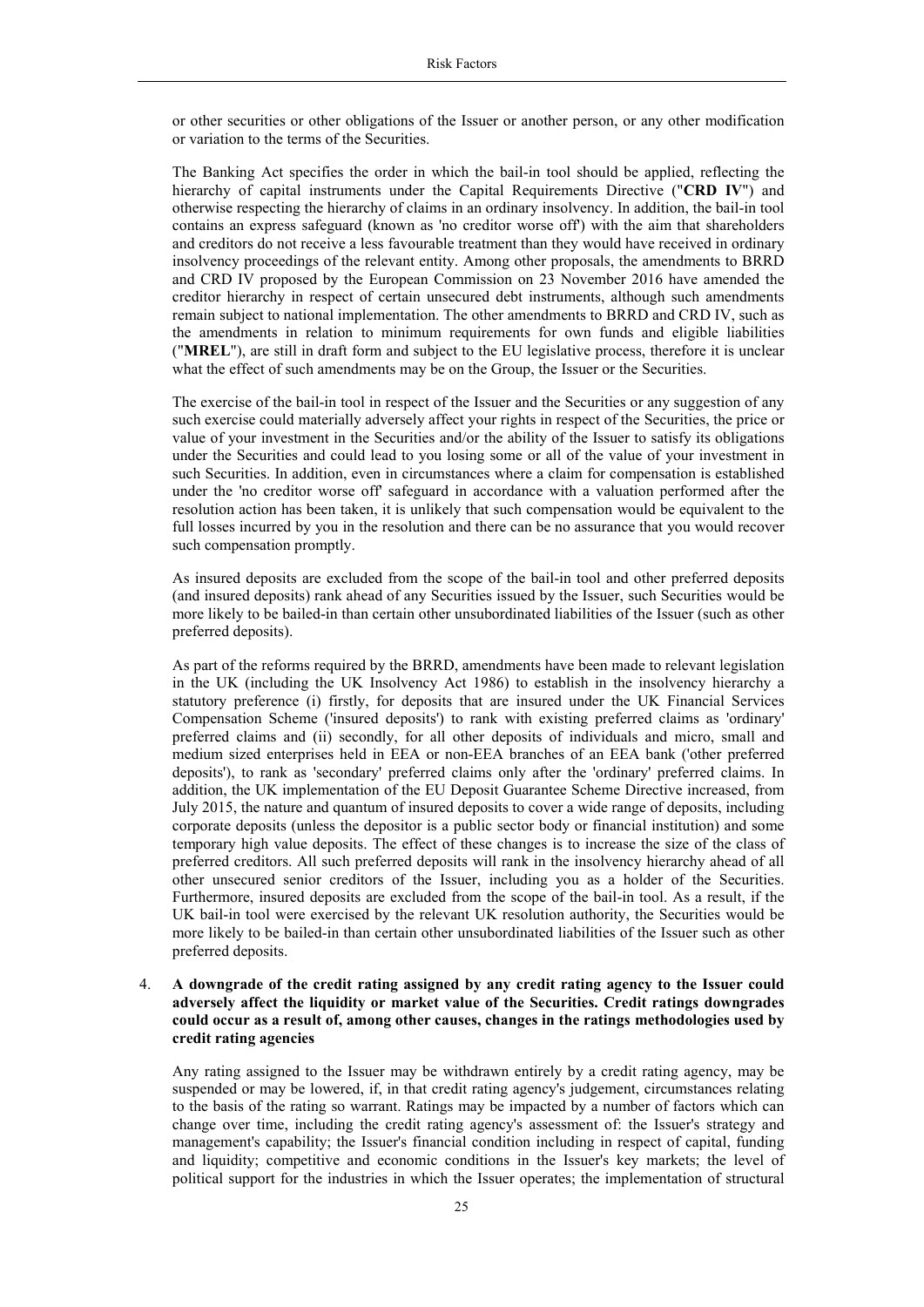or other securities or other obligations of the Issuer or another person, or any other modification or variation to the terms of the Securities.

The Banking Act specifies the order in which the bail-in tool should be applied, reflecting the hierarchy of capital instruments under the Capital Requirements Directive ("**CRD IV**") and otherwise respecting the hierarchy of claims in an ordinary insolvency. In addition, the bail-in tool contains an express safeguard (known as 'no creditor worse off') with the aim that shareholders and creditors do not receive a less favourable treatment than they would have received in ordinary insolvency proceedings of the relevant entity. Among other proposals, the amendments to BRRD and CRD IV proposed by the European Commission on 23 November 2016 have amended the creditor hierarchy in respect of certain unsecured debt instruments, although such amendments remain subject to national implementation. The other amendments to BRRD and CRD IV, such as the amendments in relation to minimum requirements for own funds and eligible liabilities ("**MREL**"), are still in draft form and subject to the EU legislative process, therefore it is unclear what the effect of such amendments may be on the Group, the Issuer or the Securities.

The exercise of the bail-in tool in respect of the Issuer and the Securities or any suggestion of any such exercise could materially adversely affect your rights in respect of the Securities, the price or value of your investment in the Securities and/or the ability of the Issuer to satisfy its obligations under the Securities and could lead to you losing some or all of the value of your investment in such Securities. In addition, even in circumstances where a claim for compensation is established under the 'no creditor worse off' safeguard in accordance with a valuation performed after the resolution action has been taken, it is unlikely that such compensation would be equivalent to the full losses incurred by you in the resolution and there can be no assurance that you would recover such compensation promptly.

As insured deposits are excluded from the scope of the bail-in tool and other preferred deposits (and insured deposits) rank ahead of any Securities issued by the Issuer, such Securities would be more likely to be bailed-in than certain other unsubordinated liabilities of the Issuer (such as other preferred deposits).

As part of the reforms required by the BRRD, amendments have been made to relevant legislation in the UK (including the UK Insolvency Act 1986) to establish in the insolvency hierarchy a statutory preference (i) firstly, for deposits that are insured under the UK Financial Services Compensation Scheme ('insured deposits') to rank with existing preferred claims as 'ordinary' preferred claims and (ii) secondly, for all other deposits of individuals and micro, small and medium sized enterprises held in EEA or non-EEA branches of an EEA bank ('other preferred deposits'), to rank as 'secondary' preferred claims only after the 'ordinary' preferred claims. In addition, the UK implementation of the EU Deposit Guarantee Scheme Directive increased, from July 2015, the nature and quantum of insured deposits to cover a wide range of deposits, including corporate deposits (unless the depositor is a public sector body or financial institution) and some temporary high value deposits. The effect of these changes is to increase the size of the class of preferred creditors. All such preferred deposits will rank in the insolvency hierarchy ahead of all other unsecured senior creditors of the Issuer, including you as a holder of the Securities. Furthermore, insured deposits are excluded from the scope of the bail-in tool. As a result, if the UK bail-in tool were exercised by the relevant UK resolution authority, the Securities would be more likely to be bailed-in than certain other unsubordinated liabilities of the Issuer such as other preferred deposits.

4. **A downgrade of the credit rating assigned by any credit rating agency to the Issuer could adversely affect the liquidity or market value of the Securities. Credit ratings downgrades could occur as a result of, among other causes, changes in the ratings methodologies used by credit rating agencies**

   Any rating assigned to the Issuer may be withdrawn entirely by a credit rating agency, may be suspended or may be lowered, if, in that credit rating agency's judgement, circumstances relating to the basis of the rating so warrant. Ratings may be impacted by a number of factors which can change over time, including the credit rating agency's assessment of: the Issuer's strategy and management's capability; the Issuer's financial condition including in respect of capital, funding and liquidity; competitive and economic conditions in the Issuer's key markets; the level of political support for the industries in which the Issuer operates; the implementation of structural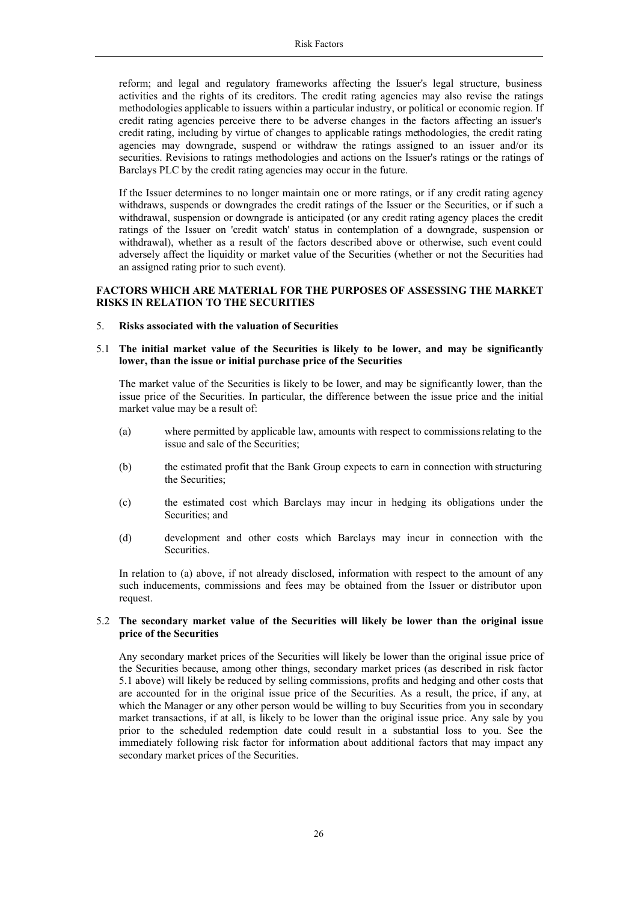reform; and legal and regulatory frameworks affecting the Issuer's legal structure, business activities and the rights of its creditors. The credit rating agencies may also revise the ratings methodologies applicable to issuers within a particular industry, or political or economic region. If credit rating agencies perceive there to be adverse changes in the factors affecting an issuer's credit rating, including by virtue of changes to applicable ratings methodologies, the credit rating agencies may downgrade, suspend or withdraw the ratings assigned to an issuer and/or its securities. Revisions to ratings methodologies and actions on the Issuer's ratings or the ratings of Barclays PLC by the credit rating agencies may occur in the future.

If the Issuer determines to no longer maintain one or more ratings, or if any credit rating agency withdraws, suspends or downgrades the credit ratings of the Issuer or the Securities, or if such a withdrawal, suspension or downgrade is anticipated (or any credit rating agency places the credit ratings of the Issuer on 'credit watch' status in contemplation of a downgrade, suspension or withdrawal), whether as a result of the factors described above or otherwise, such event could adversely affect the liquidity or market value of the Securities (whether or not the Securities had an assigned rating prior to such event).

## FACTORS WHICH ARE MATERIAL FOR THE PURPOSES OF ASSESSING THE MARKET RISKS IN RELATION TO THE SECURITIES

### 5. Risks associated with the valuation of Securities

#### 5.1 The initial market value of the Securities is likely to be lower, and may be significantly lower, than the issue or initial purchase price of the Securities

The market value of the Securities is likely to be lower, and may be significantly lower, than the issue price of the Securities. In particular, the difference between the issue price and the initial market value may be a result of:

(a) where permitted by applicable law, amounts with respect to commissions relating to the issue and sale of the Securities;

(b) the estimated profit that the Bank Group expects to earn in connection with structuring the Securities;

(c) the estimated cost which Barclays may incur in hedging its obligations under the Securities; and

(d) development and other costs which Barclays may incur in connection with the Securities.

In relation to (a) above, if not already disclosed, information with respect to the amount of any such inducements, commissions and fees may be obtained from the Issuer or distributor upon request.

#### 5.2 The secondary market value of the Securities will likely be lower than the original issue price of the Securities

Any secondary market prices of the Securities will likely be lower than the original issue price of the Securities because, among other things, secondary market prices (as described in risk factor 5.1 above) will likely be reduced by selling commissions, profits and hedging and other costs that are accounted for in the original issue price of the Securities. As a result, the price, if any, at which the Manager or any other person would be willing to buy Securities from you in secondary market transactions, if at all, is likely to be lower than the original issue price. Any sale by you prior to the scheduled redemption date could result in a substantial loss to you. See the immediately following risk factor for information about additional factors that may impact any secondary market prices of the Securities.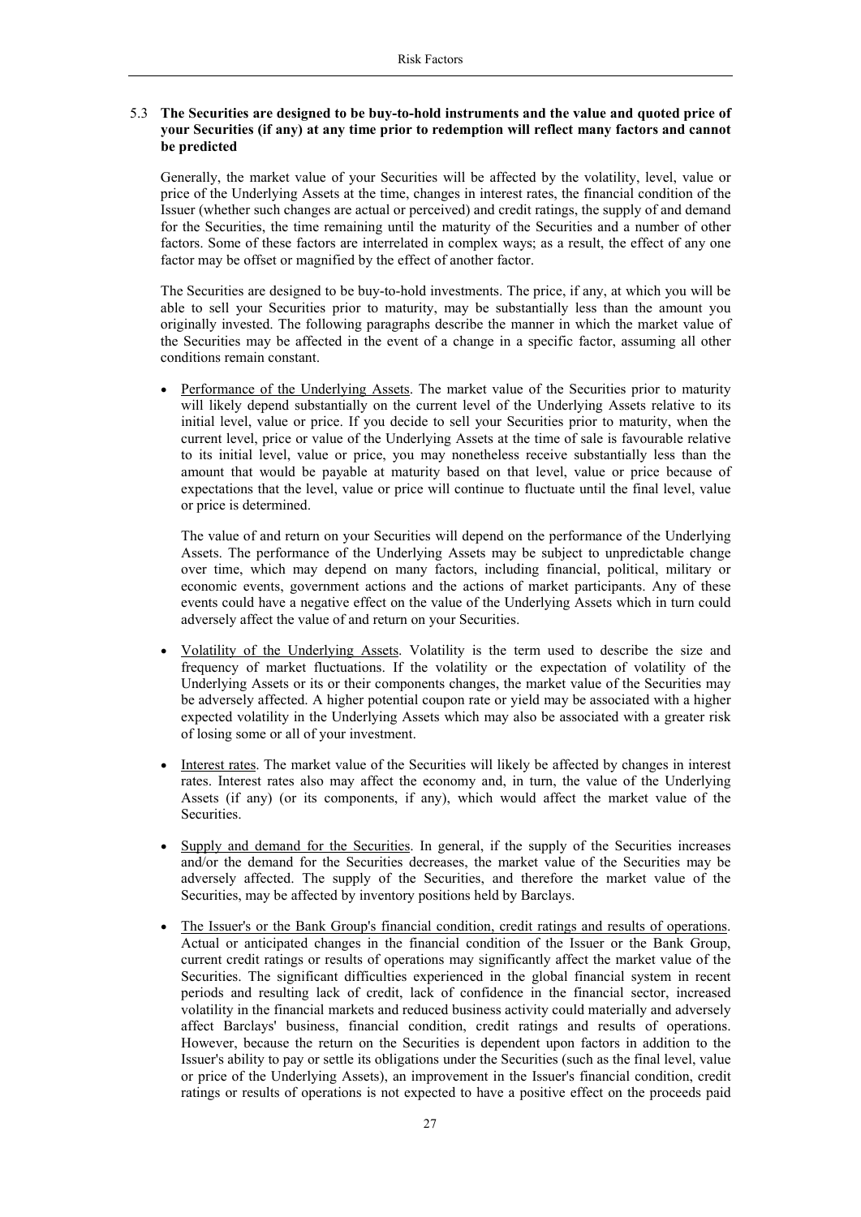### 5.3 The Securities are designed to be buy-to-hold instruments and the value and quoted price of your Securities (if any) at any time prior to redemption will reflect many factors and cannot be predicted

Generally, the market value of your Securities will be affected by the volatility, level, value or price of the Underlying Assets at the time, changes in interest rates, the financial condition of the Issuer (whether such changes are actual or perceived) and credit ratings, the supply of and demand for the Securities, the time remaining until the maturity of the Securities and a number of other factors. Some of these factors are interrelated in complex ways; as a result, the effect of any one factor may be offset or magnified by the effect of another factor.

The Securities are designed to be buy-to-hold investments. The price, if any, at which you will be able to sell your Securities prior to maturity, may be substantially less than the amount you originally invested. The following paragraphs describe the manner in which the market value of the Securities may be affected in the event of a change in a specific factor, assuming all other conditions remain constant.

- Performance of the Underlying Assets. The market value of the Securities prior to maturity will likely depend substantially on the current level of the Underlying Assets relative to its initial level, value or price. If you decide to sell your Securities prior to maturity, when the current level, price or value of the Underlying Assets at the time of sale is favourable relative to its initial level, value or price, you may nonetheless receive substantially less than the amount that would be payable at maturity based on that level, value or price because of expectations that the level, value or price will continue to fluctuate until the final level, value or price is determined.

  The value of and return on your Securities will depend on the performance of the Underlying Assets. The performance of the Underlying Assets may be subject to unpredictable change over time, which may depend on many factors, including financial, political, military or economic events, government actions and the actions of market participants. Any of these events could have a negative effect on the value of the Underlying Assets which in turn could adversely affect the value of and return on your Securities.

- Volatility of the Underlying Assets. Volatility is the term used to describe the size and frequency of market fluctuations. If the volatility or the expectation of volatility of the Underlying Assets or its or their components changes, the market value of the Securities may be adversely affected. A higher potential coupon rate or yield may be associated with a higher expected volatility in the Underlying Assets which may also be associated with a greater risk of losing some or all of your investment.

- Interest rates. The market value of the Securities will likely be affected by changes in interest rates. Interest rates also may affect the economy and, in turn, the value of the Underlying Assets (if any) (or its components, if any), which would affect the market value of the Securities.

- Supply and demand for the Securities. In general, if the supply of the Securities increases and/or the demand for the Securities decreases, the market value of the Securities may be adversely affected. The supply of the Securities, and therefore the market value of the Securities, may be affected by inventory positions held by Barclays.

- The Issuer's or the Bank Group's financial condition, credit ratings and results of operations. Actual or anticipated changes in the financial condition of the Issuer or the Bank Group, current credit ratings or results of operations may significantly affect the market value of the Securities. The significant difficulties experienced in the global financial system in recent periods and resulting lack of credit, lack of confidence in the financial sector, increased volatility in the financial markets and reduced business activity could materially and adversely affect Barclays' business, financial condition, credit ratings and results of operations. However, because the return on the Securities is dependent upon factors in addition to the Issuer's ability to pay or settle its obligations under the Securities (such as the final level, value or price of the Underlying Assets), an improvement in the Issuer's financial condition, credit ratings or results of operations is not expected to have a positive effect on the proceeds paid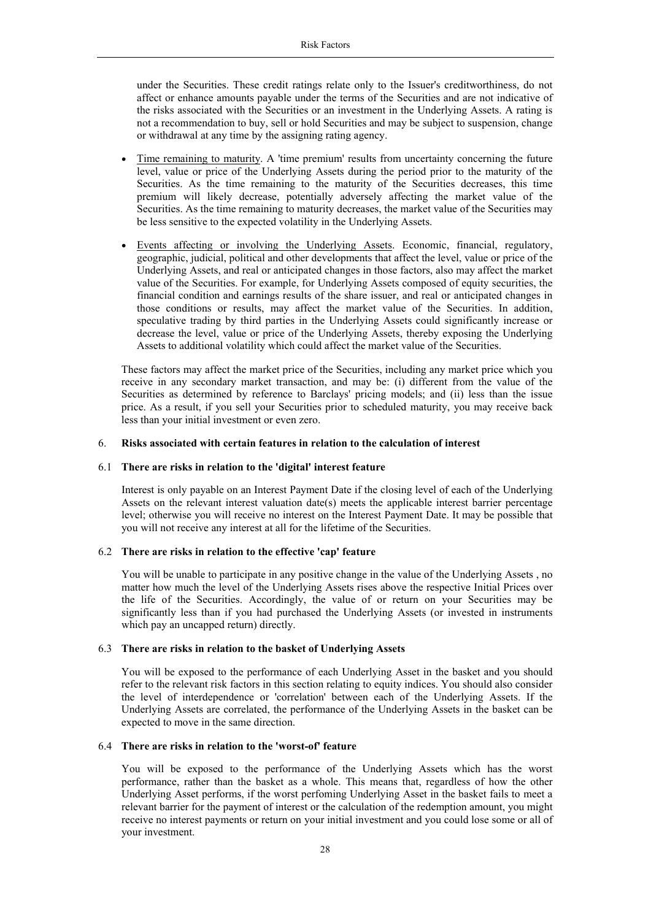under the Securities. These credit ratings relate only to the Issuer's creditworthiness, do not affect or enhance amounts payable under the terms of the Securities and are not indicative of the risks associated with the Securities or an investment in the Underlying Assets. A rating is not a recommendation to buy, sell or hold Securities and may be subject to suspension, change or withdrawal at any time by the assigning rating agency.

- Time remaining to maturity. A 'time premium' results from uncertainty concerning the future level, value or price of the Underlying Assets during the period prior to the maturity of the Securities. As the time remaining to the maturity of the Securities decreases, this time premium will likely decrease, potentially adversely affecting the market value of the Securities. As the time remaining to maturity decreases, the market value of the Securities may be less sensitive to the expected volatility in the Underlying Assets.

- Events affecting or involving the Underlying Assets. Economic, financial, regulatory, geographic, judicial, political and other developments that affect the level, value or price of the Underlying Assets, and real or anticipated changes in those factors, also may affect the market value of the Securities. For example, for Underlying Assets composed of equity securities, the financial condition and earnings results of the share issuer, and real or anticipated changes in those conditions or results, may affect the market value of the Securities. In addition, speculative trading by third parties in the Underlying Assets could significantly increase or decrease the level, value or price of the Underlying Assets, thereby exposing the Underlying Assets to additional volatility which could affect the market value of the Securities.

These factors may affect the market price of the Securities, including any market price which you receive in any secondary market transaction, and may be: (i) different from the value of the Securities as determined by reference to Barclays' pricing models; and (ii) less than the issue price. As a result, if you sell your Securities prior to scheduled maturity, you may receive back less than your initial investment or even zero.

6. **Risks associated with certain features in relation to the calculation of interest**

6.1 **There are risks in relation to the 'digital' interest feature**

Interest is only payable on an Interest Payment Date if the closing level of each of the Underlying Assets on the relevant interest valuation date(s) meets the applicable interest barrier percentage level; otherwise you will receive no interest on the Interest Payment Date. It may be possible that you will not receive any interest at all for the lifetime of the Securities.

6.2 **There are risks in relation to the effective 'cap' feature**

You will be unable to participate in any positive change in the value of the Underlying Assets , no matter how much the level of the Underlying Assets rises above the respective Initial Prices over the life of the Securities. Accordingly, the value of or return on your Securities may be significantly less than if you had purchased the Underlying Assets (or invested in instruments which pay an uncapped return) directly.

6.3 **There are risks in relation to the basket of Underlying Assets**

You will be exposed to the performance of each Underlying Asset in the basket and you should refer to the relevant risk factors in this section relating to equity indices. You should also consider the level of interdependence or 'correlation' between each of the Underlying Assets. If the Underlying Assets are correlated, the performance of the Underlying Assets in the basket can be expected to move in the same direction.

6.4 **There are risks in relation to the 'worst-of' feature**

You will be exposed to the performance of the Underlying Assets which has the worst performance, rather than the basket as a whole. This means that, regardless of how the other Underlying Asset performs, if the worst perfoming Underlying Asset in the basket fails to meet a relevant barrier for the payment of interest or the calculation of the redemption amount, you might receive no interest payments or return on your initial investment and you could lose some or all of your investment.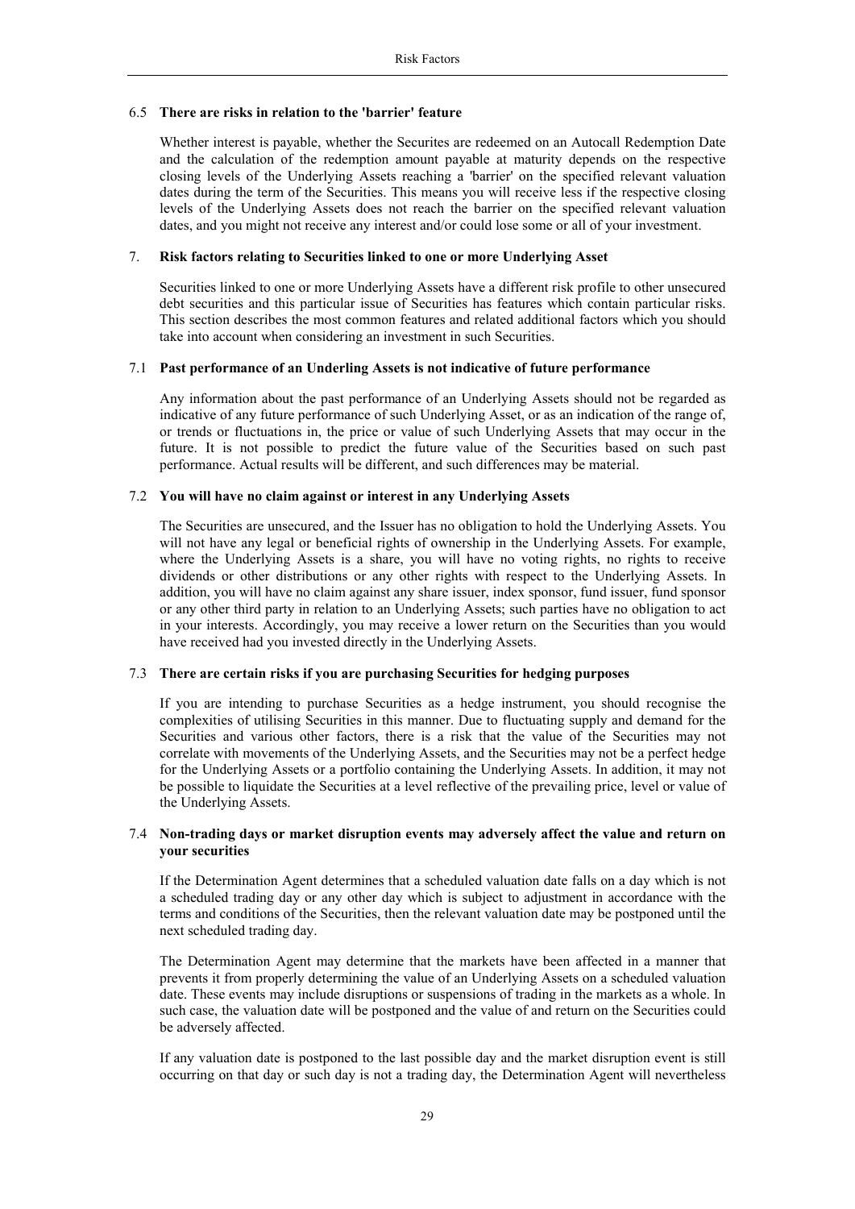### 6.5 There are risks in relation to the 'barrier' feature

Whether interest is payable, whether the Securites are redeemed on an Autocall Redemption Date and the calculation of the redemption amount payable at maturity depends on the respective closing levels of the Underlying Assets reaching a 'barrier' on the specified relevant valuation dates during the term of the Securities. This means you will receive less if the respective closing levels of the Underlying Assets does not reach the barrier on the specified relevant valuation dates, and you might not receive any interest and/or could lose some or all of your investment.

## 7. Risk factors relating to Securities linked to one or more Underlying Asset

Securities linked to one or more Underlying Assets have a different risk profile to other unsecured debt securities and this particular issue of Securities has features which contain particular risks. This section describes the most common features and related additional factors which you should take into account when considering an investment in such Securities.

### 7.1 Past performance of an Underling Assets is not indicative of future performance

Any information about the past performance of an Underlying Assets should not be regarded as indicative of any future performance of such Underlying Asset, or as an indication of the range of, or trends or fluctuations in, the price or value of such Underlying Assets that may occur in the future. It is not possible to predict the future value of the Securities based on such past performance. Actual results will be different, and such differences may be material.

### 7.2 You will have no claim against or interest in any Underlying Assets

The Securities are unsecured, and the Issuer has no obligation to hold the Underlying Assets. You will not have any legal or beneficial rights of ownership in the Underlying Assets. For example, where the Underlying Assets is a share, you will have no voting rights, no rights to receive dividends or other distributions or any other rights with respect to the Underlying Assets. In addition, you will have no claim against any share issuer, index sponsor, fund issuer, fund sponsor or any other third party in relation to an Underlying Assets; such parties have no obligation to act in your interests. Accordingly, you may receive a lower return on the Securities than you would have received had you invested directly in the Underlying Assets.

### 7.3 There are certain risks if you are purchasing Securities for hedging purposes

If you are intending to purchase Securities as a hedge instrument, you should recognise the complexities of utilising Securities in this manner. Due to fluctuating supply and demand for the Securities and various other factors, there is a risk that the value of the Securities may not correlate with movements of the Underlying Assets, and the Securities may not be a perfect hedge for the Underlying Assets or a portfolio containing the Underlying Assets. In addition, it may not be possible to liquidate the Securities at a level reflective of the prevailing price, level or value of the Underlying Assets.

### 7.4 Non-trading days or market disruption events may adversely affect the value and return on your securities

If the Determination Agent determines that a scheduled valuation date falls on a day which is not a scheduled trading day or any other day which is subject to adjustment in accordance with the terms and conditions of the Securities, then the relevant valuation date may be postponed until the next scheduled trading day.

The Determination Agent may determine that the markets have been affected in a manner that prevents it from properly determining the value of an Underlying Assets on a scheduled valuation date. These events may include disruptions or suspensions of trading in the markets as a whole. In such case, the valuation date will be postponed and the value of and return on the Securities could be adversely affected.

If any valuation date is postponed to the last possible day and the market disruption event is still occurring on that day or such day is not a trading day, the Determination Agent will nevertheless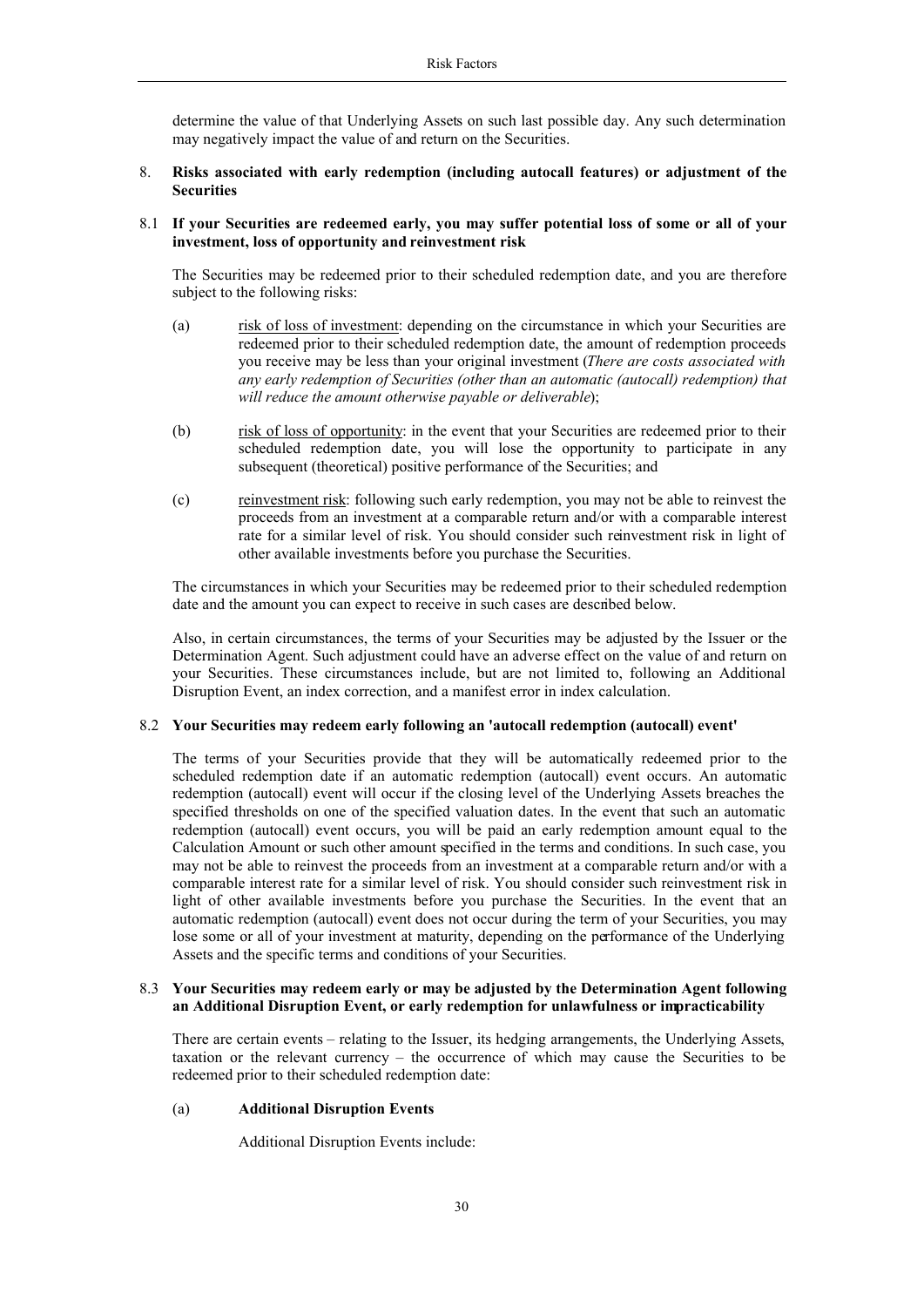determine the value of that Underlying Assets on such last possible day. Any such determination may negatively impact the value of and return on the Securities.

## 8. Risks associated with early redemption (including autocall features) or adjustment of the Securities

### 8.1 If your Securities are redeemed early, you may suffer potential loss of some or all of your investment, loss of opportunity and reinvestment risk

The Securities may be redeemed prior to their scheduled redemption date, and you are therefore subject to the following risks:

(a) risk of loss of investment: depending on the circumstance in which your Securities are redeemed prior to their scheduled redemption date, the amount of redemption proceeds you receive may be less than your original investment (*There are costs associated with any early redemption of Securities (other than an automatic (autocall) redemption) that will reduce the amount otherwise payable or deliverable*);

(b) risk of loss of opportunity: in the event that your Securities are redeemed prior to their scheduled redemption date, you will lose the opportunity to participate in any subsequent (theoretical) positive performance of the Securities; and

(c) reinvestment risk: following such early redemption, you may not be able to reinvest the proceeds from an investment at a comparable return and/or with a comparable interest rate for a similar level of risk. You should consider such reinvestment risk in light of other available investments before you purchase the Securities.

The circumstances in which your Securities may be redeemed prior to their scheduled redemption date and the amount you can expect to receive in such cases are described below.

Also, in certain circumstances, the terms of your Securities may be adjusted by the Issuer or the Determination Agent. Such adjustment could have an adverse effect on the value of and return on your Securities. These circumstances include, but are not limited to, following an Additional Disruption Event, an index correction, and a manifest error in index calculation.

### 8.2 Your Securities may redeem early following an 'autocall redemption (autocall) event'

The terms of your Securities provide that they will be automatically redeemed prior to the scheduled redemption date if an automatic redemption (autocall) event occurs. An automatic redemption (autocall) event will occur if the closing level of the Underlying Assets breaches the specified thresholds on one of the specified valuation dates. In the event that such an automatic redemption (autocall) event occurs, you will be paid an early redemption amount equal to the Calculation Amount or such other amount specified in the terms and conditions. In such case, you may not be able to reinvest the proceeds from an investment at a comparable return and/or with a comparable interest rate for a similar level of risk. You should consider such reinvestment risk in light of other available investments before you purchase the Securities. In the event that an automatic redemption (autocall) event does not occur during the term of your Securities, you may lose some or all of your investment at maturity, depending on the performance of the Underlying Assets and the specific terms and conditions of your Securities.

### 8.3 Your Securities may redeem early or may be adjusted by the Determination Agent following an Additional Disruption Event, or early redemption for unlawfulness or impracticability

There are certain events – relating to the Issuer, its hedging arrangements, the Underlying Assets, taxation or the relevant currency – the occurrence of which may cause the Securities to be redeemed prior to their scheduled redemption date:

(a) **Additional Disruption Events**

Additional Disruption Events include: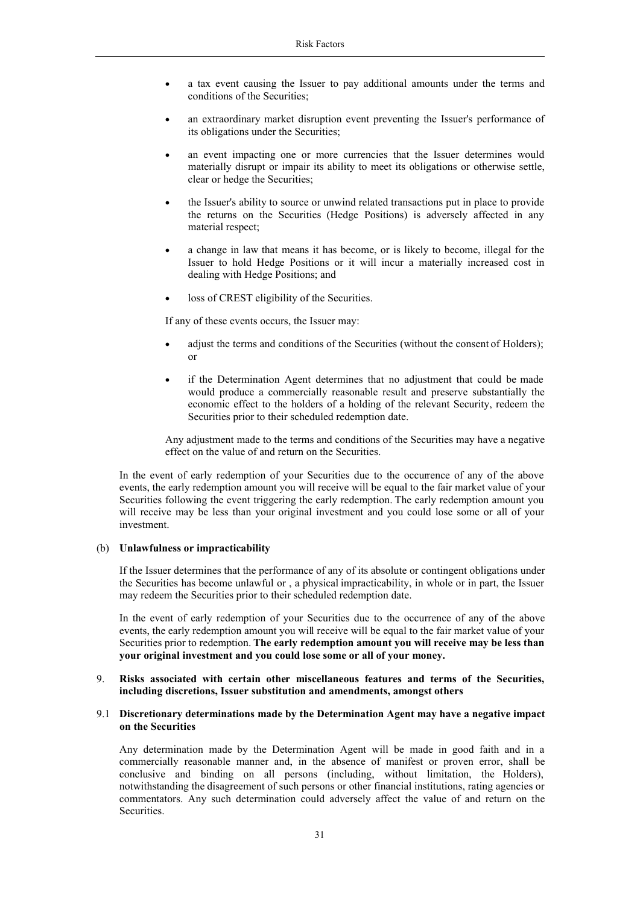- a tax event causing the Issuer to pay additional amounts under the terms and conditions of the Securities;
- an extraordinary market disruption event preventing the Issuer's performance of its obligations under the Securities;
- an event impacting one or more currencies that the Issuer determines would materially disrupt or impair its ability to meet its obligations or otherwise settle, clear or hedge the Securities;
- the Issuer's ability to source or unwind related transactions put in place to provide the returns on the Securities (Hedge Positions) is adversely affected in any material respect;
- a change in law that means it has become, or is likely to become, illegal for the Issuer to hold Hedge Positions or it will incur a materially increased cost in dealing with Hedge Positions; and
- loss of CREST eligibility of the Securities.

If any of these events occurs, the Issuer may:

- adjust the terms and conditions of the Securities (without the consent of Holders); or
- if the Determination Agent determines that no adjustment that could be made would produce a commercially reasonable result and preserve substantially the economic effect to the holders of a holding of the relevant Security, redeem the Securities prior to their scheduled redemption date.

Any adjustment made to the terms and conditions of the Securities may have a negative effect on the value of and return on the Securities.

In the event of early redemption of your Securities due to the occurrence of any of the above events, the early redemption amount you will receive will be equal to the fair market value of your Securities following the event triggering the early redemption. The early redemption amount you will receive may be less than your original investment and you could lose some or all of your investment.

(b) **Unlawfulness or impracticability**

If the Issuer determines that the performance of any of its absolute or contingent obligations under the Securities has become unlawful or , a physical impracticability, in whole or in part, the Issuer may redeem the Securities prior to their scheduled redemption date.

In the event of early redemption of your Securities due to the occurrence of any of the above events, the early redemption amount you will receive will be equal to the fair market value of your Securities prior to redemption. **The early redemption amount you will receive may be less than your original investment and you could lose some or all of your money.**

9. **Risks associated with certain other miscellaneous features and terms of the Securities, including discretions, Issuer substitution and amendments, amongst others**

9.1 **Discretionary determinations made by the Determination Agent may have a negative impact on the Securities**

Any determination made by the Determination Agent will be made in good faith and in a commercially reasonable manner and, in the absence of manifest or proven error, shall be conclusive and binding on all persons (including, without limitation, the Holders), notwithstanding the disagreement of such persons or other financial institutions, rating agencies or commentators. Any such determination could adversely affect the value of and return on the Securities.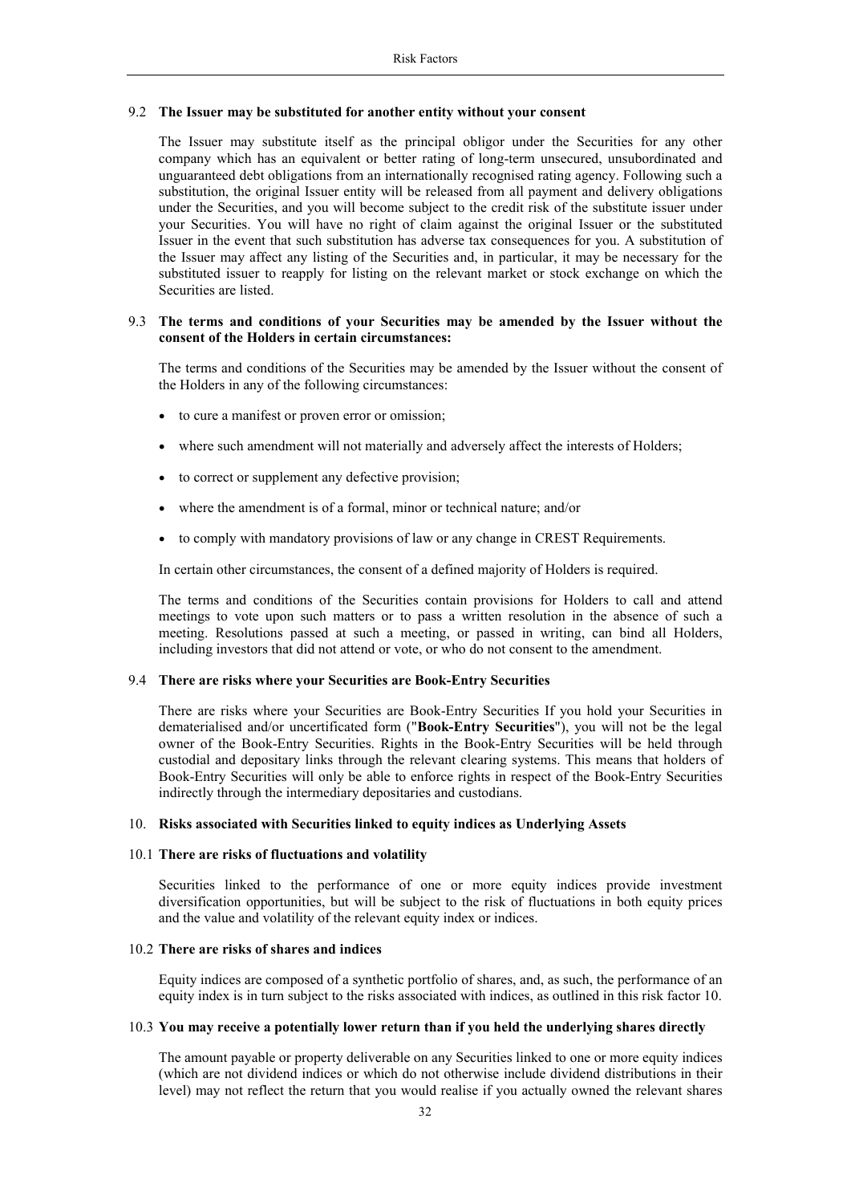### 9.2 The Issuer may be substituted for another entity without your consent

The Issuer may substitute itself as the principal obligor under the Securities for any other company which has an equivalent or better rating of long-term unsecured, unsubordinated and unguaranteed debt obligations from an internationally recognised rating agency. Following such a substitution, the original Issuer entity will be released from all payment and delivery obligations under the Securities, and you will become subject to the credit risk of the substitute issuer under your Securities. You will have no right of claim against the original Issuer or the substituted Issuer in the event that such substitution has adverse tax consequences for you. A substitution of the Issuer may affect any listing of the Securities and, in particular, it may be necessary for the substituted issuer to reapply for listing on the relevant market or stock exchange on which the Securities are listed.

### 9.3 The terms and conditions of your Securities may be amended by the Issuer without the consent of the Holders in certain circumstances:

The terms and conditions of the Securities may be amended by the Issuer without the consent of the Holders in any of the following circumstances:

- to cure a manifest or proven error or omission;
- where such amendment will not materially and adversely affect the interests of Holders;
- to correct or supplement any defective provision;
- where the amendment is of a formal, minor or technical nature; and/or
- to comply with mandatory provisions of law or any change in CREST Requirements.

In certain other circumstances, the consent of a defined majority of Holders is required.

The terms and conditions of the Securities contain provisions for Holders to call and attend meetings to vote upon such matters or to pass a written resolution in the absence of such a meeting. Resolutions passed at such a meeting, or passed in writing, can bind all Holders, including investors that did not attend or vote, or who do not consent to the amendment.

### 9.4 There are risks where your Securities are Book-Entry Securities

There are risks where your Securities are Book-Entry Securities If you hold your Securities in dematerialised and/or uncertificated form ("**Book-Entry Securities**"), you will not be the legal owner of the Book-Entry Securities. Rights in the Book-Entry Securities will be held through custodial and depositary links through the relevant clearing systems. This means that holders of Book-Entry Securities will only be able to enforce rights in respect of the Book-Entry Securities indirectly through the intermediary depositaries and custodians.

## 10. Risks associated with Securities linked to equity indices as Underlying Assets

### 10.1 There are risks of fluctuations and volatility

Securities linked to the performance of one or more equity indices provide investment diversification opportunities, but will be subject to the risk of fluctuations in both equity prices and the value and volatility of the relevant equity index or indices.

### 10.2 There are risks of shares and indices

Equity indices are composed of a synthetic portfolio of shares, and, as such, the performance of an equity index is in turn subject to the risks associated with indices, as outlined in this risk factor 10.

### 10.3 You may receive a potentially lower return than if you held the underlying shares directly

The amount payable or property deliverable on any Securities linked to one or more equity indices (which are not dividend indices or which do not otherwise include dividend distributions in their level) may not reflect the return that you would realise if you actually owned the relevant shares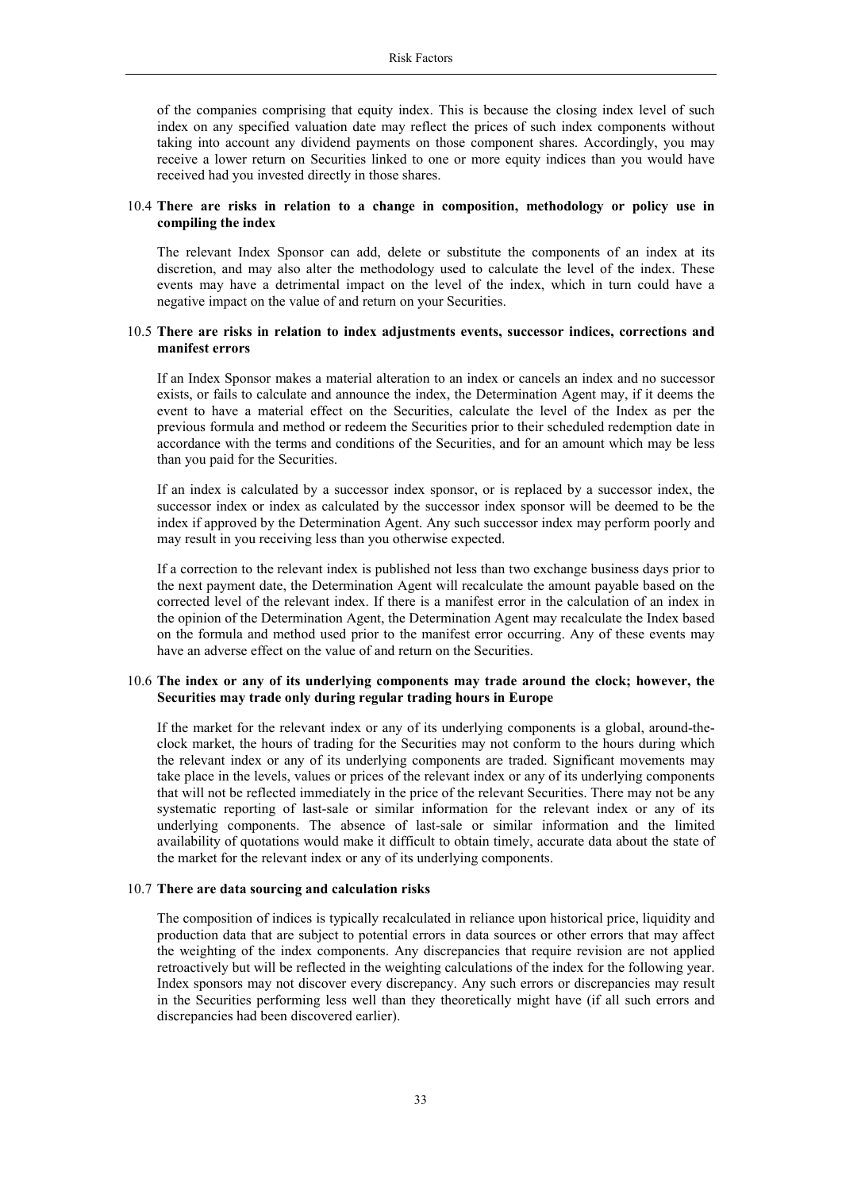of the companies comprising that equity index. This is because the closing index level of such index on any specified valuation date may reflect the prices of such index components without taking into account any dividend payments on those component shares. Accordingly, you may receive a lower return on Securities linked to one or more equity indices than you would have received had you invested directly in those shares.

### 10.4 There are risks in relation to a change in composition, methodology or policy use in compiling the index

The relevant Index Sponsor can add, delete or substitute the components of an index at its discretion, and may also alter the methodology used to calculate the level of the index. These events may have a detrimental impact on the level of the index, which in turn could have a negative impact on the value of and return on your Securities.

### 10.5 There are risks in relation to index adjustments events, successor indices, corrections and manifest errors

If an Index Sponsor makes a material alteration to an index or cancels an index and no successor exists, or fails to calculate and announce the index, the Determination Agent may, if it deems the event to have a material effect on the Securities, calculate the level of the Index as per the previous formula and method or redeem the Securities prior to their scheduled redemption date in accordance with the terms and conditions of the Securities, and for an amount which may be less than you paid for the Securities.

If an index is calculated by a successor index sponsor, or is replaced by a successor index, the successor index or index as calculated by the successor index sponsor will be deemed to be the index if approved by the Determination Agent. Any such successor index may perform poorly and may result in you receiving less than you otherwise expected.

If a correction to the relevant index is published not less than two exchange business days prior to the next payment date, the Determination Agent will recalculate the amount payable based on the corrected level of the relevant index. If there is a manifest error in the calculation of an index in the opinion of the Determination Agent, the Determination Agent may recalculate the Index based on the formula and method used prior to the manifest error occurring. Any of these events may have an adverse effect on the value of and return on the Securities.

### 10.6 The index or any of its underlying components may trade around the clock; however, the Securities may trade only during regular trading hours in Europe

If the market for the relevant index or any of its underlying components is a global, around-the-clock market, the hours of trading for the Securities may not conform to the hours during which the relevant index or any of its underlying components are traded. Significant movements may take place in the levels, values or prices of the relevant index or any of its underlying components that will not be reflected immediately in the price of the relevant Securities. There may not be any systematic reporting of last-sale or similar information for the relevant index or any of its underlying components. The absence of last-sale or similar information and the limited availability of quotations would make it difficult to obtain timely, accurate data about the state of the market for the relevant index or any of its underlying components.

### 10.7 There are data sourcing and calculation risks

The composition of indices is typically recalculated in reliance upon historical price, liquidity and production data that are subject to potential errors in data sources or other errors that may affect the weighting of the index components. Any discrepancies that require revision are not applied retroactively but will be reflected in the weighting calculations of the index for the following year. Index sponsors may not discover every discrepancy. Any such errors or discrepancies may result in the Securities performing less well than they theoretically might have (if all such errors and discrepancies had been discovered earlier).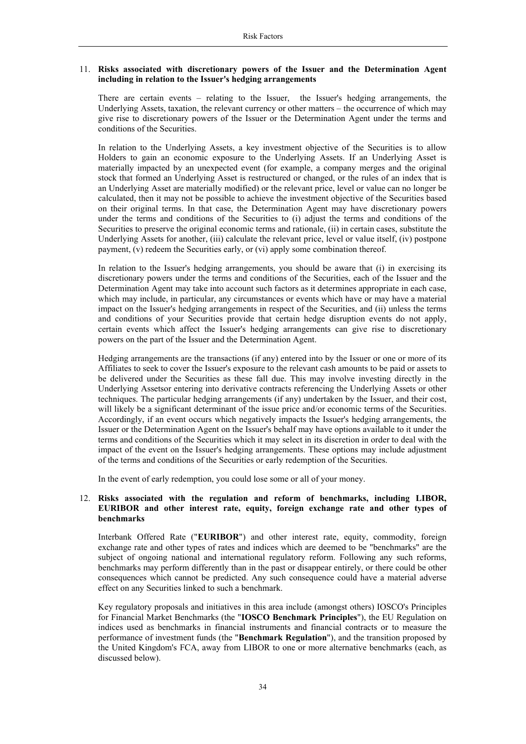11. **Risks associated with discretionary powers of the Issuer and the Determination Agent including in relation to the Issuer's hedging arrangements**

    There are certain events – relating to the Issuer, the Issuer's hedging arrangements, the Underlying Assets, taxation, the relevant currency or other matters – the occurrence of which may give rise to discretionary powers of the Issuer or the Determination Agent under the terms and conditions of the Securities.

    In relation to the Underlying Assets, a key investment objective of the Securities is to allow Holders to gain an economic exposure to the Underlying Assets. If an Underlying Asset is materially impacted by an unexpected event (for example, a company merges and the original stock that formed an Underlying Asset is restructured or changed, or the rules of an index that is an Underlying Asset are materially modified) or the relevant price, level or value can no longer be calculated, then it may not be possible to achieve the investment objective of the Securities based on their original terms. In that case, the Determination Agent may have discretionary powers under the terms and conditions of the Securities to (i) adjust the terms and conditions of the Securities to preserve the original economic terms and rationale, (ii) in certain cases, substitute the Underlying Assets for another, (iii) calculate the relevant price, level or value itself, (iv) postpone payment, (v) redeem the Securities early, or (vi) apply some combination thereof.

    In relation to the Issuer's hedging arrangements, you should be aware that (i) in exercising its discretionary powers under the terms and conditions of the Securities, each of the Issuer and the Determination Agent may take into account such factors as it determines appropriate in each case, which may include, in particular, any circumstances or events which have or may have a material impact on the Issuer's hedging arrangements in respect of the Securities, and (ii) unless the terms and conditions of your Securities provide that certain hedge disruption events do not apply, certain events which affect the Issuer's hedging arrangements can give rise to discretionary powers on the part of the Issuer and the Determination Agent.

    Hedging arrangements are the transactions (if any) entered into by the Issuer or one or more of its Affiliates to seek to cover the Issuer's exposure to the relevant cash amounts to be paid or assets to be delivered under the Securities as these fall due. This may involve investing directly in the Underlying Assetsor entering into derivative contracts referencing the Underlying Assets or other techniques. The particular hedging arrangements (if any) undertaken by the Issuer, and their cost, will likely be a significant determinant of the issue price and/or economic terms of the Securities. Accordingly, if an event occurs which negatively impacts the Issuer's hedging arrangements, the Issuer or the Determination Agent on the Issuer's behalf may have options available to it under the terms and conditions of the Securities which it may select in its discretion in order to deal with the impact of the event on the Issuer's hedging arrangements. These options may include adjustment of the terms and conditions of the Securities or early redemption of the Securities.

    In the event of early redemption, you could lose some or all of your money.

12. **Risks associated with the regulation and reform of benchmarks, including LIBOR, EURIBOR and other interest rate, equity, foreign exchange rate and other types of benchmarks**

    Interbank Offered Rate ("**EURIBOR**") and other interest rate, equity, commodity, foreign exchange rate and other types of rates and indices which are deemed to be "benchmarks" are the subject of ongoing national and international regulatory reform. Following any such reforms, benchmarks may perform differently than in the past or disappear entirely, or there could be other consequences which cannot be predicted. Any such consequence could have a material adverse effect on any Securities linked to such a benchmark.

    Key regulatory proposals and initiatives in this area include (amongst others) IOSCO's Principles for Financial Market Benchmarks (the "**IOSCO Benchmark Principles**"), the EU Regulation on indices used as benchmarks in financial instruments and financial contracts or to measure the performance of investment funds (the "**Benchmark Regulation**"), and the transition proposed by the United Kingdom's FCA, away from LIBOR to one or more alternative benchmarks (each, as discussed below).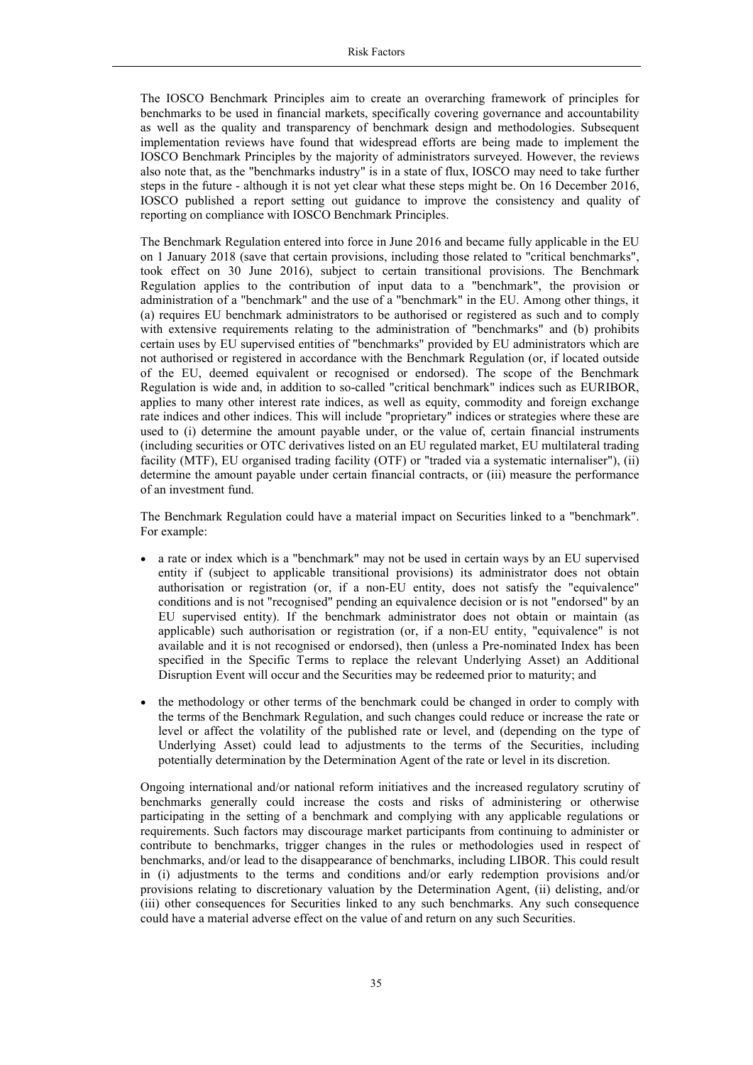The IOSCO Benchmark Principles aim to create an overarching framework of principles for benchmarks to be used in financial markets, specifically covering governance and accountability as well as the quality and transparency of benchmark design and methodologies. Subsequent implementation reviews have found that widespread efforts are being made to implement the IOSCO Benchmark Principles by the majority of administrators surveyed. However, the reviews also note that, as the "benchmarks industry" is in a state of flux, IOSCO may need to take further steps in the future - although it is not yet clear what these steps might be. On 16 December 2016, IOSCO published a report setting out guidance to improve the consistency and quality of reporting on compliance with IOSCO Benchmark Principles.

The Benchmark Regulation entered into force in June 2016 and became fully applicable in the EU on 1 January 2018 (save that certain provisions, including those related to "critical benchmarks", took effect on 30 June 2016), subject to certain transitional provisions. The Benchmark Regulation applies to the contribution of input data to a "benchmark", the provision or administration of a "benchmark" and the use of a "benchmark" in the EU. Among other things, it (a) requires EU benchmark administrators to be authorised or registered as such and to comply with extensive requirements relating to the administration of "benchmarks" and (b) prohibits certain uses by EU supervised entities of "benchmarks" provided by EU administrators which are not authorised or registered in accordance with the Benchmark Regulation (or, if located outside of the EU, deemed equivalent or recognised or endorsed). The scope of the Benchmark Regulation is wide and, in addition to so-called "critical benchmark" indices such as EURIBOR, applies to many other interest rate indices, as well as equity, commodity and foreign exchange rate indices and other indices. This will include "proprietary" indices or strategies where these are used to (i) determine the amount payable under, or the value of, certain financial instruments (including securities or OTC derivatives listed on an EU regulated market, EU multilateral trading facility (MTF), EU organised trading facility (OTF) or "traded via a systematic internaliser"), (ii) determine the amount payable under certain financial contracts, or (iii) measure the performance of an investment fund.

The Benchmark Regulation could have a material impact on Securities linked to a "benchmark". For example:

- a rate or index which is a "benchmark" may not be used in certain ways by an EU supervised entity if (subject to applicable transitional provisions) its administrator does not obtain authorisation or registration (or, if a non-EU entity, does not satisfy the "equivalence" conditions and is not "recognised" pending an equivalence decision or is not "endorsed" by an EU supervised entity). If the benchmark administrator does not obtain or maintain (as applicable) such authorisation or registration (or, if a non-EU entity, "equivalence" is not available and it is not recognised or endorsed), then (unless a Pre-nominated Index has been specified in the Specific Terms to replace the relevant Underlying Asset) an Additional Disruption Event will occur and the Securities may be redeemed prior to maturity; and
- the methodology or other terms of the benchmark could be changed in order to comply with the terms of the Benchmark Regulation, and such changes could reduce or increase the rate or level or affect the volatility of the published rate or level, and (depending on the type of Underlying Asset) could lead to adjustments to the terms of the Securities, including potentially determination by the Determination Agent of the rate or level in its discretion.

Ongoing international and/or national reform initiatives and the increased regulatory scrutiny of benchmarks generally could increase the costs and risks of administering or otherwise participating in the setting of a benchmark and complying with any applicable regulations or requirements. Such factors may discourage market participants from continuing to administer or contribute to benchmarks, trigger changes in the rules or methodologies used in respect of benchmarks, and/or lead to the disappearance of benchmarks, including LIBOR. This could result in (i) adjustments to the terms and conditions and/or early redemption provisions and/or provisions relating to discretionary valuation by the Determination Agent, (ii) delisting, and/or (iii) other consequences for Securities linked to any such benchmarks. Any such consequence could have a material adverse effect on the value of and return on any such Securities.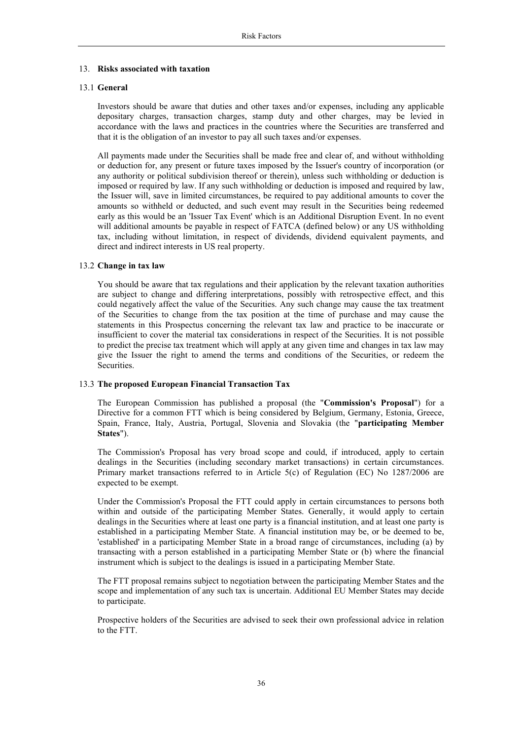## 13. **Risks associated with taxation**

### 13.1 **General**

Investors should be aware that duties and other taxes and/or expenses, including any applicable depositary charges, transaction charges, stamp duty and other charges, may be levied in accordance with the laws and practices in the countries where the Securities are transferred and that it is the obligation of an investor to pay all such taxes and/or expenses.

All payments made under the Securities shall be made free and clear of, and without withholding or deduction for, any present or future taxes imposed by the Issuer's country of incorporation (or any authority or political subdivision thereof or therein), unless such withholding or deduction is imposed or required by law. If any such withholding or deduction is imposed and required by law, the Issuer will, save in limited circumstances, be required to pay additional amounts to cover the amounts so withheld or deducted, and such event may result in the Securities being redeemed early as this would be an 'Issuer Tax Event' which is an Additional Disruption Event. In no event will additional amounts be payable in respect of FATCA (defined below) or any US withholding tax, including without limitation, in respect of dividends, dividend equivalent payments, and direct and indirect interests in US real property.

### 13.2 **Change in tax law**

You should be aware that tax regulations and their application by the relevant taxation authorities are subject to change and differing interpretations, possibly with retrospective effect, and this could negatively affect the value of the Securities. Any such change may cause the tax treatment of the Securities to change from the tax position at the time of purchase and may cause the statements in this Prospectus concerning the relevant tax law and practice to be inaccurate or insufficient to cover the material tax considerations in respect of the Securities. It is not possible to predict the precise tax treatment which will apply at any given time and changes in tax law may give the Issuer the right to amend the terms and conditions of the Securities, or redeem the Securities.

### 13.3 **The proposed European Financial Transaction Tax**

The European Commission has published a proposal (the "**Commission's Proposal**") for a Directive for a common FTT which is being considered by Belgium, Germany, Estonia, Greece, Spain, France, Italy, Austria, Portugal, Slovenia and Slovakia (the "**participating Member States**").

The Commission's Proposal has very broad scope and could, if introduced, apply to certain dealings in the Securities (including secondary market transactions) in certain circumstances. Primary market transactions referred to in Article 5(c) of Regulation (EC) No 1287/2006 are expected to be exempt.

Under the Commission's Proposal the FTT could apply in certain circumstances to persons both within and outside of the participating Member States. Generally, it would apply to certain dealings in the Securities where at least one party is a financial institution, and at least one party is established in a participating Member State. A financial institution may be, or be deemed to be, 'established' in a participating Member State in a broad range of circumstances, including (a) by transacting with a person established in a participating Member State or (b) where the financial instrument which is subject to the dealings is issued in a participating Member State.

The FTT proposal remains subject to negotiation between the participating Member States and the scope and implementation of any such tax is uncertain. Additional EU Member States may decide to participate.

Prospective holders of the Securities are advised to seek their own professional advice in relation to the FTT.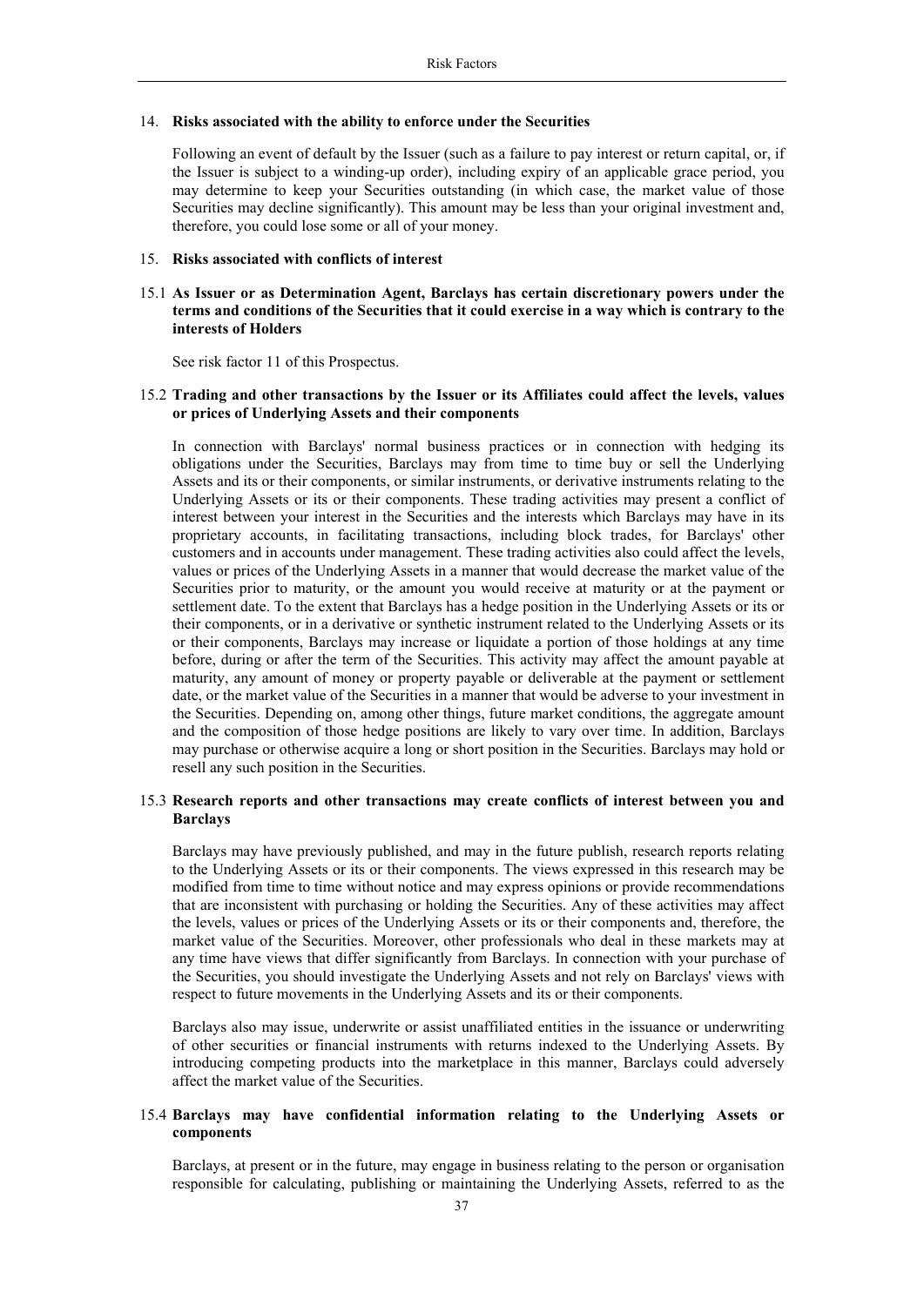## 14. Risks associated with the ability to enforce under the Securities

Following an event of default by the Issuer (such as a failure to pay interest or return capital, or, if the Issuer is subject to a winding-up order), including expiry of an applicable grace period, you may determine to keep your Securities outstanding (in which case, the market value of those Securities may decline significantly). This amount may be less than your original investment and, therefore, you could lose some or all of your money.

## 15. Risks associated with conflicts of interest

### 15.1 As Issuer or as Determination Agent, Barclays has certain discretionary powers under the terms and conditions of the Securities that it could exercise in a way which is contrary to the interests of Holders

See risk factor 11 of this Prospectus.

### 15.2 Trading and other transactions by the Issuer or its Affiliates could affect the levels, values or prices of Underlying Assets and their components

In connection with Barclays' normal business practices or in connection with hedging its obligations under the Securities, Barclays may from time to time buy or sell the Underlying Assets and its or their components, or similar instruments, or derivative instruments relating to the Underlying Assets or its or their components. These trading activities may present a conflict of interest between your interest in the Securities and the interests which Barclays may have in its proprietary accounts, in facilitating transactions, including block trades, for Barclays' other customers and in accounts under management. These trading activities also could affect the levels, values or prices of the Underlying Assets in a manner that would decrease the market value of the Securities prior to maturity, or the amount you would receive at maturity or at the payment or settlement date. To the extent that Barclays has a hedge position in the Underlying Assets or its or their components, or in a derivative or synthetic instrument related to the Underlying Assets or its or their components, Barclays may increase or liquidate a portion of those holdings at any time before, during or after the term of the Securities. This activity may affect the amount payable at maturity, any amount of money or property payable or deliverable at the payment or settlement date, or the market value of the Securities in a manner that would be adverse to your investment in the Securities. Depending on, among other things, future market conditions, the aggregate amount and the composition of those hedge positions are likely to vary over time. In addition, Barclays may purchase or otherwise acquire a long or short position in the Securities. Barclays may hold or resell any such position in the Securities.

### 15.3 Research reports and other transactions may create conflicts of interest between you and Barclays

Barclays may have previously published, and may in the future publish, research reports relating to the Underlying Assets or its or their components. The views expressed in this research may be modified from time to time without notice and may express opinions or provide recommendations that are inconsistent with purchasing or holding the Securities. Any of these activities may affect the levels, values or prices of the Underlying Assets or its or their components and, therefore, the market value of the Securities. Moreover, other professionals who deal in these markets may at any time have views that differ significantly from Barclays. In connection with your purchase of the Securities, you should investigate the Underlying Assets and not rely on Barclays' views with respect to future movements in the Underlying Assets and its or their components.

Barclays also may issue, underwrite or assist unaffiliated entities in the issuance or underwriting of other securities or financial instruments with returns indexed to the Underlying Assets. By introducing competing products into the marketplace in this manner, Barclays could adversely affect the market value of the Securities.

### 15.4 Barclays may have confidential information relating to the Underlying Assets or components

Barclays, at present or in the future, may engage in business relating to the person or organisation responsible for calculating, publishing or maintaining the Underlying Assets, referred to as the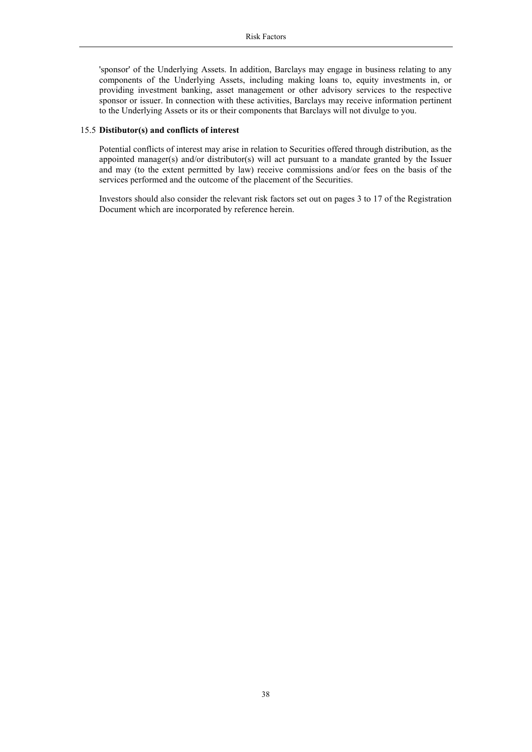'sponsor' of the Underlying Assets. In addition, Barclays may engage in business relating to any components of the Underlying Assets, including making loans to, equity investments in, or providing investment banking, asset management or other advisory services to the respective sponsor or issuer. In connection with these activities, Barclays may receive information pertinent to the Underlying Assets or its or their components that Barclays will not divulge to you.

### 15.5 **Distibutor(s) and conflicts of interest**

Potential conflicts of interest may arise in relation to Securities offered through distribution, as the appointed manager(s) and/or distributor(s) will act pursuant to a mandate granted by the Issuer and may (to the extent permitted by law) receive commissions and/or fees on the basis of the services performed and the outcome of the placement of the Securities.

Investors should also consider the relevant risk factors set out on pages 3 to 17 of the Registration Document which are incorporated by reference herein.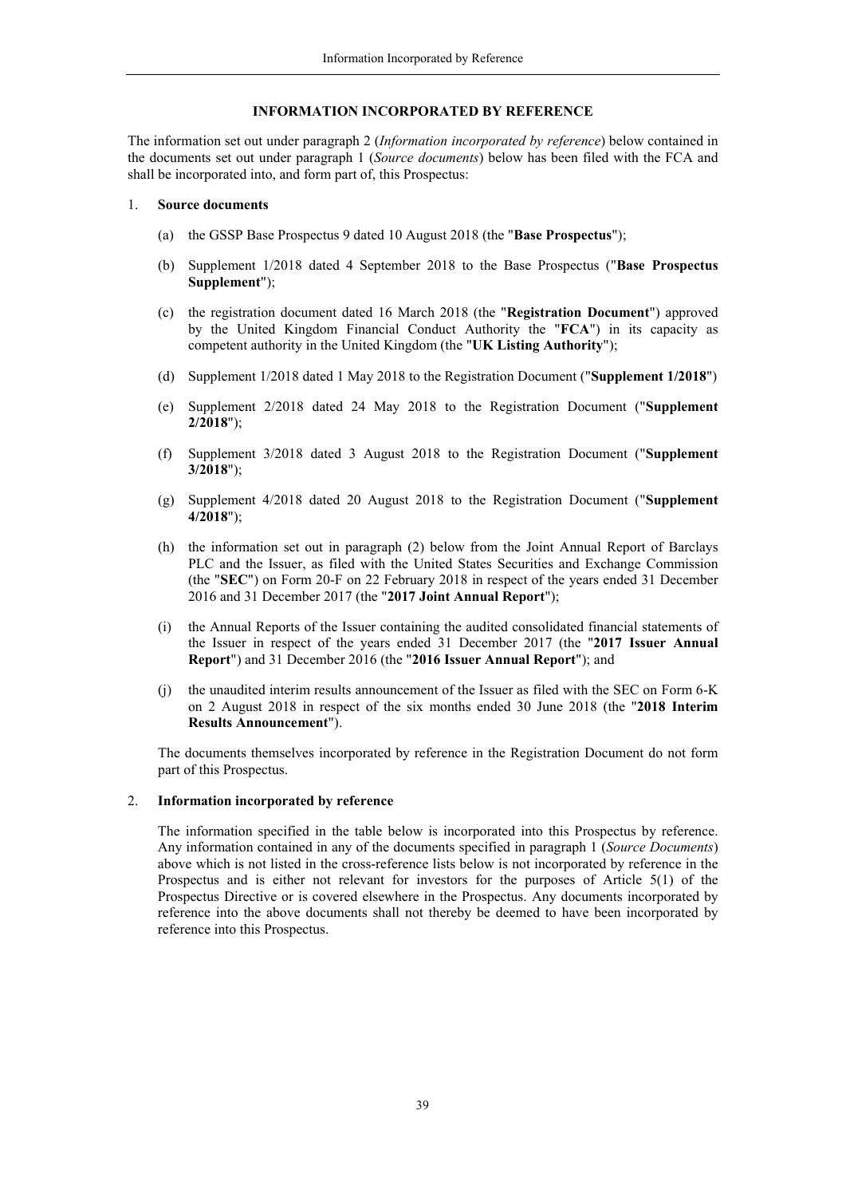# INFORMATION INCORPORATED BY REFERENCE

The information set out under paragraph 2 (*Information incorporated by reference*) below contained in the documents set out under paragraph 1 (*Source documents*) below has been filed with the FCA and shall be incorporated into, and form part of, this Prospectus:

1. **Source documents**

   (a) the GSSP Base Prospectus 9 dated 10 August 2018 (the "**Base Prospectus**");

   (b) Supplement 1/2018 dated 4 September 2018 to the Base Prospectus ("**Base Prospectus Supplement**");

   (c) the registration document dated 16 March 2018 (the "**Registration Document**") approved by the United Kingdom Financial Conduct Authority the "**FCA**") in its capacity as competent authority in the United Kingdom (the "**UK Listing Authority**");

   (d) Supplement 1/2018 dated 1 May 2018 to the Registration Document ("**Supplement 1/2018**")

   (e) Supplement 2/2018 dated 24 May 2018 to the Registration Document ("**Supplement 2/2018**");

   (f) Supplement 3/2018 dated 3 August 2018 to the Registration Document ("**Supplement 3/2018**");

   (g) Supplement 4/2018 dated 20 August 2018 to the Registration Document ("**Supplement 4/2018**");

   (h) the information set out in paragraph (2) below from the Joint Annual Report of Barclays PLC and the Issuer, as filed with the United States Securities and Exchange Commission (the "**SEC**") on Form 20-F on 22 February 2018 in respect of the years ended 31 December 2016 and 31 December 2017 (the "**2017 Joint Annual Report**");

   (i) the Annual Reports of the Issuer containing the audited consolidated financial statements of the Issuer in respect of the years ended 31 December 2017 (the "**2017 Issuer Annual Report**") and 31 December 2016 (the "**2016 Issuer Annual Report**"); and

   (j) the unaudited interim results announcement of the Issuer as filed with the SEC on Form 6-K on 2 August 2018 in respect of the six months ended 30 June 2018 (the "**2018 Interim Results Announcement**").

   The documents themselves incorporated by reference in the Registration Document do not form part of this Prospectus.

2. **Information incorporated by reference**

   The information specified in the table below is incorporated into this Prospectus by reference. Any information contained in any of the documents specified in paragraph 1 (*Source Documents*) above which is not listed in the cross-reference lists below is not incorporated by reference in the Prospectus and is either not relevant for investors for the purposes of Article 5(1) of the Prospectus Directive or is covered elsewhere in the Prospectus. Any documents incorporated by reference into the above documents shall not thereby be deemed to have been incorporated by reference into this Prospectus.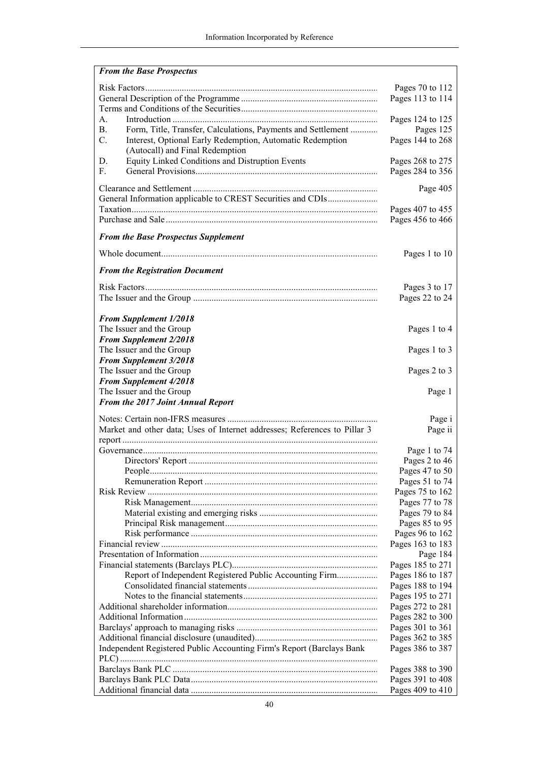| ***From the Base Prospectus*** | |
|---|---|
| Risk Factors | Pages 70 to 112 |
| General Description of the Programme | Pages 113 to 114 |
| Terms and Conditions of the Securities | |
| A. Introduction | Pages 124 to 125 |
| B. Form, Title, Transfer, Calculations, Payments and Settlement | Pages 125 |
| C. Interest, Optional Early Redemption, Automatic Redemption (Autocall) and Final Redemption | Pages 144 to 268 |
| D. Equity Linked Conditions and Distruption Events | Pages 268 to 275 |
| F. General Provisions | Pages 284 to 356 |
| Clearance and Settlement | Page 405 |
| General Information applicable to CREST Securities and CDIs | |
| Taxation | Pages 407 to 455 |
| Purchase and Sale | Pages 456 to 466 |
| ***From the Base Prospectus Supplement*** | |
| Whole document | Pages 1 to 10 |
| ***From the Registration Document*** | |
| Risk Factors | Pages 3 to 17 |
| The Issuer and the Group | Pages 22 to 24 |
| ***From Supplement 1/2018*** | |
| The Issuer and the Group | Pages 1 to 4 |
| ***From Supplement 2/2018*** | |
| The Issuer and the Group | Pages 1 to 3 |
| ***From Supplement 3/2018*** | |
| The Issuer and the Group | Pages 2 to 3 |
| ***From Supplement 4/2018*** | |
| The Issuer and the Group | Page 1 |
| ***From the 2017 Joint Annual Report*** | |
| Notes: Certain non-IFRS measures | Page i |
| Market and other data; Uses of Internet addresses; References to Pillar 3 report | Page ii |
| Governance | Page 1 to 74 |
| Directors' Report | Pages 2 to 46 |
| People | Pages 47 to 50 |
| Remuneration Report | Pages 51 to 74 |
| Risk Review | Pages 75 to 162 |
| Risk Management | Pages 77 to 78 |
| Material existing and emerging risks | Pages 79 to 84 |
| Principal Risk management | Pages 85 to 95 |
| Risk performance | Pages 96 to 162 |
| Financial review | Pages 163 to 183 |
| Presentation of Information | Page 184 |
| Financial statements (Barclays PLC) | Pages 185 to 271 |
| Report of Independent Registered Public Accounting Firm | Pages 186 to 187 |
| Consolidated financial statements | Pages 188 to 194 |
| Notes to the financial statements | Pages 195 to 271 |
| Additional shareholder information | Pages 272 to 281 |
| Additional Information | Pages 282 to 300 |
| Barclays' approach to managing risks | Pages 301 to 361 |
| Additional financial disclosure (unaudited) | Pages 362 to 385 |
| Independent Registered Public Accounting Firm's Report (Barclays Bank PLC) | Pages 386 to 387 |
| Barclays Bank PLC | Pages 388 to 390 |
| Barclays Bank PLC Data | Pages 391 to 408 |
| Additional financial data | Pages 409 to 410 |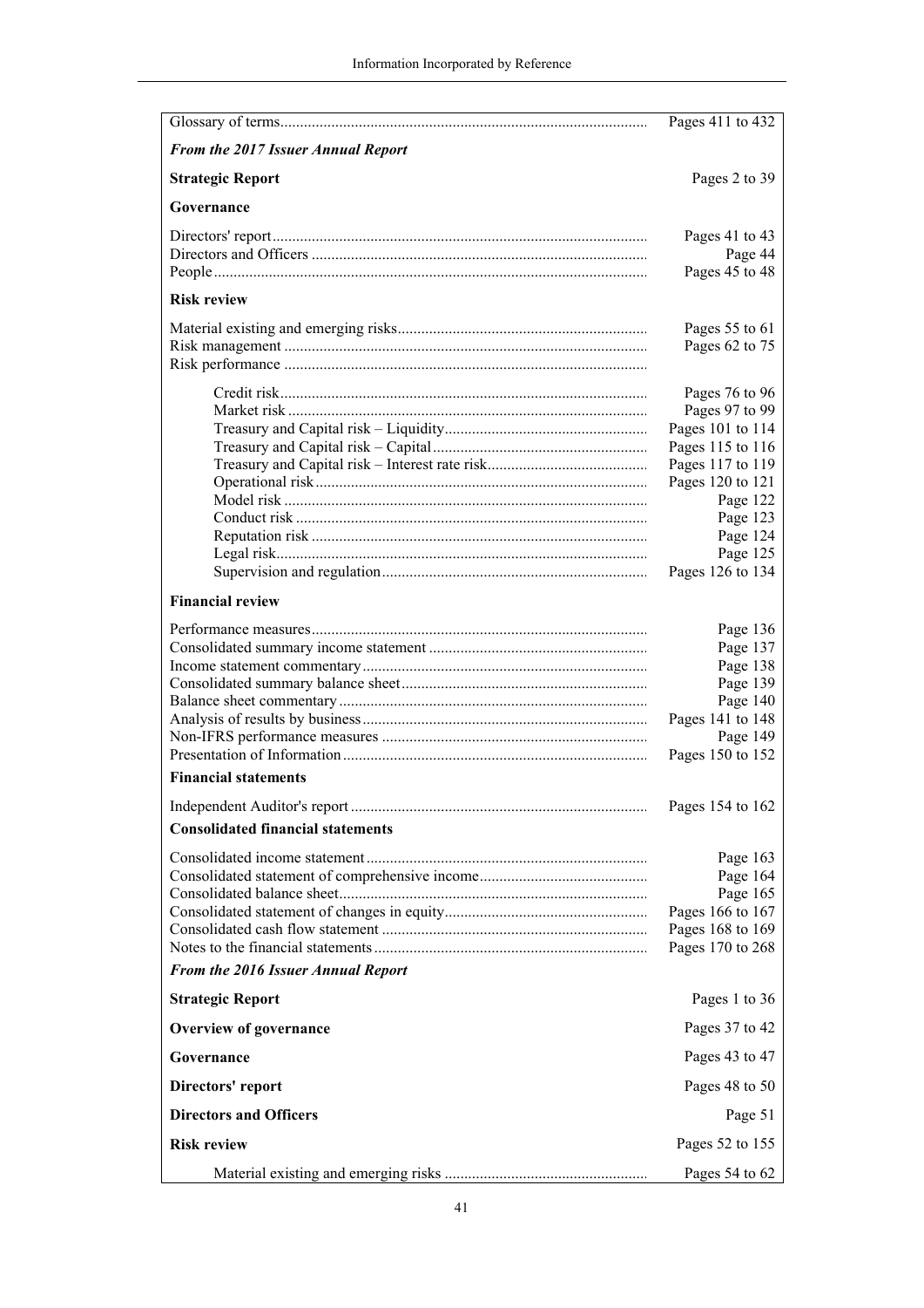| | |
|---|---|
| Glossary of terms | Pages 411 to 432 |
| ***From the 2017 Issuer Annual Report*** | |
| **Strategic Report** | Pages 2 to 39 |
| **Governance** | |
| Directors' report | Pages 41 to 43 |
| Directors and Officers | Page 44 |
| People | Pages 45 to 48 |
| **Risk review** | |
| Material existing and emerging risks | Pages 55 to 61 |
| Risk management | Pages 62 to 75 |
| Risk performance | |
| Credit risk | Pages 76 to 96 |
| Market risk | Pages 97 to 99 |
| Treasury and Capital risk – Liquidity | Pages 101 to 114 |
| Treasury and Capital risk – Capital | Pages 115 to 116 |
| Treasury and Capital risk – Interest rate risk | Pages 117 to 119 |
| Operational risk | Pages 120 to 121 |
| Model risk | Page 122 |
| Conduct risk | Page 123 |
| Reputation risk | Page 124 |
| Legal risk | Page 125 |
| Supervision and regulation | Pages 126 to 134 |
| **Financial review** | |
| Performance measures | Page 136 |
| Consolidated summary income statement | Page 137 |
| Income statement commentary | Page 138 |
| Consolidated summary balance sheet | Page 139 |
| Balance sheet commentary | Page 140 |
| Analysis of results by business | Pages 141 to 148 |
| Non-IFRS performance measures | Page 149 |
| Presentation of Information | Pages 150 to 152 |
| **Financial statements** | |
| Independent Auditor's report | Pages 154 to 162 |
| **Consolidated financial statements** | |
| Consolidated income statement | Page 163 |
| Consolidated statement of comprehensive income | Page 164 |
| Consolidated balance sheet | Page 165 |
| Consolidated statement of changes in equity | Pages 166 to 167 |
| Consolidated cash flow statement | Pages 168 to 169 |
| Notes to the financial statements | Pages 170 to 268 |
| ***From the 2016 Issuer Annual Report*** | |
| **Strategic Report** | Pages 1 to 36 |
| **Overview of governance** | Pages 37 to 42 |
| **Governance** | Pages 43 to 47 |
| **Directors' report** | Pages 48 to 50 |
| **Directors and Officers** | Page 51 |
| **Risk review** | Pages 52 to 155 |
| Material existing and emerging risks | Pages 54 to 62 |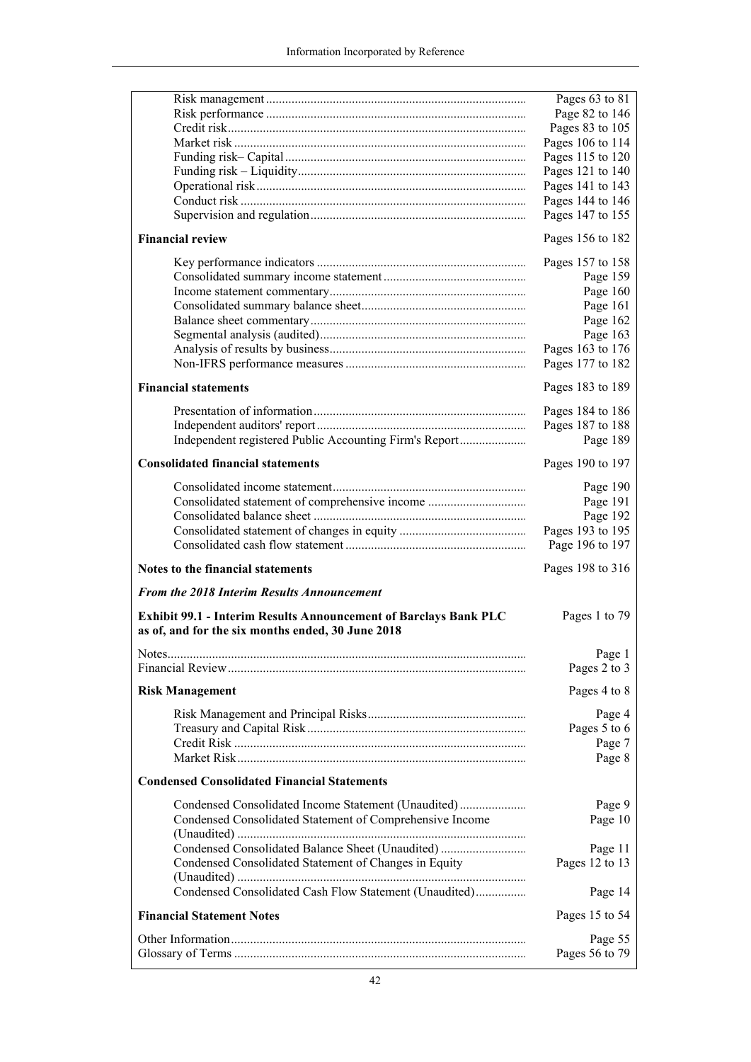| | |
|---|---|
| Risk management | Pages 63 to 81 |
| Risk performance | Page 82 to 146 |
| Credit risk | Pages 83 to 105 |
| Market risk | Pages 106 to 114 |
| Funding risk– Capital | Pages 115 to 120 |
| Funding risk – Liquidity | Pages 121 to 140 |
| Operational risk | Pages 141 to 143 |
| Conduct risk | Pages 144 to 146 |
| Supervision and regulation | Pages 147 to 155 |
| **Financial review** | Pages 156 to 182 |
| Key performance indicators | Pages 157 to 158 |
| Consolidated summary income statement | Page 159 |
| Income statement commentary | Page 160 |
| Consolidated summary balance sheet | Page 161 |
| Balance sheet commentary | Page 162 |
| Segmental analysis (audited) | Page 163 |
| Analysis of results by business | Pages 163 to 176 |
| Non-IFRS performance measures | Pages 177 to 182 |
| **Financial statements** | Pages 183 to 189 |
| Presentation of information | Pages 184 to 186 |
| Independent auditors' report | Pages 187 to 188 |
| Independent registered Public Accounting Firm's Report | Page 189 |
| **Consolidated financial statements** | Pages 190 to 197 |
| Consolidated income statement | Page 190 |
| Consolidated statement of comprehensive income | Page 191 |
| Consolidated balance sheet | Page 192 |
| Consolidated statement of changes in equity | Pages 193 to 195 |
| Consolidated cash flow statement | Page 196 to 197 |
| **Notes to the financial statements** | Pages 198 to 316 |
| ***From the 2018 Interim Results Announcement*** | |
| **Exhibit 99.1 - Interim Results Announcement of Barclays Bank PLC as of, and for the six months ended, 30 June 2018** | Pages 1 to 79 |
| Notes | Page 1 |
| Financial Review | Pages 2 to 3 |
| **Risk Management** | Pages 4 to 8 |
| Risk Management and Principal Risks | Page 4 |
| Treasury and Capital Risk | Pages 5 to 6 |
| Credit Risk | Page 7 |
| Market Risk | Page 8 |
| **Condensed Consolidated Financial Statements** | |
| Condensed Consolidated Income Statement (Unaudited) | Page 9 |
| Condensed Consolidated Statement of Comprehensive Income (Unaudited) | Page 10 |
| Condensed Consolidated Balance Sheet (Unaudited) | Page 11 |
| Condensed Consolidated Statement of Changes in Equity (Unaudited) | Pages 12 to 13 |
| Condensed Consolidated Cash Flow Statement (Unaudited) | Page 14 |
| **Financial Statement Notes** | Pages 15 to 54 |
| Other Information | Page 55 |
| Glossary of Terms | Pages 56 to 79 |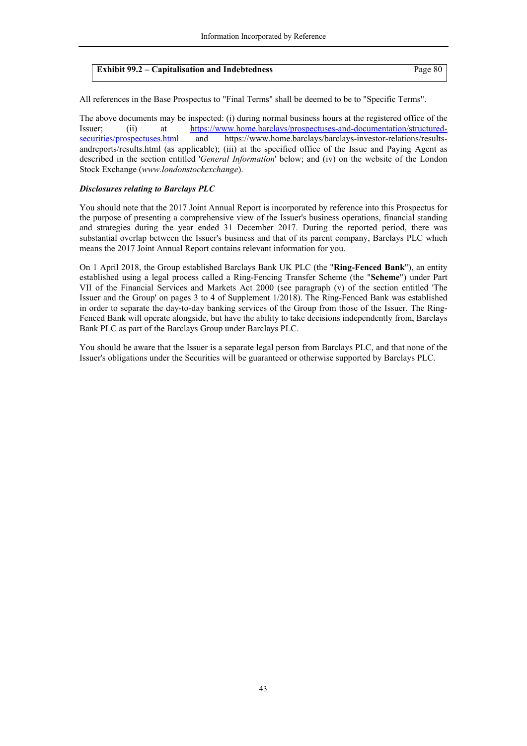| **Exhibit 99.2 – Capitalisation and Indebtedness** | Page 80 |
|---|---|

All references in the Base Prospectus to "Final Terms" shall be deemed to be to "Specific Terms".

The above documents may be inspected: (i) during normal business hours at the registered office of the Issuer; (ii) at https://www.home.barclays/prospectuses-and-documentation/structured-securities/prospectuses.html and https://www.home.barclays/barclays-investor-relations/results-andreports/results.html (as applicable); (iii) at the specified office of the Issue and Paying Agent as described in the section entitled '*General Information*' below; and (iv) on the website of the London Stock Exchange (*www.londonstockexchange*).

***Disclosures relating to Barclays PLC***

You should note that the 2017 Joint Annual Report is incorporated by reference into this Prospectus for the purpose of presenting a comprehensive view of the Issuer's business operations, financial standing and strategies during the year ended 31 December 2017. During the reported period, there was substantial overlap between the Issuer's business and that of its parent company, Barclays PLC which means the 2017 Joint Annual Report contains relevant information for you.

On 1 April 2018, the Group established Barclays Bank UK PLC (the "**Ring-Fenced Bank**"), an entity established using a legal process called a Ring-Fencing Transfer Scheme (the "**Scheme**") under Part VII of the Financial Services and Markets Act 2000 (see paragraph (v) of the section entitled 'The Issuer and the Group' on pages 3 to 4 of Supplement 1/2018). The Ring-Fenced Bank was established in order to separate the day-to-day banking services of the Group from those of the Issuer. The Ring-Fenced Bank will operate alongside, but have the ability to take decisions independently from, Barclays Bank PLC as part of the Barclays Group under Barclays PLC.

You should be aware that the Issuer is a separate legal person from Barclays PLC, and that none of the Issuer's obligations under the Securities will be guaranteed or otherwise supported by Barclays PLC.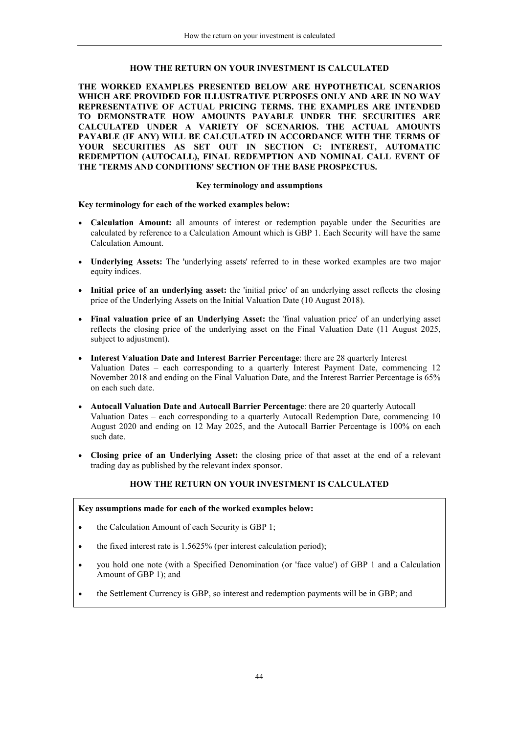## HOW THE RETURN ON YOUR INVESTMENT IS CALCULATED

**THE WORKED EXAMPLES PRESENTED BELOW ARE HYPOTHETICAL SCENARIOS WHICH ARE PROVIDED FOR ILLUSTRATIVE PURPOSES ONLY AND ARE IN NO WAY REPRESENTATIVE OF ACTUAL PRICING TERMS. THE EXAMPLES ARE INTENDED TO DEMONSTRATE HOW AMOUNTS PAYABLE UNDER THE SECURITIES ARE CALCULATED UNDER A VARIETY OF SCENARIOS. THE ACTUAL AMOUNTS PAYABLE (IF ANY) WILL BE CALCULATED IN ACCORDANCE WITH THE TERMS OF YOUR SECURITIES AS SET OUT IN SECTION C: INTEREST, AUTOMATIC REDEMPTION (AUTOCALL), FINAL REDEMPTION AND NOMINAL CALL EVENT OF THE 'TERMS AND CONDITIONS' SECTION OF THE BASE PROSPECTUS.**

### Key terminology and assumptions

**Key terminology for each of the worked examples below:**

- **Calculation Amount:** all amounts of interest or redemption payable under the Securities are calculated by reference to a Calculation Amount which is GBP 1. Each Security will have the same Calculation Amount.
- **Underlying Assets:** The 'underlying assets' referred to in these worked examples are two major equity indices.
- **Initial price of an underlying asset:** the 'initial price' of an underlying asset reflects the closing price of the Underlying Assets on the Initial Valuation Date (10 August 2018).
- **Final valuation price of an Underlying Asset:** the 'final valuation price' of an underlying asset reflects the closing price of the underlying asset on the Final Valuation Date (11 August 2025, subject to adjustment).
- **Interest Valuation Date and Interest Barrier Percentage**: there are 28 quarterly Interest Valuation Dates – each corresponding to a quarterly Interest Payment Date, commencing 12 November 2018 and ending on the Final Valuation Date, and the Interest Barrier Percentage is 65% on each such date.
- **Autocall Valuation Date and Autocall Barrier Percentage**: there are 20 quarterly Autocall Valuation Dates – each corresponding to a quarterly Autocall Redemption Date, commencing 10 August 2020 and ending on 12 May 2025, and the Autocall Barrier Percentage is 100% on each such date.
- **Closing price of an Underlying Asset:** the closing price of that asset at the end of a relevant trading day as published by the relevant index sponsor.

### HOW THE RETURN ON YOUR INVESTMENT IS CALCULATED

**Key assumptions made for each of the worked examples below:**

- the Calculation Amount of each Security is GBP 1;
- the fixed interest rate is 1.5625% (per interest calculation period);
- you hold one note (with a Specified Denomination (or 'face value') of GBP 1 and a Calculation Amount of GBP 1); and
- the Settlement Currency is GBP, so interest and redemption payments will be in GBP; and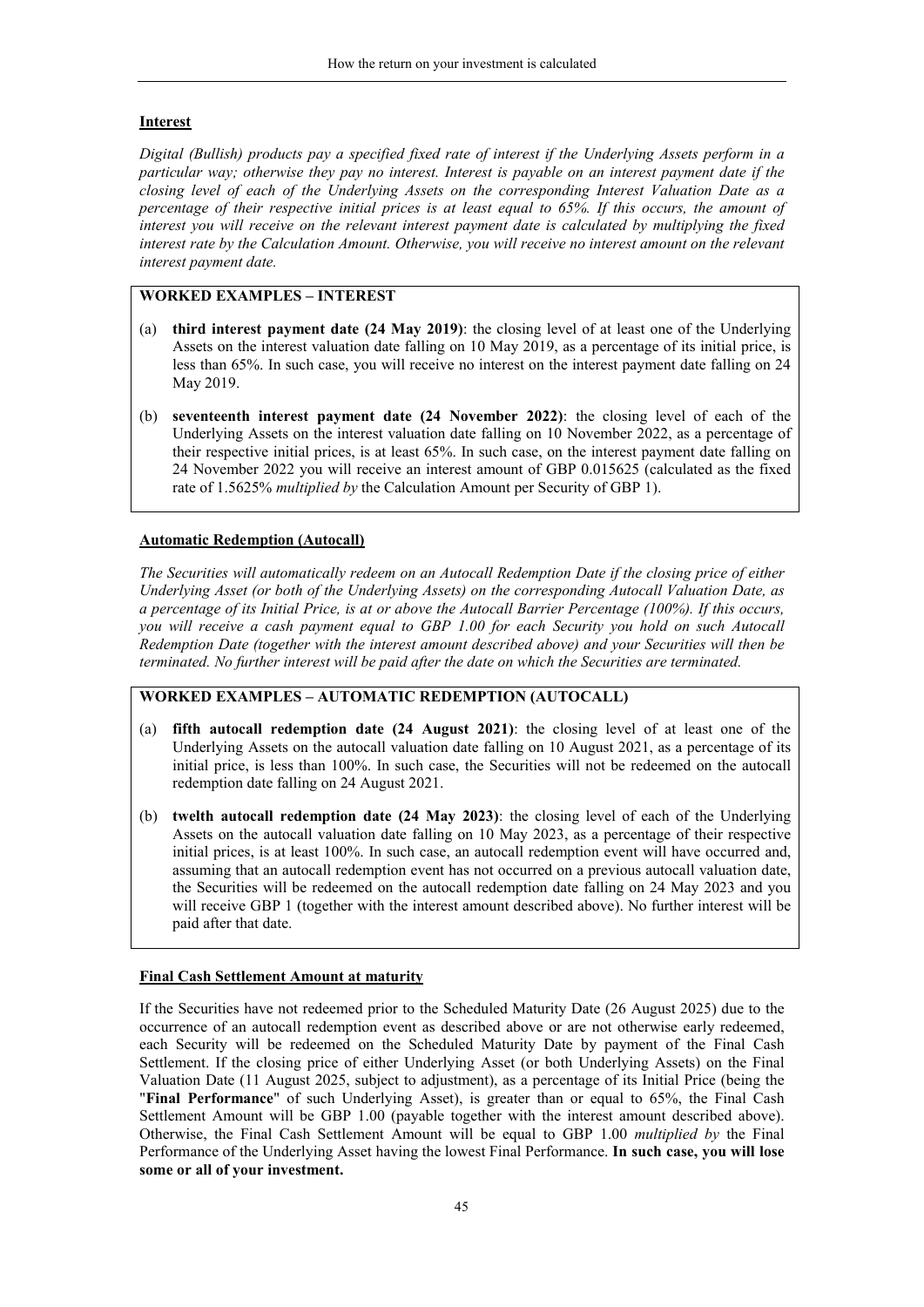### Interest

*Digital (Bullish) products pay a specified fixed rate of interest if the Underlying Assets perform in a particular way; otherwise they pay no interest. Interest is payable on an interest payment date if the closing level of each of the Underlying Assets on the corresponding Interest Valuation Date as a percentage of their respective initial prices is at least equal to 65%. If this occurs, the amount of interest you will receive on the relevant interest payment date is calculated by multiplying the fixed interest rate by the Calculation Amount. Otherwise, you will receive no interest amount on the relevant interest payment date.*

**WORKED EXAMPLES – INTEREST**

(a) **third interest payment date (24 May 2019)**: the closing level of at least one of the Underlying Assets on the interest valuation date falling on 10 May 2019, as a percentage of its initial price, is less than 65%. In such case, you will receive no interest on the interest payment date falling on 24 May 2019.

(b) **seventeenth interest payment date (24 November 2022)**: the closing level of each of the Underlying Assets on the interest valuation date falling on 10 November 2022, as a percentage of their respective initial prices, is at least 65%. In such case, on the interest payment date falling on 24 November 2022 you will receive an interest amount of GBP 0.015625 (calculated as the fixed rate of 1.5625% *multiplied by* the Calculation Amount per Security of GBP 1).

### Automatic Redemption (Autocall)

*The Securities will automatically redeem on an Autocall Redemption Date if the closing price of either Underlying Asset (or both of the Underlying Assets) on the corresponding Autocall Valuation Date, as a percentage of its Initial Price, is at or above the Autocall Barrier Percentage (100%). If this occurs, you will receive a cash payment equal to GBP 1.00 for each Security you hold on such Autocall Redemption Date (together with the interest amount described above) and your Securities will then be terminated. No further interest will be paid after the date on which the Securities are terminated.*

**WORKED EXAMPLES – AUTOMATIC REDEMPTION (AUTOCALL)**

(a) **fifth autocall redemption date (24 August 2021)**: the closing level of at least one of the Underlying Assets on the autocall valuation date falling on 10 August 2021, as a percentage of its initial price, is less than 100%. In such case, the Securities will not be redeemed on the autocall redemption date falling on 24 August 2021.

(b) **twelth autocall redemption date (24 May 2023)**: the closing level of each of the Underlying Assets on the autocall valuation date falling on 10 May 2023, as a percentage of their respective initial prices, is at least 100%. In such case, an autocall redemption event will have occurred and, assuming that an autocall redemption event has not occurred on a previous autocall valuation date, the Securities will be redeemed on the autocall redemption date falling on 24 May 2023 and you will receive GBP 1 (together with the interest amount described above). No further interest will be paid after that date.

### Final Cash Settlement Amount at maturity

If the Securities have not redeemed prior to the Scheduled Maturity Date (26 August 2025) due to the occurrence of an autocall redemption event as described above or are not otherwise early redeemed, each Security will be redeemed on the Scheduled Maturity Date by payment of the Final Cash Settlement. If the closing price of either Underlying Asset (or both Underlying Assets) on the Final Valuation Date (11 August 2025, subject to adjustment), as a percentage of its Initial Price (being the "**Final Performance**" of such Underlying Asset), is greater than or equal to 65%, the Final Cash Settlement Amount will be GBP 1.00 (payable together with the interest amount described above). Otherwise, the Final Cash Settlement Amount will be equal to GBP 1.00 *multiplied by* the Final Performance of the Underlying Asset having the lowest Final Performance. **In such case, you will lose some or all of your investment.**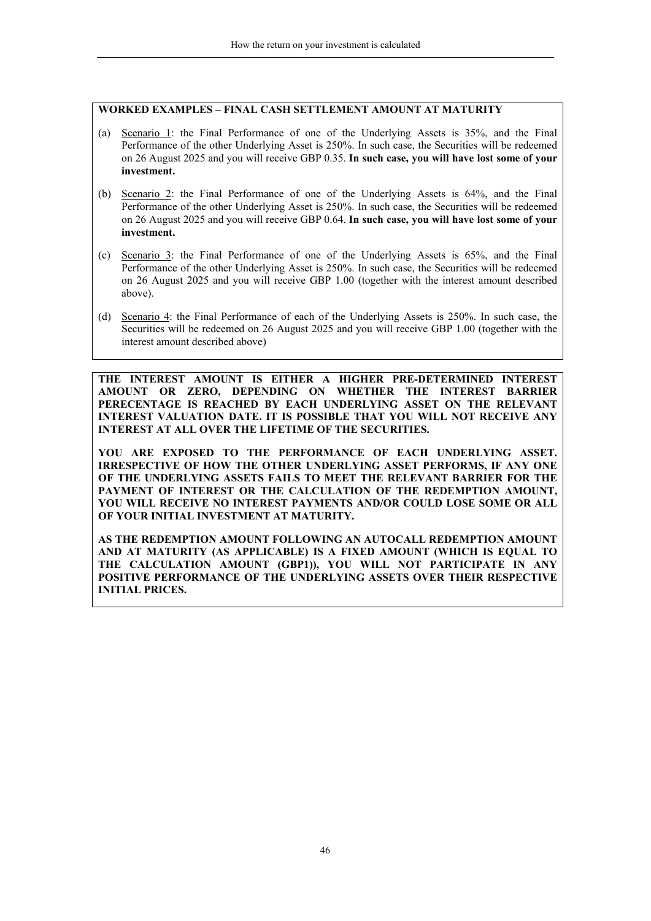**WORKED EXAMPLES – FINAL CASH SETTLEMENT AMOUNT AT MATURITY**

(a) Scenario 1: the Final Performance of one of the Underlying Assets is 35%, and the Final Performance of the other Underlying Asset is 250%. In such case, the Securities will be redeemed on 26 August 2025 and you will receive GBP 0.35. **In such case, you will have lost some of your investment.**

(b) Scenario 2: the Final Performance of one of the Underlying Assets is 64%, and the Final Performance of the other Underlying Asset is 250%. In such case, the Securities will be redeemed on 26 August 2025 and you will receive GBP 0.64. **In such case, you will have lost some of your investment.**

(c) Scenario 3: the Final Performance of one of the Underlying Assets is 65%, and the Final Performance of the other Underlying Asset is 250%. In such case, the Securities will be redeemed on 26 August 2025 and you will receive GBP 1.00 (together with the interest amount described above).

(d) Scenario 4: the Final Performance of each of the Underlying Assets is 250%. In such case, the Securities will be redeemed on 26 August 2025 and you will receive GBP 1.00 (together with the interest amount described above)

**THE INTEREST AMOUNT IS EITHER A HIGHER PRE-DETERMINED INTEREST AMOUNT OR ZERO, DEPENDING ON WHETHER THE INTEREST BARRIER PERECENTAGE IS REACHED BY EACH UNDERLYING ASSET ON THE RELEVANT INTEREST VALUATION DATE. IT IS POSSIBLE THAT YOU WILL NOT RECEIVE ANY INTEREST AT ALL OVER THE LIFETIME OF THE SECURITIES.**

**YOU ARE EXPOSED TO THE PERFORMANCE OF EACH UNDERLYING ASSET. IRRESPECTIVE OF HOW THE OTHER UNDERLYING ASSET PERFORMS, IF ANY ONE OF THE UNDERLYING ASSETS FAILS TO MEET THE RELEVANT BARRIER FOR THE PAYMENT OF INTEREST OR THE CALCULATION OF THE REDEMPTION AMOUNT, YOU WILL RECEIVE NO INTEREST PAYMENTS AND/OR COULD LOSE SOME OR ALL OF YOUR INITIAL INVESTMENT AT MATURITY.**

**AS THE REDEMPTION AMOUNT FOLLOWING AN AUTOCALL REDEMPTION AMOUNT AND AT MATURITY (AS APPLICABLE) IS A FIXED AMOUNT (WHICH IS EQUAL TO THE CALCULATION AMOUNT (GBP1)), YOU WILL NOT PARTICIPATE IN ANY POSITIVE PERFORMANCE OF THE UNDERLYING ASSETS OVER THEIR RESPECTIVE INITIAL PRICES.**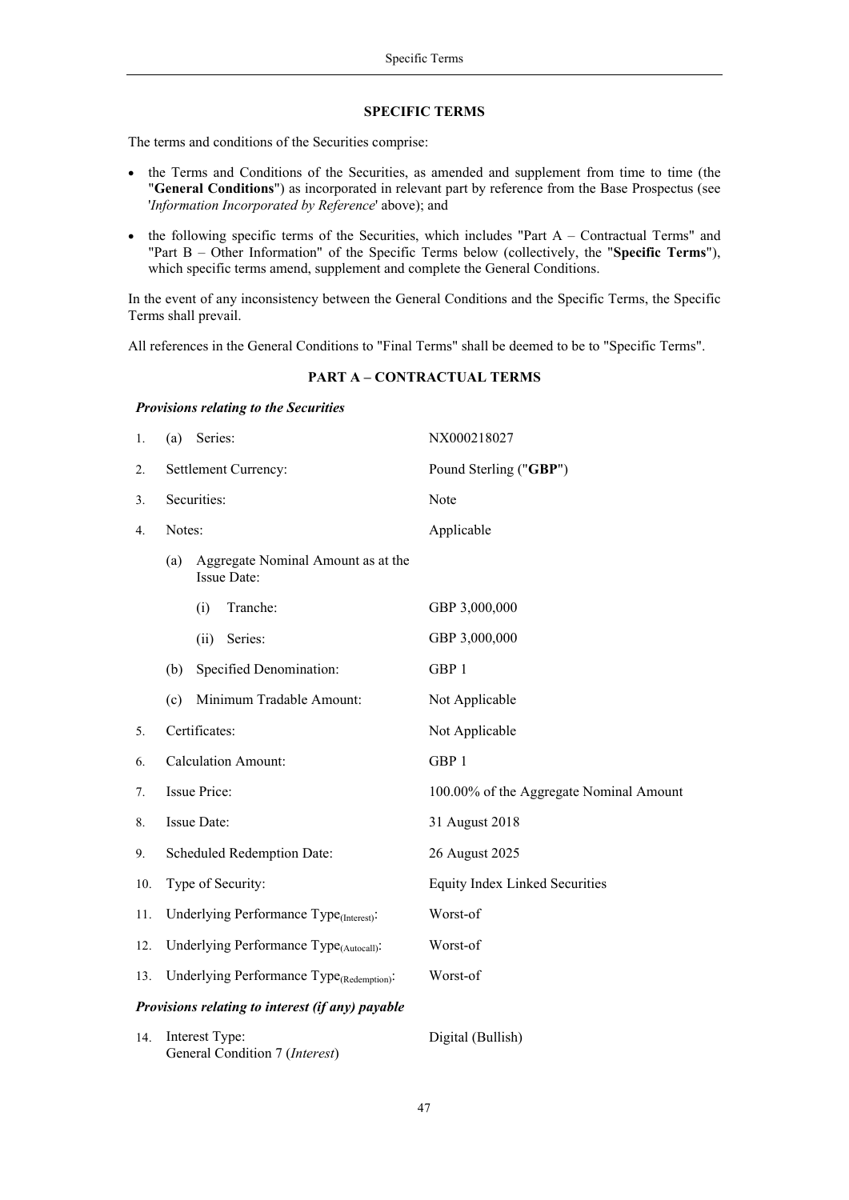## SPECIFIC TERMS

The terms and conditions of the Securities comprise:

- the Terms and Conditions of the Securities, as amended and supplement from time to time (the "**General Conditions**") as incorporated in relevant part by reference from the Base Prospectus (see '*Information Incorporated by Reference*' above); and
- the following specific terms of the Securities, which includes "Part A – Contractual Terms" and "Part B – Other Information" of the Specific Terms below (collectively, the "**Specific Terms**"), which specific terms amend, supplement and complete the General Conditions.

In the event of any inconsistency between the General Conditions and the Specific Terms, the Specific Terms shall prevail.

All references in the General Conditions to "Final Terms" shall be deemed to be to "Specific Terms".

## PART A – CONTRACTUAL TERMS

***Provisions relating to the Securities***

| | | |
|---|---|---|
| 1. | (a) Series: | NX000218027 |
| 2. | Settlement Currency: | Pound Sterling ("**GBP**") |
| 3. | Securities: | Note |
| 4. | Notes: | Applicable |
| | (a) Aggregate Nominal Amount as at the Issue Date: | |
| | (i) Tranche: | GBP 3,000,000 |
| | (ii) Series: | GBP 3,000,000 |
| | (b) Specified Denomination: | GBP 1 |
| | (c) Minimum Tradable Amount: | Not Applicable |
| 5. | Certificates: | Not Applicable |
| 6. | Calculation Amount: | GBP 1 |
| 7. | Issue Price: | 100.00% of the Aggregate Nominal Amount |
| 8. | Issue Date: | 31 August 2018 |
| 9. | Scheduled Redemption Date: | 26 August 2025 |
| 10. | Type of Security: | Equity Index Linked Securities |
| 11. | Underlying Performance Type$_{(Interest)}$: | Worst-of |
| 12. | Underlying Performance Type$_{(Autocall)}$: | Worst-of |
| 13. | Underlying Performance Type$_{(Redemption)}$: | Worst-of |

***Provisions relating to interest (if any) payable***

| | | |
|---|---|---|
| 14. | Interest Type: General Condition 7 (*Interest*) | Digital (Bullish) |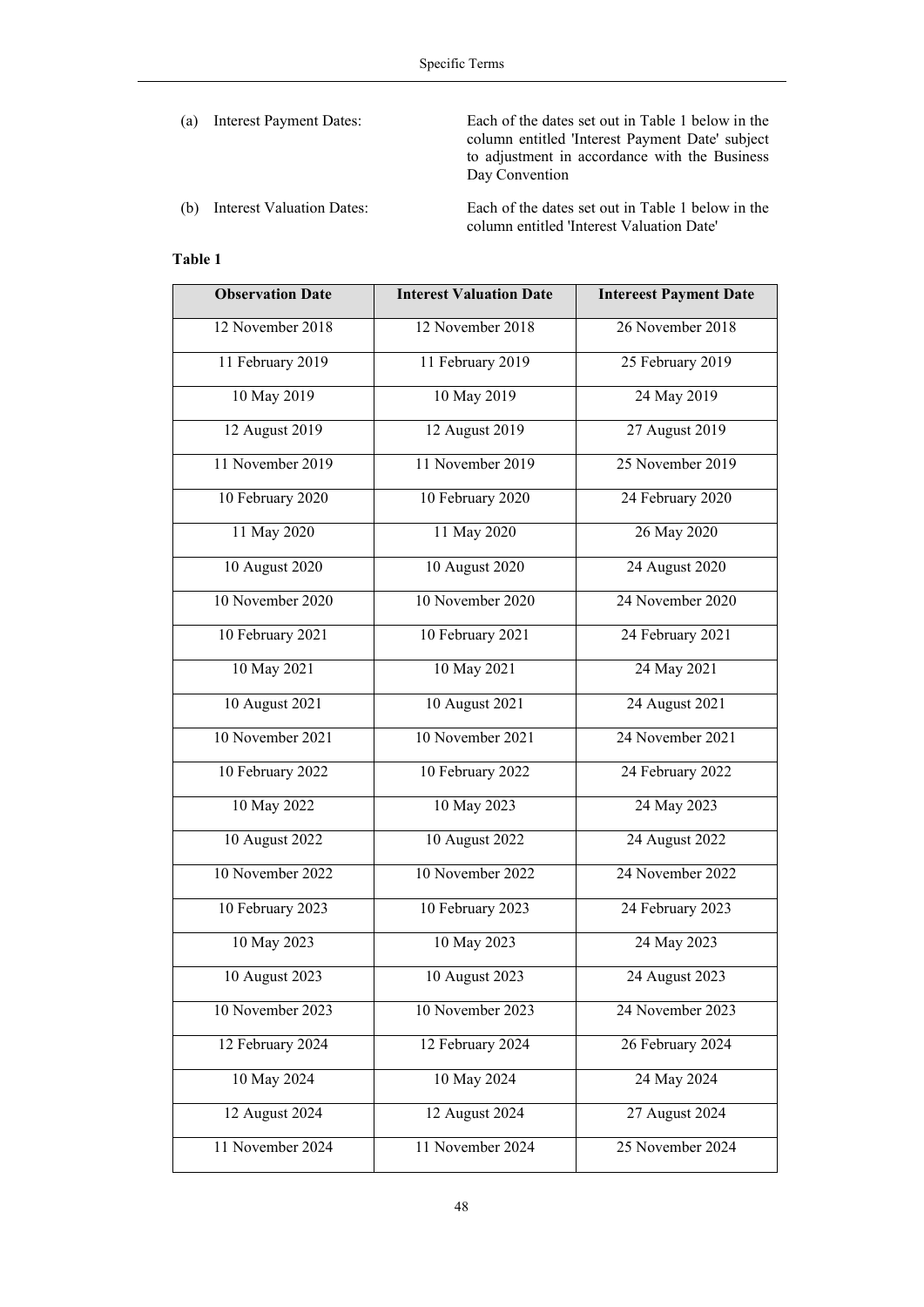(a) Interest Payment Dates: Each of the dates set out in Table 1 below in the column entitled 'Interest Payment Date' subject to adjustment in accordance with the Business Day Convention

(b) Interest Valuation Dates: Each of the dates set out in Table 1 below in the column entitled 'Interest Valuation Date'

**Table 1**

| Observation Date | Interest Valuation Date | Intereest Payment Date |
|---|---|---|
| 12 November 2018 | 12 November 2018 | 26 November 2018 |
| 11 February 2019 | 11 February 2019 | 25 February 2019 |
| 10 May 2019 | 10 May 2019 | 24 May 2019 |
| 12 August 2019 | 12 August 2019 | 27 August 2019 |
| 11 November 2019 | 11 November 2019 | 25 November 2019 |
| 10 February 2020 | 10 February 2020 | 24 February 2020 |
| 11 May 2020 | 11 May 2020 | 26 May 2020 |
| 10 August 2020 | 10 August 2020 | 24 August 2020 |
| 10 November 2020 | 10 November 2020 | 24 November 2020 |
| 10 February 2021 | 10 February 2021 | 24 February 2021 |
| 10 May 2021 | 10 May 2021 | 24 May 2021 |
| 10 August 2021 | 10 August 2021 | 24 August 2021 |
| 10 November 2021 | 10 November 2021 | 24 November 2021 |
| 10 February 2022 | 10 February 2022 | 24 February 2022 |
| 10 May 2022 | 10 May 2023 | 24 May 2023 |
| 10 August 2022 | 10 August 2022 | 24 August 2022 |
| 10 November 2022 | 10 November 2022 | 24 November 2022 |
| 10 February 2023 | 10 February 2023 | 24 February 2023 |
| 10 May 2023 | 10 May 2023 | 24 May 2023 |
| 10 August 2023 | 10 August 2023 | 24 August 2023 |
| 10 November 2023 | 10 November 2023 | 24 November 2023 |
| 12 February 2024 | 12 February 2024 | 26 February 2024 |
| 10 May 2024 | 10 May 2024 | 24 May 2024 |
| 12 August 2024 | 12 August 2024 | 27 August 2024 |
| 11 November 2024 | 11 November 2024 | 25 November 2024 |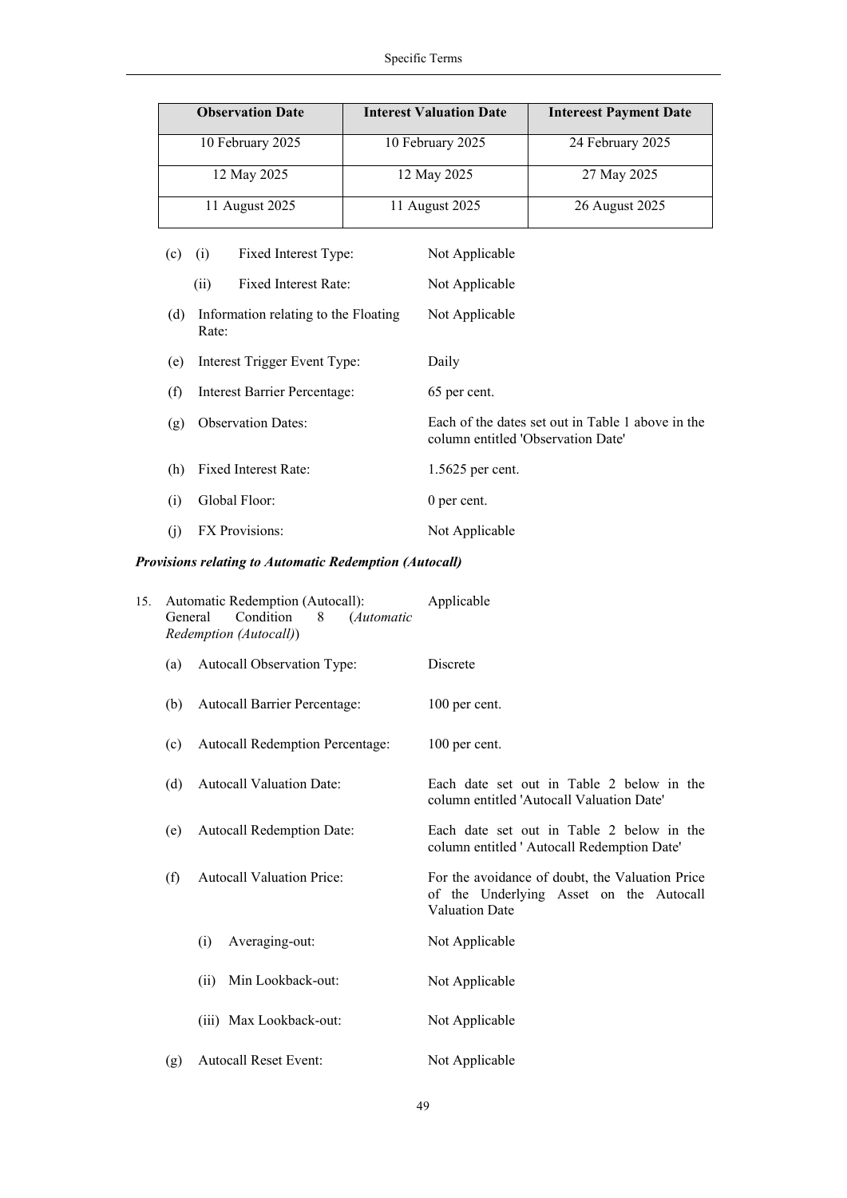| Observation Date | Interest Valuation Date | Intereest Payment Date |
|---|---|---|
| 10 February 2025 | 10 February 2025 | 24 February 2025 |
| 12 May 2025 | 12 May 2025 | 27 May 2025 |
| 11 August 2025 | 11 August 2025 | 26 August 2025 |

(c) (i) Fixed Interest Type: Not Applicable

(ii) Fixed Interest Rate: Not Applicable

(d) Information relating to the Floating Rate: Not Applicable

(e) Interest Trigger Event Type: Daily

(f) Interest Barrier Percentage: 65 per cent.

(g) Observation Dates: Each of the dates set out in Table 1 above in the column entitled 'Observation Date'

(h) Fixed Interest Rate: 1.5625 per cent.

(i) Global Floor: 0 per cent.

(j) FX Provisions: Not Applicable

***Provisions relating to Automatic Redemption (Autocall)***

15. Automatic Redemption (Autocall): General Condition 8 (*Automatic Redemption (Autocall)*) Applicable

(a) Autocall Observation Type: Discrete

(b) Autocall Barrier Percentage: 100 per cent.

(c) Autocall Redemption Percentage: 100 per cent.

(d) Autocall Valuation Date: Each date set out in Table 2 below in the column entitled 'Autocall Valuation Date'

(e) Autocall Redemption Date: Each date set out in Table 2 below in the column entitled ' Autocall Redemption Date'

(f) Autocall Valuation Price: For the avoidance of doubt, the Valuation Price of the Underlying Asset on the Autocall Valuation Date

(i) Averaging-out: Not Applicable

(ii) Min Lookback-out: Not Applicable

(iii) Max Lookback-out: Not Applicable

(g) Autocall Reset Event: Not Applicable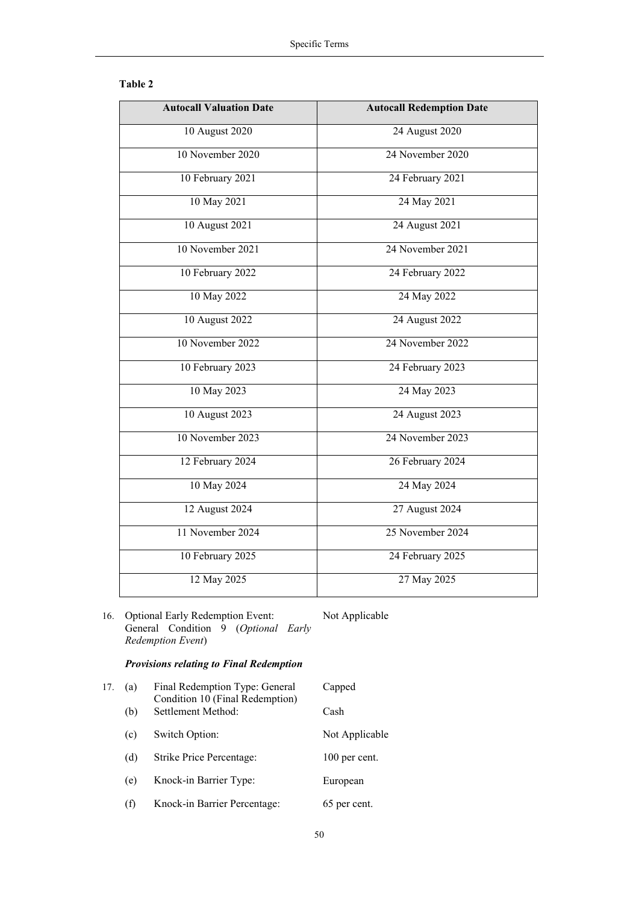**Table 2**

| Autocall Valuation Date | Autocall Redemption Date |
|---|---|
| 10 August 2020 | 24 August 2020 |
| 10 November 2020 | 24 November 2020 |
| 10 February 2021 | 24 February 2021 |
| 10 May 2021 | 24 May 2021 |
| 10 August 2021 | 24 August 2021 |
| 10 November 2021 | 24 November 2021 |
| 10 February 2022 | 24 February 2022 |
| 10 May 2022 | 24 May 2022 |
| 10 August 2022 | 24 August 2022 |
| 10 November 2022 | 24 November 2022 |
| 10 February 2023 | 24 February 2023 |
| 10 May 2023 | 24 May 2023 |
| 10 August 2023 | 24 August 2023 |
| 10 November 2023 | 24 November 2023 |
| 12 February 2024 | 26 February 2024 |
| 10 May 2024 | 24 May 2024 |
| 12 August 2024 | 27 August 2024 |
| 11 November 2024 | 25 November 2024 |
| 10 February 2025 | 24 February 2025 |
| 12 May 2025 | 27 May 2025 |

16. Optional Early Redemption Event: General Condition 9 (*Optional Early Redemption Event*) — Not Applicable

***Provisions relating to Final Redemption***

17. (a) Final Redemption Type: General Condition 10 (Final Redemption) — Capped

    (b) Settlement Method: — Cash

    (c) Switch Option: — Not Applicable

    (d) Strike Price Percentage: — 100 per cent.

    (e) Knock-in Barrier Type: — European

    (f) Knock-in Barrier Percentage: — 65 per cent.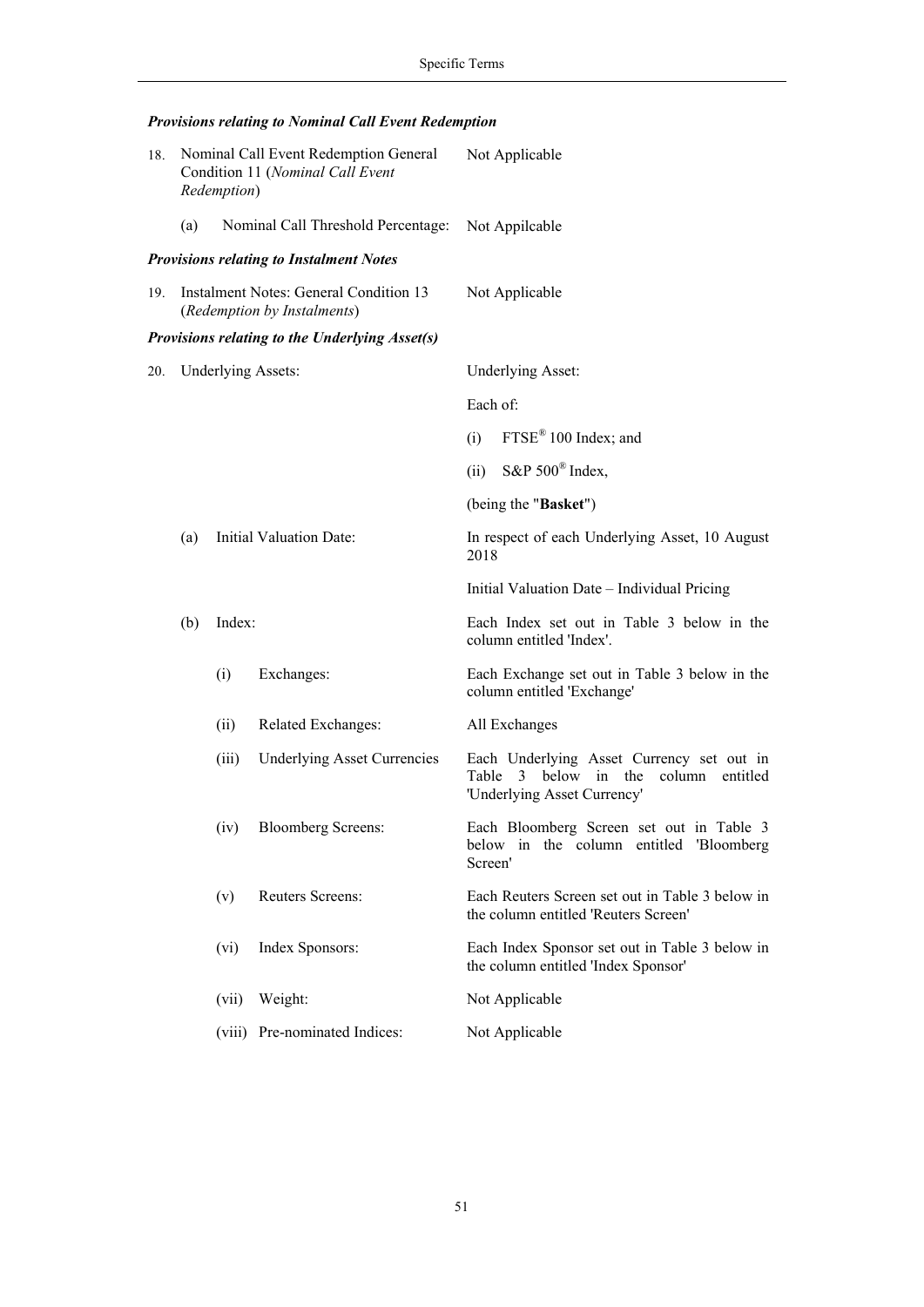***Provisions relating to Nominal Call Event Redemption***

| | | |
|---|---|---|
| 18. | Nominal Call Event Redemption General Condition 11 (*Nominal Call Event Redemption*) | Not Applicable |
| | (a) Nominal Call Threshold Percentage: | Not Appilcable |

***Provisions relating to Instalment Notes***

| | | |
|---|---|---|
| 19. | Instalment Notes: General Condition 13 (*Redemption by Instalments*) | Not Applicable |

***Provisions relating to the Underlying Asset(s)***

| | | |
|---|---|---|
| 20. | Underlying Assets: | Underlying Asset:<br><br>Each of:<br><br>(i) FTSE® 100 Index; and<br><br>(ii) S&P 500® Index,<br><br>(being the "**Basket**") |
| | (a) Initial Valuation Date: | In respect of each Underlying Asset, 10 August 2018<br><br>Initial Valuation Date – Individual Pricing |
| | (b) Index: | Each Index set out in Table 3 below in the column entitled 'Index'. |
| | (i) Exchanges: | Each Exchange set out in Table 3 below in the column entitled 'Exchange' |
| | (ii) Related Exchanges: | All Exchanges |
| | (iii) Underlying Asset Currencies | Each Underlying Asset Currency set out in Table 3 below in the column entitled 'Underlying Asset Currency' |
| | (iv) Bloomberg Screens: | Each Bloomberg Screen set out in Table 3 below in the column entitled 'Bloomberg Screen' |
| | (v) Reuters Screens: | Each Reuters Screen set out in Table 3 below in the column entitled 'Reuters Screen' |
| | (vi) Index Sponsors: | Each Index Sponsor set out in Table 3 below in the column entitled 'Index Sponsor' |
| | (vii) Weight: | Not Applicable |
| | (viii) Pre-nominated Indices: | Not Applicable |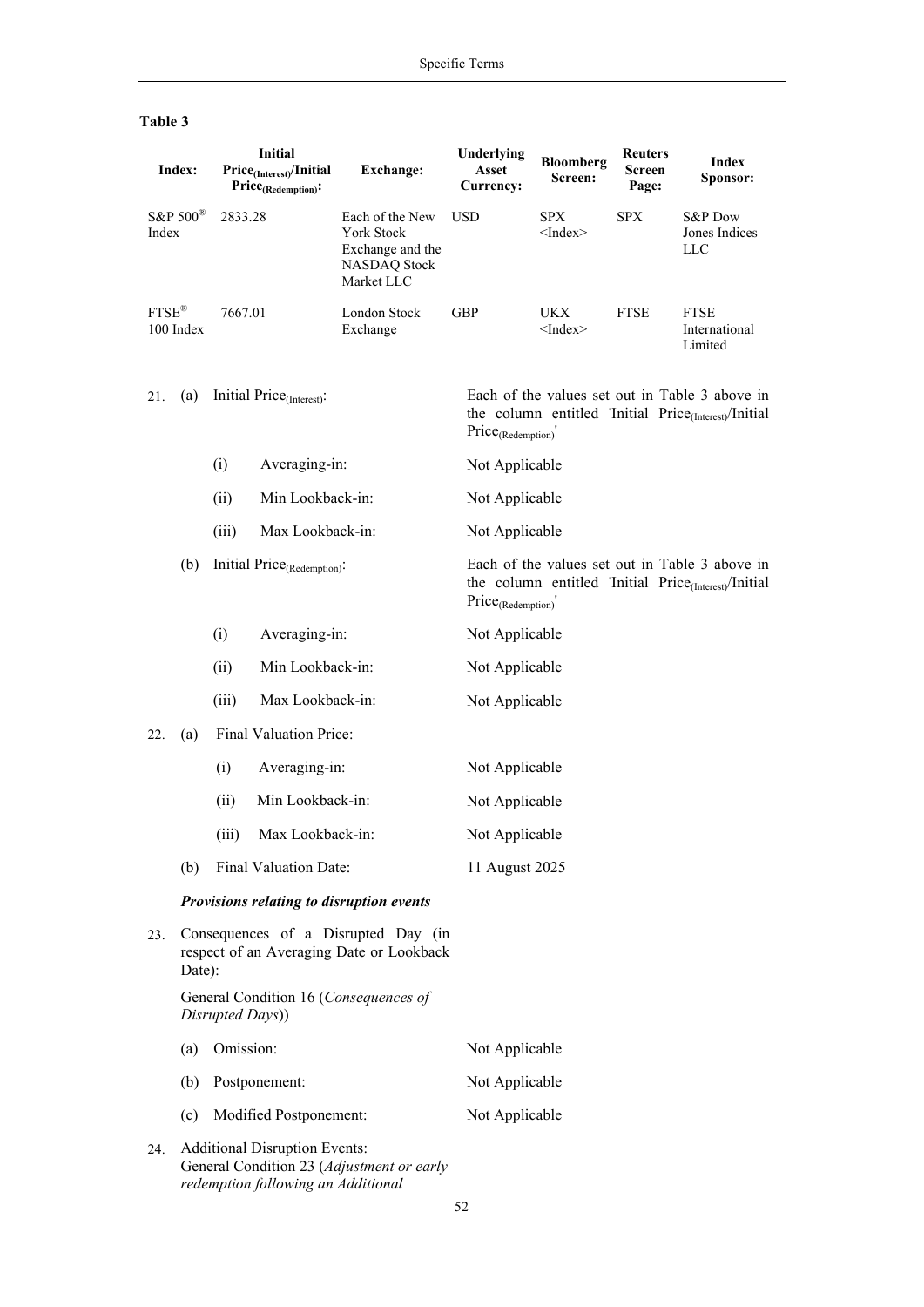**Table 3**

| Index: | Initial $Price_{(Interest)}$/Initial $Price_{(Redemption)}$: | Exchange: | Underlying Asset Currency: | Bloomberg Screen: | Reuters Screen Page: | Index Sponsor: |
|---|---|---|---|---|---|---|
| S&P 500® Index | 2833.28 | Each of the New York Stock Exchange and the NASDAQ Stock Market LLC | USD | SPX <Index> | SPX | S&P Dow Jones Indices LLC |
| FTSE® 100 Index | 7667.01 | London Stock Exchange | GBP | UKX <Index> | FTSE | FTSE International Limited |

21. (a) Initial $Price_{(Interest)}$: Each of the values set out in Table 3 above in the column entitled 'Initial $Price_{(Interest)}$/Initial $Price_{(Redemption)}$'

    (i) Averaging-in: Not Applicable

    (ii) Min Lookback-in: Not Applicable

    (iii) Max Lookback-in: Not Applicable

    (b) Initial $Price_{(Redemption)}$: Each of the values set out in Table 3 above in the column entitled 'Initial $Price_{(Interest)}$/Initial $Price_{(Redemption)}$'

    (i) Averaging-in: Not Applicable

    (ii) Min Lookback-in: Not Applicable

    (iii) Max Lookback-in: Not Applicable

22. (a) Final Valuation Price:

    (i) Averaging-in: Not Applicable

    (ii) Min Lookback-in: Not Applicable

    (iii) Max Lookback-in: Not Applicable

    (b) Final Valuation Date: 11 August 2025

***Provisions relating to disruption events***

23. Consequences of a Disrupted Day (in respect of an Averaging Date or Lookback Date):

    General Condition 16 (*Consequences of Disrupted Days*))

    (a) Omission: Not Applicable

    (b) Postponement: Not Applicable

    (c) Modified Postponement: Not Applicable

24. Additional Disruption Events: General Condition 23 (*Adjustment or early redemption following an Additional*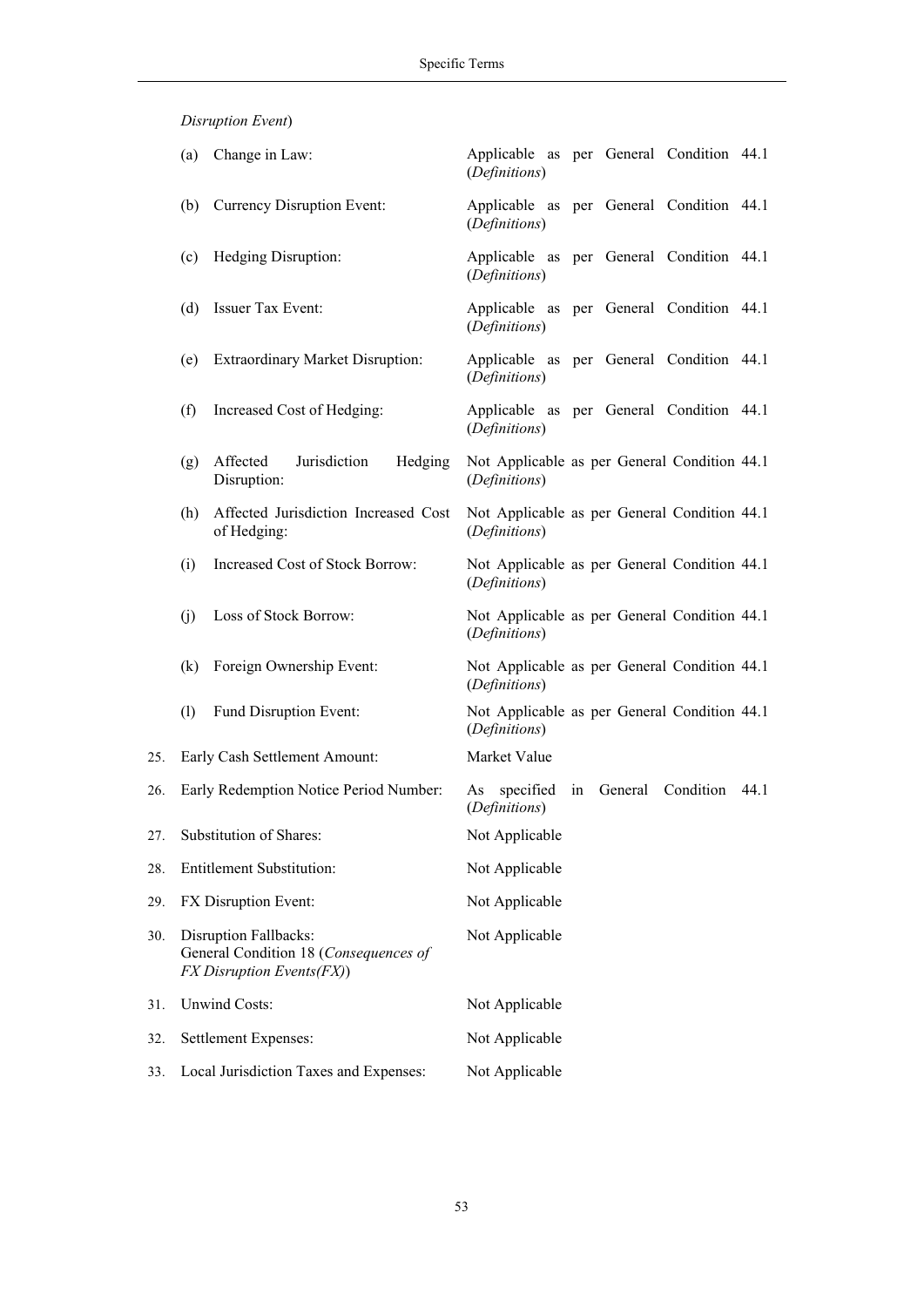*Disruption Event*)

| | | |
|---|---|---|
| (a) | Change in Law: | Applicable as per General Condition 44.1 (*Definitions*) |
| (b) | Currency Disruption Event: | Applicable as per General Condition 44.1 (*Definitions*) |
| (c) | Hedging Disruption: | Applicable as per General Condition 44.1 (*Definitions*) |
| (d) | Issuer Tax Event: | Applicable as per General Condition 44.1 (*Definitions*) |
| (e) | Extraordinary Market Disruption: | Applicable as per General Condition 44.1 (*Definitions*) |
| (f) | Increased Cost of Hedging: | Applicable as per General Condition 44.1 (*Definitions*) |
| (g) | Affected Jurisdiction Hedging Disruption: | Not Applicable as per General Condition 44.1 (*Definitions*) |
| (h) | Affected Jurisdiction Increased Cost of Hedging: | Not Applicable as per General Condition 44.1 (*Definitions*) |
| (i) | Increased Cost of Stock Borrow: | Not Applicable as per General Condition 44.1 (*Definitions*) |
| (j) | Loss of Stock Borrow: | Not Applicable as per General Condition 44.1 (*Definitions*) |
| (k) | Foreign Ownership Event: | Not Applicable as per General Condition 44.1 (*Definitions*) |
| (l) | Fund Disruption Event: | Not Applicable as per General Condition 44.1 (*Definitions*) |

| | | |
|---|---|---|
| 25. | Early Cash Settlement Amount: | Market Value |
| 26. | Early Redemption Notice Period Number: | As specified in General Condition 44.1 (*Definitions*) |
| 27. | Substitution of Shares: | Not Applicable |
| 28. | Entitlement Substitution: | Not Applicable |
| 29. | FX Disruption Event: | Not Applicable |
| 30. | Disruption Fallbacks: General Condition 18 (*Consequences of FX Disruption Events(FX)*) | Not Applicable |
| 31. | Unwind Costs: | Not Applicable |
| 32. | Settlement Expenses: | Not Applicable |
| 33. | Local Jurisdiction Taxes and Expenses: | Not Applicable |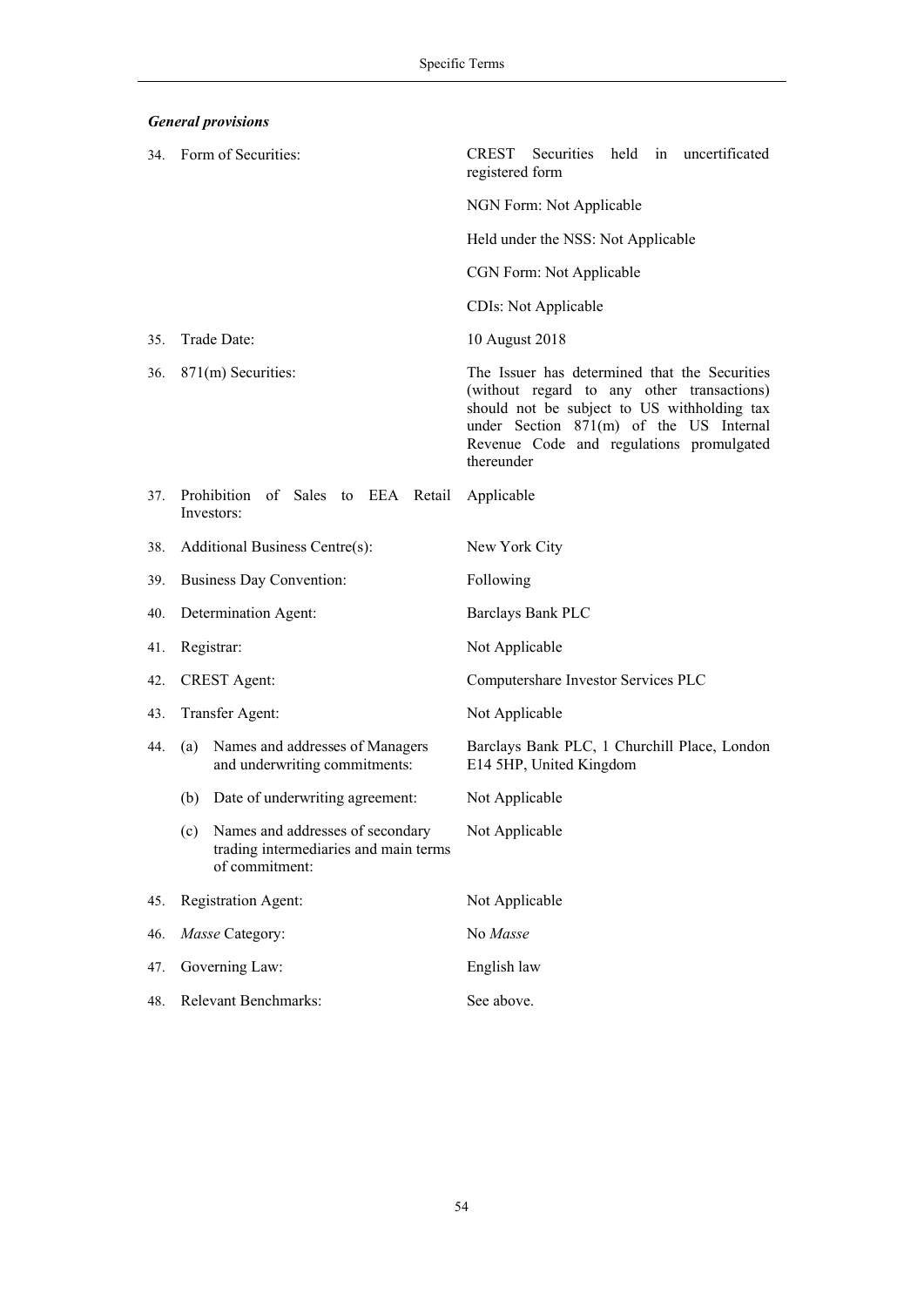***General provisions***

| | | |
|---|---|---|
| 34. | Form of Securities: | CREST Securities held in uncertificated registered form |
| | | NGN Form: Not Applicable |
| | | Held under the NSS: Not Applicable |
| | | CGN Form: Not Applicable |
| | | CDIs: Not Applicable |
| 35. | Trade Date: | 10 August 2018 |
| 36. | 871(m) Securities: | The Issuer has determined that the Securities (without regard to any other transactions) should not be subject to US withholding tax under Section 871(m) of the US Internal Revenue Code and regulations promulgated thereunder |
| 37. | Prohibition of Sales to EEA Retail Investors: | Applicable |
| 38. | Additional Business Centre(s): | New York City |
| 39. | Business Day Convention: | Following |
| 40. | Determination Agent: | Barclays Bank PLC |
| 41. | Registrar: | Not Applicable |
| 42. | CREST Agent: | Computershare Investor Services PLC |
| 43. | Transfer Agent: | Not Applicable |
| 44. | (a) Names and addresses of Managers and underwriting commitments: | Barclays Bank PLC, 1 Churchill Place, London E14 5HP, United Kingdom |
| | (b) Date of underwriting agreement: | Not Applicable |
| | (c) Names and addresses of secondary trading intermediaries and main terms of commitment: | Not Applicable |
| 45. | Registration Agent: | Not Applicable |
| 46. | *Masse* Category: | No *Masse* |
| 47. | Governing Law: | English law |
| 48. | Relevant Benchmarks: | See above. |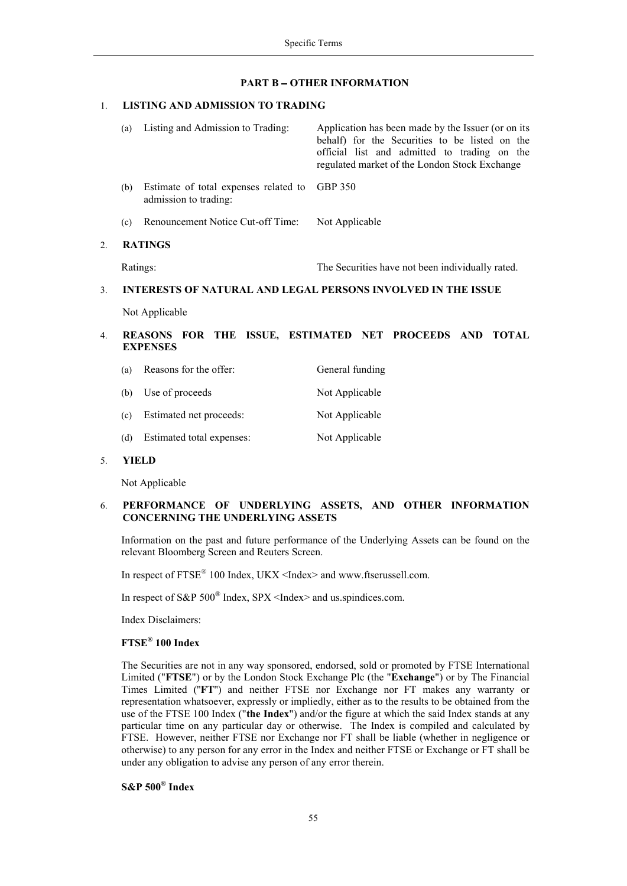## PART B – OTHER INFORMATION

### 1. LISTING AND ADMISSION TO TRADING

| | | |
|---|---|---|
| (a) | Listing and Admission to Trading: | Application has been made by the Issuer (or on its behalf) for the Securities to be listed on the official list and admitted to trading on the regulated market of the London Stock Exchange |
| (b) | Estimate of total expenses related to admission to trading: | GBP 350 |
| (c) | Renouncement Notice Cut-off Time: | Not Applicable |

### 2. RATINGS

| | |
|---|---|
| Ratings: | The Securities have not been individually rated. |

### 3. INTERESTS OF NATURAL AND LEGAL PERSONS INVOLVED IN THE ISSUE

Not Applicable

### 4. REASONS FOR THE ISSUE, ESTIMATED NET PROCEEDS AND TOTAL EXPENSES

| | | |
|---|---|---|
| (a) | Reasons for the offer: | General funding |
| (b) | Use of proceeds | Not Applicable |
| (c) | Estimated net proceeds: | Not Applicable |
| (d) | Estimated total expenses: | Not Applicable |

### 5. YIELD

Not Applicable

### 6. PERFORMANCE OF UNDERLYING ASSETS, AND OTHER INFORMATION CONCERNING THE UNDERLYING ASSETS

Information on the past and future performance of the Underlying Assets can be found on the relevant Bloomberg Screen and Reuters Screen.

In respect of FTSE® 100 Index, UKX <Index> and www.ftserussell.com.

In respect of S&P 500® Index, SPX <Index> and us.spindices.com.

Index Disclaimers:

**FTSE® 100 Index**

The Securities are not in any way sponsored, endorsed, sold or promoted by FTSE International Limited ("**FTSE**") or by the London Stock Exchange Plc (the "**Exchange**") or by The Financial Times Limited ("**FT**") and neither FTSE nor Exchange nor FT makes any warranty or representation whatsoever, expressly or impliedly, either as to the results to be obtained from the use of the FTSE 100 Index ("**the Index**") and/or the figure at which the said Index stands at any particular time on any particular day or otherwise. The Index is compiled and calculated by FTSE. However, neither FTSE nor Exchange nor FT shall be liable (whether in negligence or otherwise) to any person for any error in the Index and neither FTSE or Exchange or FT shall be under any obligation to advise any person of any error therein.

**S&P 500® Index**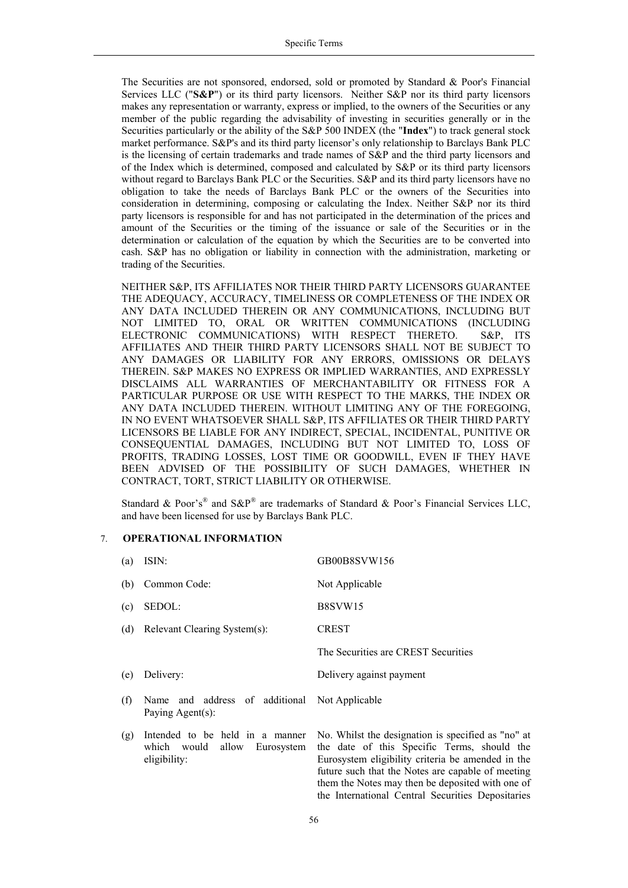The Securities are not sponsored, endorsed, sold or promoted by Standard & Poor's Financial Services LLC ("**S&P**") or its third party licensors. Neither S&P nor its third party licensors makes any representation or warranty, express or implied, to the owners of the Securities or any member of the public regarding the advisability of investing in securities generally or in the Securities particularly or the ability of the S&P 500 INDEX (the "**Index**") to track general stock market performance. S&P's and its third party licensor's only relationship to Barclays Bank PLC is the licensing of certain trademarks and trade names of S&P and the third party licensors and of the Index which is determined, composed and calculated by S&P or its third party licensors without regard to Barclays Bank PLC or the Securities. S&P and its third party licensors have no obligation to take the needs of Barclays Bank PLC or the owners of the Securities into consideration in determining, composing or calculating the Index. Neither S&P nor its third party licensors is responsible for and has not participated in the determination of the prices and amount of the Securities or the timing of the issuance or sale of the Securities or in the determination or calculation of the equation by which the Securities are to be converted into cash. S&P has no obligation or liability in connection with the administration, marketing or trading of the Securities.

NEITHER S&P, ITS AFFILIATES NOR THEIR THIRD PARTY LICENSORS GUARANTEE THE ADEQUACY, ACCURACY, TIMELINESS OR COMPLETENESS OF THE INDEX OR ANY DATA INCLUDED THEREIN OR ANY COMMUNICATIONS, INCLUDING BUT NOT LIMITED TO, ORAL OR WRITTEN COMMUNICATIONS (INCLUDING ELECTRONIC COMMUNICATIONS) WITH RESPECT THERETO. S&P, ITS AFFILIATES AND THEIR THIRD PARTY LICENSORS SHALL NOT BE SUBJECT TO ANY DAMAGES OR LIABILITY FOR ANY ERRORS, OMISSIONS OR DELAYS THEREIN. S&P MAKES NO EXPRESS OR IMPLIED WARRANTIES, AND EXPRESSLY DISCLAIMS ALL WARRANTIES OF MERCHANTABILITY OR FITNESS FOR A PARTICULAR PURPOSE OR USE WITH RESPECT TO THE MARKS, THE INDEX OR ANY DATA INCLUDED THEREIN. WITHOUT LIMITING ANY OF THE FOREGOING, IN NO EVENT WHATSOEVER SHALL S&P, ITS AFFILIATES OR THEIR THIRD PARTY LICENSORS BE LIABLE FOR ANY INDIRECT, SPECIAL, INCIDENTAL, PUNITIVE OR CONSEQUENTIAL DAMAGES, INCLUDING BUT NOT LIMITED TO, LOSS OF PROFITS, TRADING LOSSES, LOST TIME OR GOODWILL, EVEN IF THEY HAVE BEEN ADVISED OF THE POSSIBILITY OF SUCH DAMAGES, WHETHER IN CONTRACT, TORT, STRICT LIABILITY OR OTHERWISE.

Standard & Poor's® and S&P® are trademarks of Standard & Poor's Financial Services LLC, and have been licensed for use by Barclays Bank PLC.

## 7. OPERATIONAL INFORMATION

| | | |
|---|---|---|
| (a) | ISIN: | GB00B8SVW156 |
| (b) | Common Code: | Not Applicable |
| (c) | SEDOL: | B8SVW15 |
| (d) | Relevant Clearing System(s): | CREST<br><br>The Securities are CREST Securities |
| (e) | Delivery: | Delivery against payment |
| (f) | Name and address of additional Paying Agent(s): | Not Applicable |
| (g) | Intended to be held in a manner which would allow Eurosystem eligibility: | No. Whilst the designation is specified as "no" at the date of this Specific Terms, should the Eurosystem eligibility criteria be amended in the future such that the Notes are capable of meeting them the Notes may then be deposited with one of the International Central Securities Depositaries |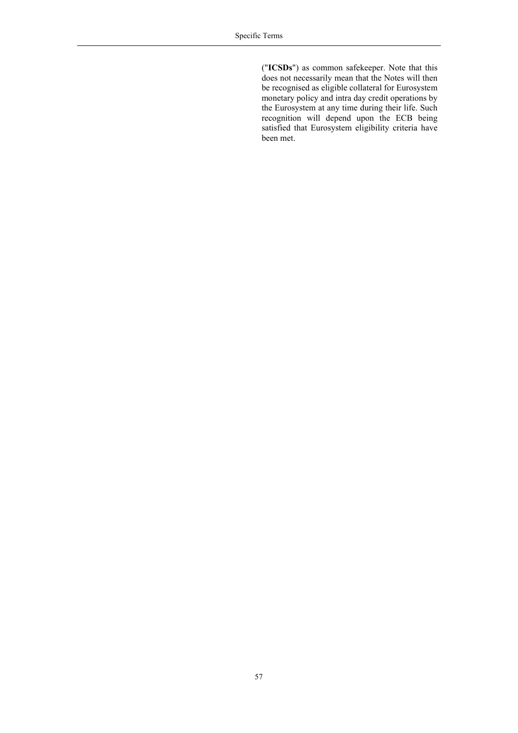("**ICSDs**") as common safekeeper. Note that this does not necessarily mean that the Notes will then be recognised as eligible collateral for Eurosystem monetary policy and intra day credit operations by the Eurosystem at any time during their life. Such recognition will depend upon the ECB being satisfied that Eurosystem eligibility criteria have been met.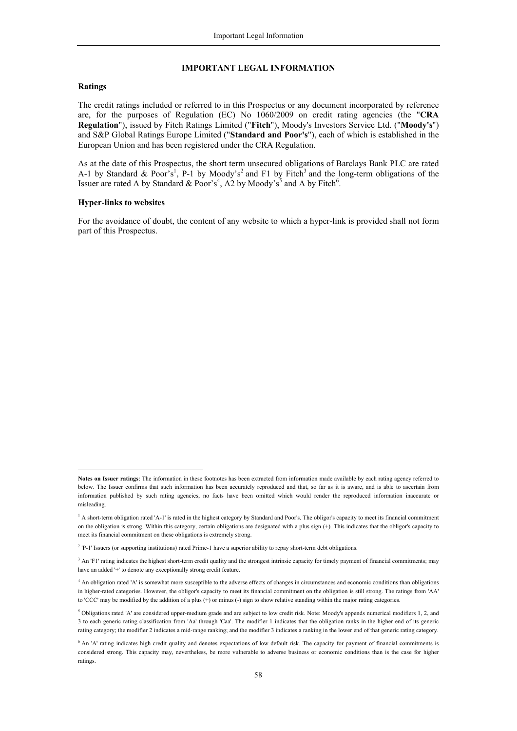# IMPORTANT LEGAL INFORMATION

## Ratings

The credit ratings included or referred to in this Prospectus or any document incorporated by reference are, for the purposes of Regulation (EC) No 1060/2009 on credit rating agencies (the "**CRA Regulation**"), issued by Fitch Ratings Limited ("**Fitch**"), Moody's Investors Service Ltd. ("**Moody's**") and S&P Global Ratings Europe Limited ("**Standard and Poor's**"), each of which is established in the European Union and has been registered under the CRA Regulation.

As at the date of this Prospectus, the short term unsecured obligations of Barclays Bank PLC are rated A-1 by Standard & Poor's[1], P-1 by Moody's[2] and F1 by Fitch[3] and the long-term obligations of the Issuer are rated A by Standard & Poor's[4], A2 by Moody's[5] and A by Fitch[6].

## Hyper-links to websites

For the avoidance of doubt, the content of any website to which a hyper-link is provided shall not form part of this Prospectus.

---

**Notes on Issuer ratings**: The information in these footnotes has been extracted from information made available by each rating agency referred to below. The Issuer confirms that such information has been accurately reproduced and that, so far as it is aware, and is able to ascertain from information published by such rating agencies, no facts have been omitted which would render the reproduced information inaccurate or misleading.

[1] A short-term obligation rated 'A-1' is rated in the highest category by Standard and Poor's. The obligor's capacity to meet its financial commitment on the obligation is strong. Within this category, certain obligations are designated with a plus sign (+). This indicates that the obligor's capacity to meet its financial commitment on these obligations is extremely strong.

[2] 'P-1' Issuers (or supporting institutions) rated Prime-1 have a superior ability to repay short-term debt obligations.

[3] An 'F1' rating indicates the highest short-term credit quality and the strongest intrinsic capacity for timely payment of financial commitments; may have an added '+' to denote any exceptionally strong credit feature.

[4] An obligation rated 'A' is somewhat more susceptible to the adverse effects of changes in circumstances and economic conditions than obligations in higher-rated categories. However, the obligor's capacity to meet its financial commitment on the obligation is still strong. The ratings from 'AA' to 'CCC' may be modified by the addition of a plus (+) or minus (-) sign to show relative standing within the major rating categories.

[5] Obligations rated 'A' are considered upper-medium grade and are subject to low credit risk. Note: Moody's appends numerical modifiers 1, 2, and 3 to each generic rating classification from 'Aa' through 'Caa'. The modifier 1 indicates that the obligation ranks in the higher end of its generic rating category; the modifier 2 indicates a mid-range ranking; and the modifier 3 indicates a ranking in the lower end of that generic rating category.

[6] An 'A' rating indicates high credit quality and denotes expectations of low default risk. The capacity for payment of financial commitments is considered strong. This capacity may, nevertheless, be more vulnerable to adverse business or economic conditions than is the case for higher ratings.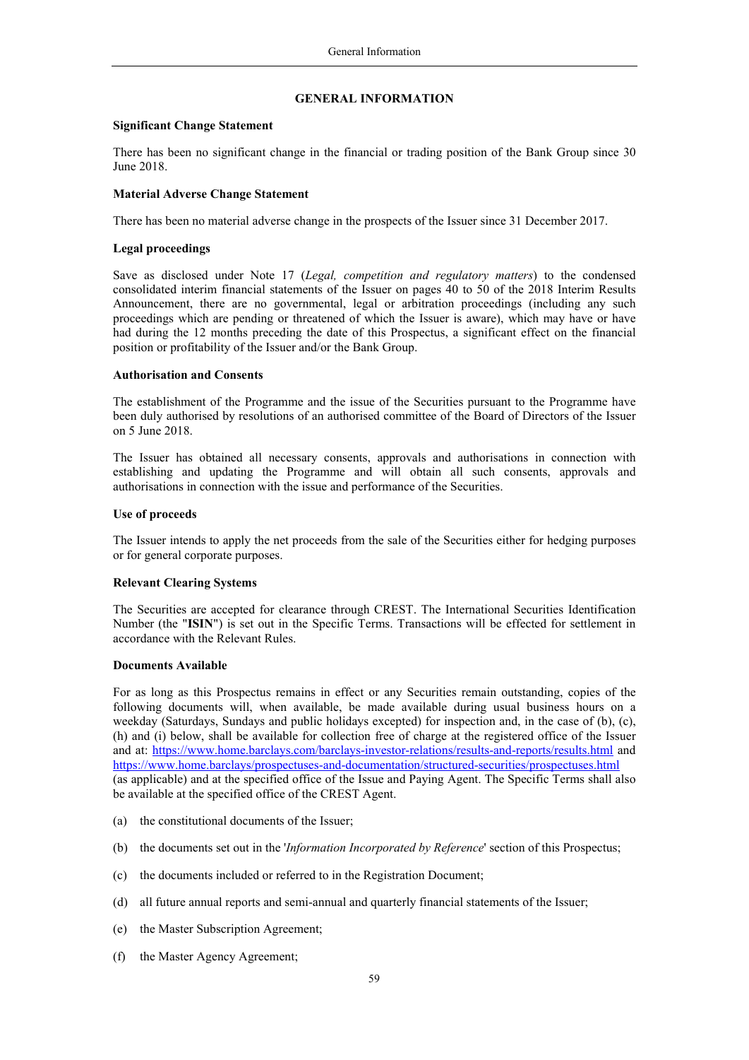# GENERAL INFORMATION

**Significant Change Statement**

There has been no significant change in the financial or trading position of the Bank Group since 30 June 2018.

**Material Adverse Change Statement**

There has been no material adverse change in the prospects of the Issuer since 31 December 2017.

**Legal proceedings**

Save as disclosed under Note 17 (*Legal, competition and regulatory matters*) to the condensed consolidated interim financial statements of the Issuer on pages 40 to 50 of the 2018 Interim Results Announcement, there are no governmental, legal or arbitration proceedings (including any such proceedings which are pending or threatened of which the Issuer is aware), which may have or have had during the 12 months preceding the date of this Prospectus, a significant effect on the financial position or profitability of the Issuer and/or the Bank Group.

**Authorisation and Consents**

The establishment of the Programme and the issue of the Securities pursuant to the Programme have been duly authorised by resolutions of an authorised committee of the Board of Directors of the Issuer on 5 June 2018.

The Issuer has obtained all necessary consents, approvals and authorisations in connection with establishing and updating the Programme and will obtain all such consents, approvals and authorisations in connection with the issue and performance of the Securities.

**Use of proceeds**

The Issuer intends to apply the net proceeds from the sale of the Securities either for hedging purposes or for general corporate purposes.

**Relevant Clearing Systems**

The Securities are accepted for clearance through CREST. The International Securities Identification Number (the "**ISIN**") is set out in the Specific Terms. Transactions will be effected for settlement in accordance with the Relevant Rules.

**Documents Available**

For as long as this Prospectus remains in effect or any Securities remain outstanding, copies of the following documents will, when available, be made available during usual business hours on a weekday (Saturdays, Sundays and public holidays excepted) for inspection and, in the case of (b), (c), (h) and (i) below, shall be available for collection free of charge at the registered office of the Issuer and at: https://www.home.barclays.com/barclays-investor-relations/results-and-reports/results.html and https://www.home.barclays/prospectuses-and-documentation/structured-securities/prospectuses.html (as applicable) and at the specified office of the Issue and Paying Agent. The Specific Terms shall also be available at the specified office of the CREST Agent.

(a) the constitutional documents of the Issuer;

(b) the documents set out in the '*Information Incorporated by Reference*' section of this Prospectus;

(c) the documents included or referred to in the Registration Document;

(d) all future annual reports and semi-annual and quarterly financial statements of the Issuer;

(e) the Master Subscription Agreement;

(f) the Master Agency Agreement;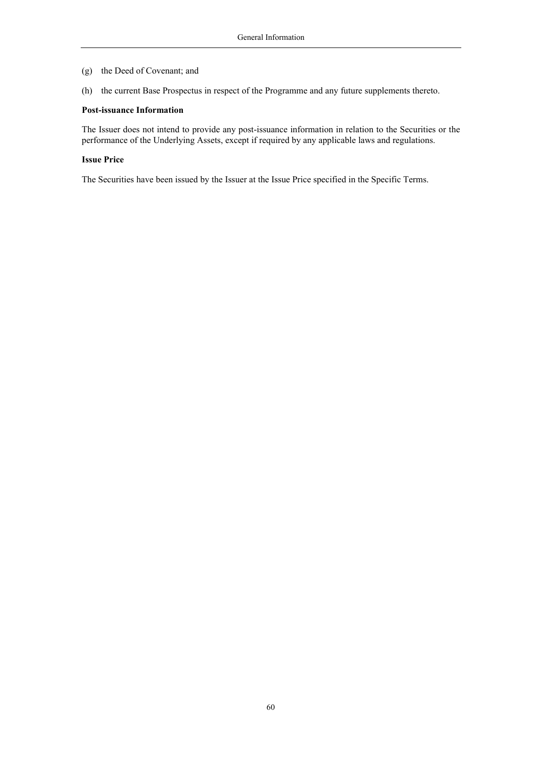(g) the Deed of Covenant; and

(h) the current Base Prospectus in respect of the Programme and any future supplements thereto.

**Post-issuance Information**

The Issuer does not intend to provide any post-issuance information in relation to the Securities or the performance of the Underlying Assets, except if required by any applicable laws and regulations.

**Issue Price**

The Securities have been issued by the Issuer at the Issue Price specified in the Specific Terms.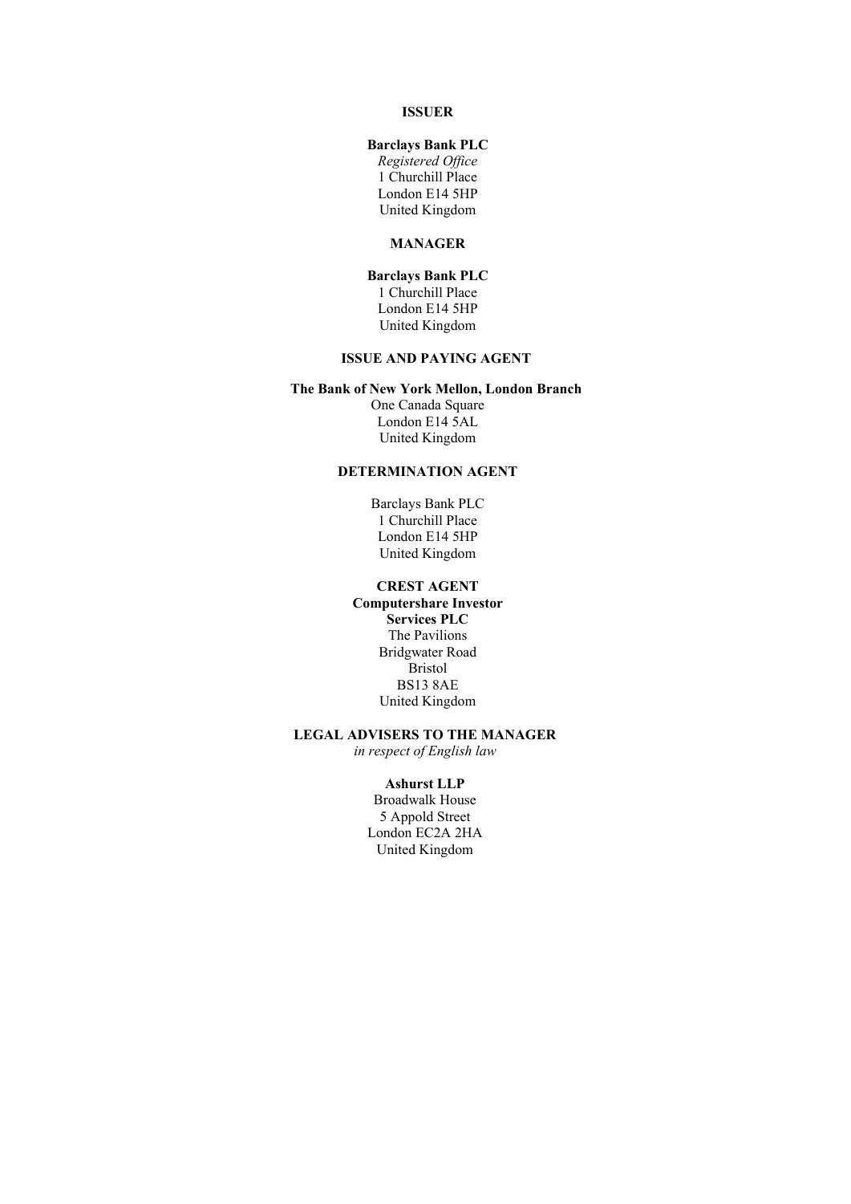## ISSUER

**Barclays Bank PLC**
*Registered Office*
1 Churchill Place
London E14 5HP
United Kingdom

## MANAGER

**Barclays Bank PLC**
1 Churchill Place
London E14 5HP
United Kingdom

## ISSUE AND PAYING AGENT

**The Bank of New York Mellon, London Branch**
One Canada Square
London E14 5AL
United Kingdom

## DETERMINATION AGENT

Barclays Bank PLC
1 Churchill Place
London E14 5HP
United Kingdom

## CREST AGENT

**Computershare Investor Services PLC**
The Pavilions
Bridgwater Road
Bristol
BS13 8AE
United Kingdom

## LEGAL ADVISERS TO THE MANAGER

*in respect of English law*

**Ashurst LLP**
Broadwalk House
5 Appold Street
London EC2A 2HA
United Kingdom